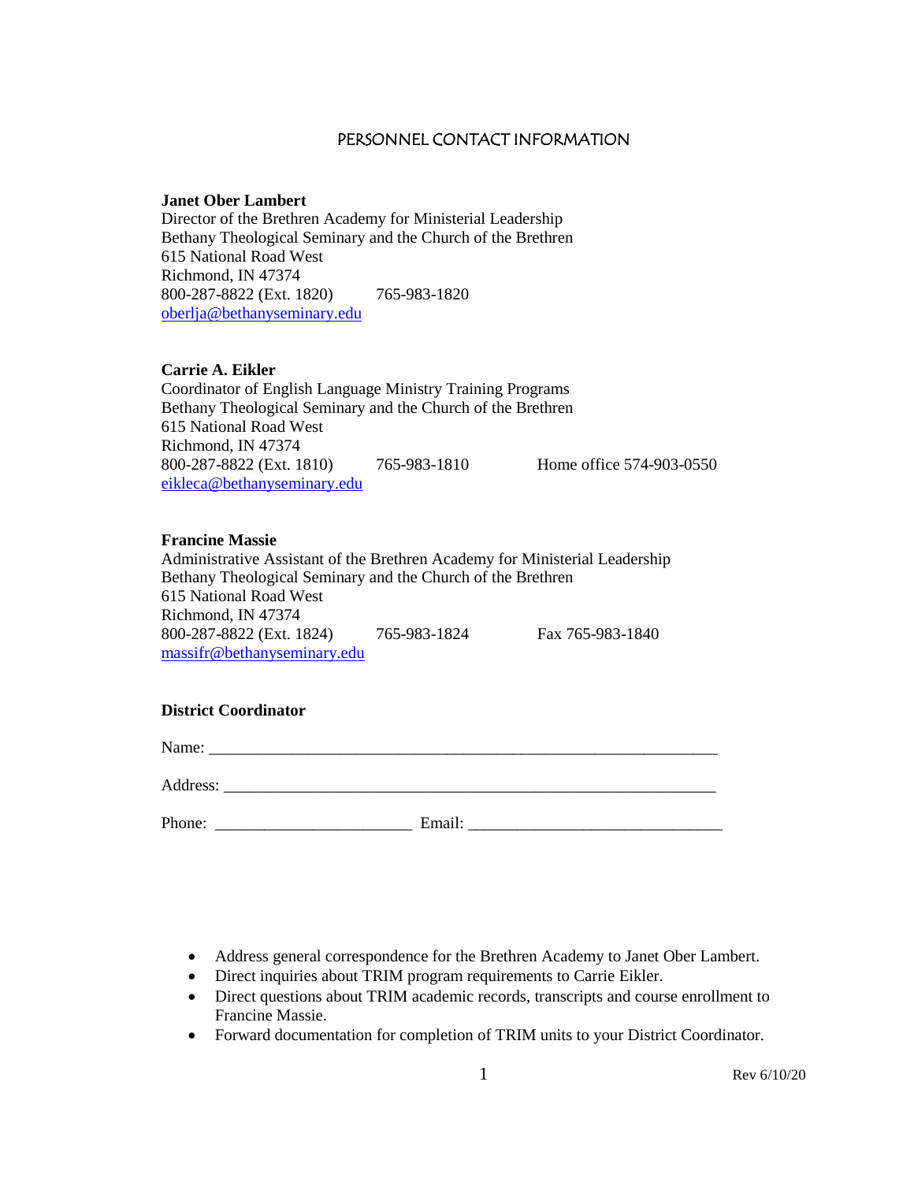# PERSONNEL CONTACT INFORMATION

**Janet Ober Lambert**
Director of the Brethren Academy for Ministerial Leadership
Bethany Theological Seminary and the Church of the Brethren
615 National Road West
Richmond, IN 47374
800-287-8822 (Ext. 1820)     765-983-1820
oberlja@bethanyseminary.edu

**Carrie A. Eikler**
Coordinator of English Language Ministry Training Programs
Bethany Theological Seminary and the Church of the Brethren
615 National Road West
Richmond, IN 47374
800-287-8822 (Ext. 1810)     765-983-1810     Home office 574-903-0550
eikleca@bethanyseminary.edu

**Francine Massie**
Administrative Assistant of the Brethren Academy for Ministerial Leadership
Bethany Theological Seminary and the Church of the Brethren
615 National Road West
Richmond, IN 47374
800-287-8822 (Ext. 1824)     765-983-1824     Fax 765-983-1840
massifr@bethanyseminary.edu

**District Coordinator**

Name: ______________________________________________________________

Address: ____________________________________________________________

Phone: ________________________ Email: ______________________________

- Address general correspondence for the Brethren Academy to Janet Ober Lambert.
- Direct inquiries about TRIM program requirements to Carrie Eikler.
- Direct questions about TRIM academic records, transcripts and course enrollment to Francine Massie.
- Forward documentation for completion of TRIM units to your District Coordinator.

Rev 6/10/20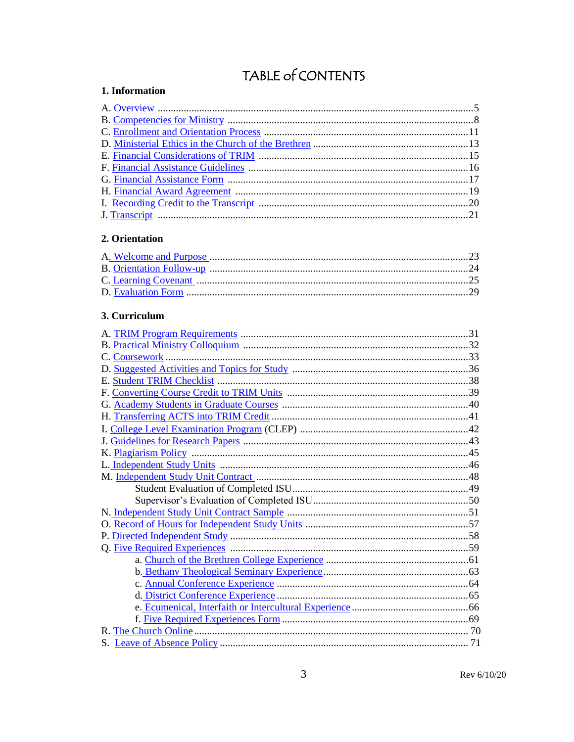# TABLE of CONTENTS

## 1. Information

A. Overview ..........5
B. Competencies for Ministry ..........8
C. Enrollment and Orientation Process ..........11
D. Ministerial Ethics in the Church of the Brethren ..........13
E. Financial Considerations of TRIM ..........15
F. Financial Assistance Guidelines ..........16
G. Financial Assistance Form ..........17
H. Financial Award Agreement ..........19
I. Recording Credit to the Transcript ..........20
J. Transcript ..........21

## 2. Orientation

A. Welcome and Purpose ..........23
B. Orientation Follow-up ..........24
C. Learning Covenant ..........25
D. Evaluation Form ..........29

## 3. Curriculum

A. TRIM Program Requirements ..........31
B. Practical Ministry Colloquium ..........32
C. Coursework ..........33
D. Suggested Activities and Topics for Study ..........36
E. Student TRIM Checklist ..........38
F. Converting Course Credit to TRIM Units ..........39
G. Academy Students in Graduate Courses ..........40
H. Transferring ACTS into TRIM Credit ..........41
I. College Level Examination Program (CLEP) ..........42
J. Guidelines for Research Papers ..........43
K. Plagiarism Policy ..........45
L. Independent Study Units ..........46
M. Independent Study Unit Contract ..........48
- Student Evaluation of Completed ISU ..........49
- Supervisor's Evaluation of Completed ISU ..........50

N. Independent Study Unit Contract Sample ..........51
O. Record of Hours for Independent Study Units ..........57
P. Directed Independent Study ..........58
Q. Five Required Experiences ..........59
- a. Church of the Brethren College Experience ..........61
- b. Bethany Theological Seminary Experience ..........63
- c. Annual Conference Experience ..........64
- d. District Conference Experience ..........65
- e. Ecumenical, Interfaith or Intercultural Experience ..........66
- f. Five Required Experiences Form ..........69

R. The Church Online ..........70
S. Leave of Absence Policy ..........71

Rev 6/10/20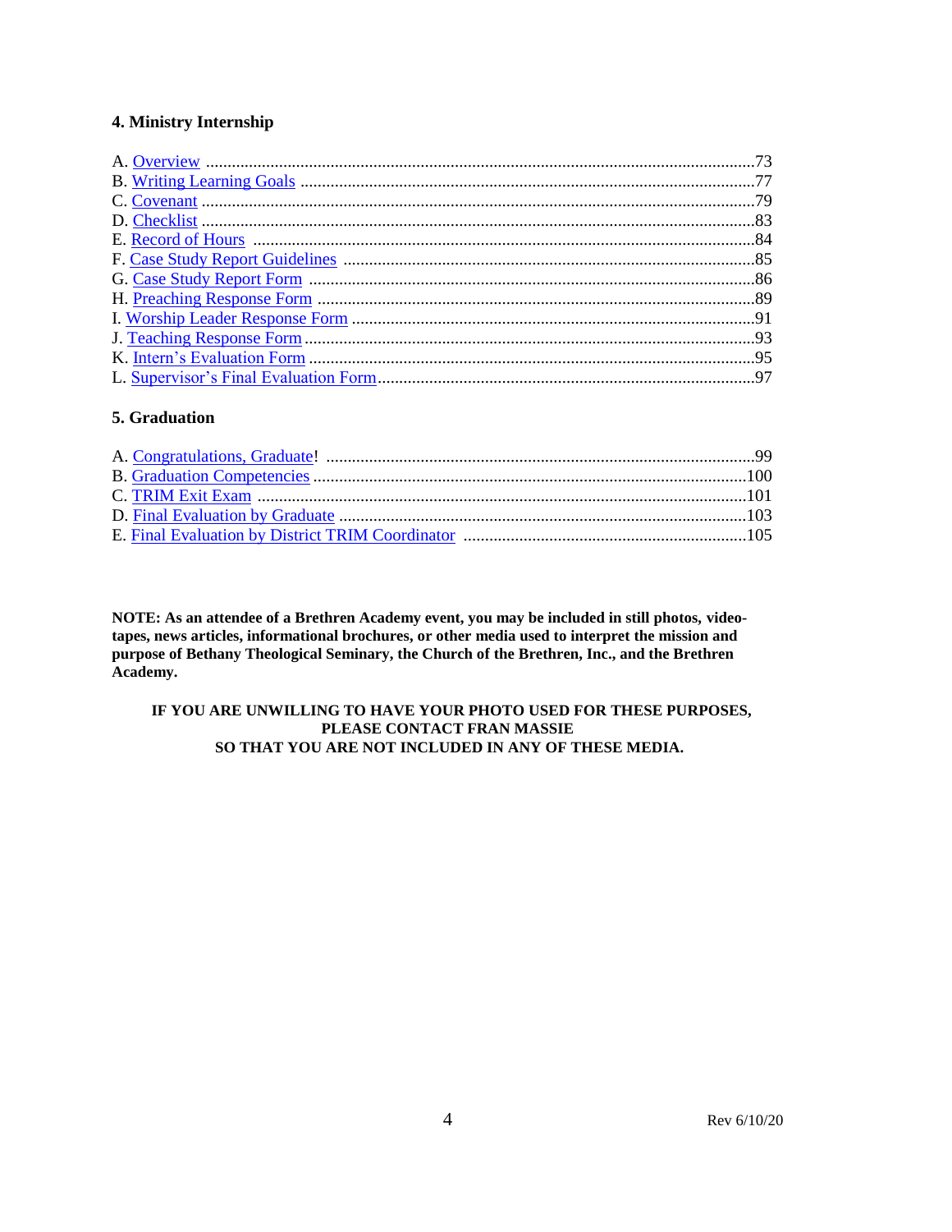### 4. Ministry Internship

A. Overview ..........73
B. Writing Learning Goals ..........77
C. Covenant ..........79
D. Checklist ..........83
E. Record of Hours ..........84
F. Case Study Report Guidelines ..........85
G. Case Study Report Form ..........86
H. Preaching Response Form ..........89
I. Worship Leader Response Form ..........91
J. Teaching Response Form ..........93
K. Intern's Evaluation Form ..........95
L. Supervisor's Final Evaluation Form ..........97

### 5. Graduation

A. Congratulations, Graduate! ..........99
B. Graduation Competencies ..........100
C. TRIM Exit Exam ..........101
D. Final Evaluation by Graduate ..........103
E. Final Evaluation by District TRIM Coordinator ..........105

**NOTE: As an attendee of a Brethren Academy event, you may be included in still photos, video-tapes, news articles, informational brochures, or other media used to interpret the mission and purpose of Bethany Theological Seminary, the Church of the Brethren, Inc., and the Brethren Academy.**

**IF YOU ARE UNWILLING TO HAVE YOUR PHOTO USED FOR THESE PURPOSES, PLEASE CONTACT FRAN MASSIE SO THAT YOU ARE NOT INCLUDED IN ANY OF THESE MEDIA.**

Rev 6/10/20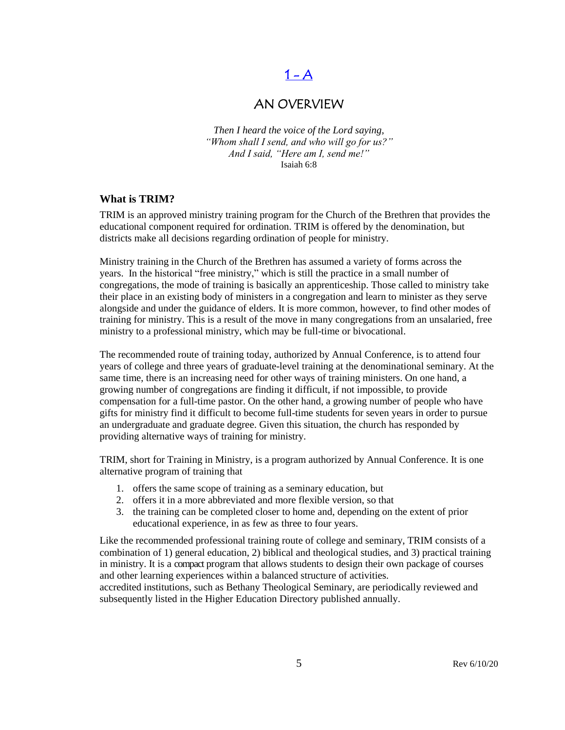# 1 - A

## AN OVERVIEW

*Then I heard the voice of the Lord saying,*
*"Whom shall I send, and who will go for us?"*
*And I said, "Here am I, send me!"*
Isaiah 6:8

### What is TRIM?

TRIM is an approved ministry training program for the Church of the Brethren that provides the educational component required for ordination. TRIM is offered by the denomination, but districts make all decisions regarding ordination of people for ministry.

Ministry training in the Church of the Brethren has assumed a variety of forms across the years. In the historical "free ministry," which is still the practice in a small number of congregations, the mode of training is basically an apprenticeship. Those called to ministry take their place in an existing body of ministers in a congregation and learn to minister as they serve alongside and under the guidance of elders. It is more common, however, to find other modes of training for ministry. This is a result of the move in many congregations from an unsalaried, free ministry to a professional ministry, which may be full-time or bivocational.

The recommended route of training today, authorized by Annual Conference, is to attend four years of college and three years of graduate-level training at the denominational seminary. At the same time, there is an increasing need for other ways of training ministers. On one hand, a growing number of congregations are finding it difficult, if not impossible, to provide compensation for a full-time pastor. On the other hand, a growing number of people who have gifts for ministry find it difficult to become full-time students for seven years in order to pursue an undergraduate and graduate degree. Given this situation, the church has responded by providing alternative ways of training for ministry.

TRIM, short for Training in Ministry, is a program authorized by Annual Conference. It is one alternative program of training that

1. offers the same scope of training as a seminary education, but
2. offers it in a more abbreviated and more flexible version, so that
3. the training can be completed closer to home and, depending on the extent of prior educational experience, in as few as three to four years.

Like the recommended professional training route of college and seminary, TRIM consists of a combination of 1) general education, 2) biblical and theological studies, and 3) practical training in ministry. It is a compact program that allows students to design their own package of courses and other learning experiences within a balanced structure of activities.
accredited institutions, such as Bethany Theological Seminary, are periodically reviewed and subsequently listed in the Higher Education Directory published annually.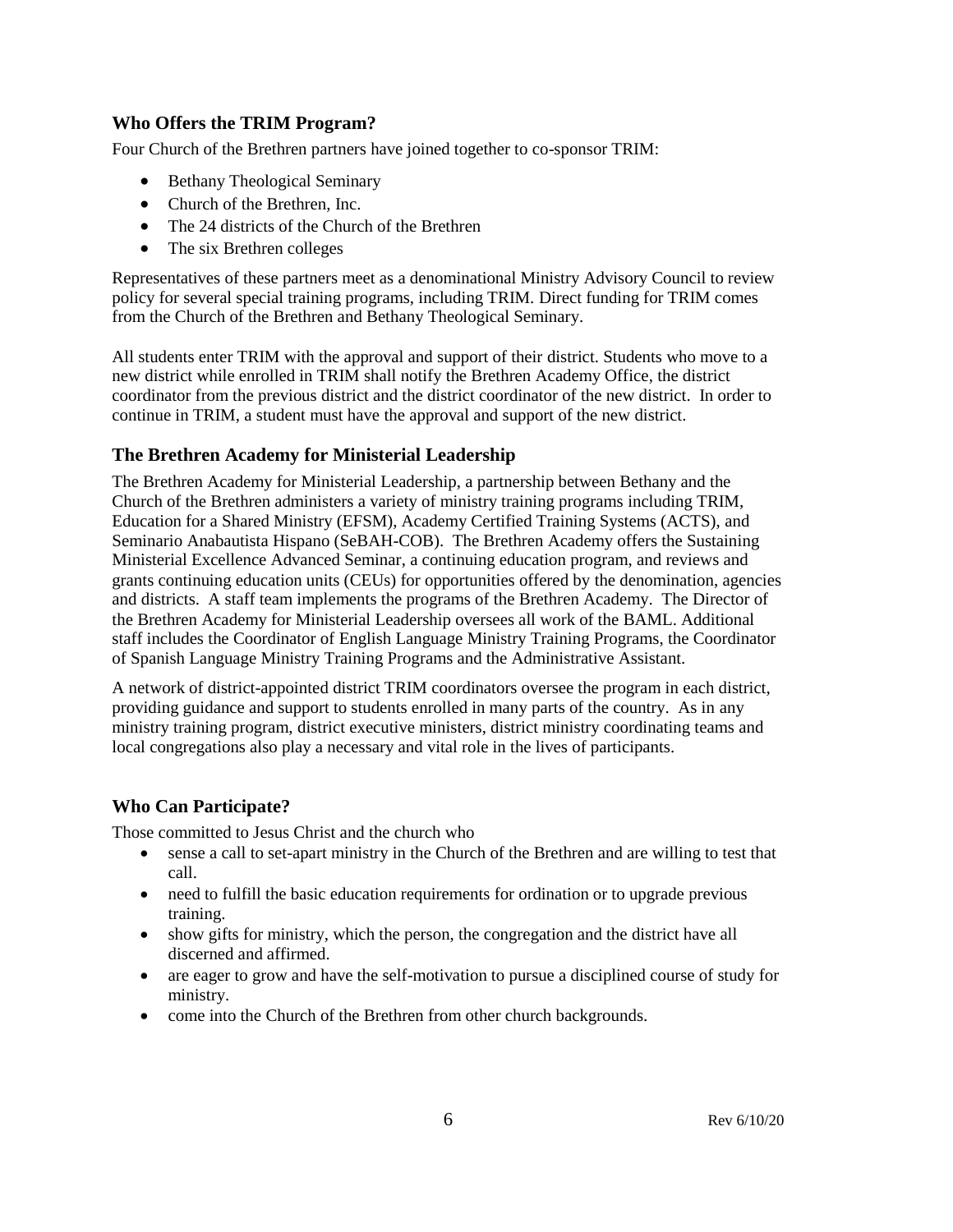## Who Offers the TRIM Program?

Four Church of the Brethren partners have joined together to co-sponsor TRIM:

- Bethany Theological Seminary
- Church of the Brethren, Inc.
- The 24 districts of the Church of the Brethren
- The six Brethren colleges

Representatives of these partners meet as a denominational Ministry Advisory Council to review policy for several special training programs, including TRIM. Direct funding for TRIM comes from the Church of the Brethren and Bethany Theological Seminary.

All students enter TRIM with the approval and support of their district. Students who move to a new district while enrolled in TRIM shall notify the Brethren Academy Office, the district coordinator from the previous district and the district coordinator of the new district. In order to continue in TRIM, a student must have the approval and support of the new district.

## The Brethren Academy for Ministerial Leadership

The Brethren Academy for Ministerial Leadership, a partnership between Bethany and the Church of the Brethren administers a variety of ministry training programs including TRIM, Education for a Shared Ministry (EFSM), Academy Certified Training Systems (ACTS), and Seminario Anabautista Hispano (SeBAH-COB). The Brethren Academy offers the Sustaining Ministerial Excellence Advanced Seminar, a continuing education program, and reviews and grants continuing education units (CEUs) for opportunities offered by the denomination, agencies and districts. A staff team implements the programs of the Brethren Academy. The Director of the Brethren Academy for Ministerial Leadership oversees all work of the BAML. Additional staff includes the Coordinator of English Language Ministry Training Programs, the Coordinator of Spanish Language Ministry Training Programs and the Administrative Assistant.

A network of district-appointed district TRIM coordinators oversee the program in each district, providing guidance and support to students enrolled in many parts of the country. As in any ministry training program, district executive ministers, district ministry coordinating teams and local congregations also play a necessary and vital role in the lives of participants.

## Who Can Participate?

Those committed to Jesus Christ and the church who

- sense a call to set-apart ministry in the Church of the Brethren and are willing to test that call.
- need to fulfill the basic education requirements for ordination or to upgrade previous training.
- show gifts for ministry, which the person, the congregation and the district have all discerned and affirmed.
- are eager to grow and have the self-motivation to pursue a disciplined course of study for ministry.
- come into the Church of the Brethren from other church backgrounds.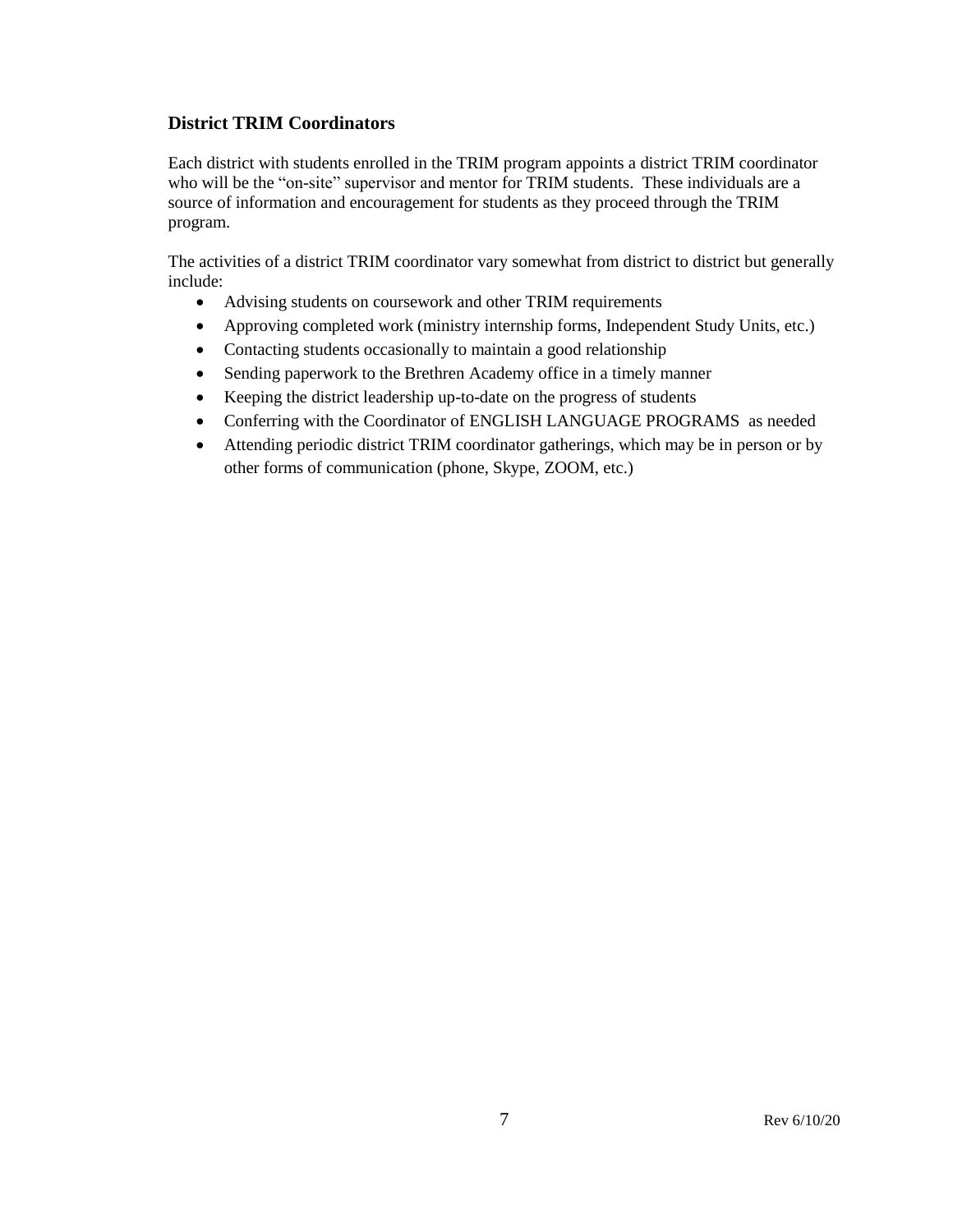### District TRIM Coordinators

Each district with students enrolled in the TRIM program appoints a district TRIM coordinator who will be the "on-site" supervisor and mentor for TRIM students. These individuals are a source of information and encouragement for students as they proceed through the TRIM program.

The activities of a district TRIM coordinator vary somewhat from district to district but generally include:

- Advising students on coursework and other TRIM requirements
- Approving completed work (ministry internship forms, Independent Study Units, etc.)
- Contacting students occasionally to maintain a good relationship
- Sending paperwork to the Brethren Academy office in a timely manner
- Keeping the district leadership up-to-date on the progress of students
- Conferring with the Coordinator of ENGLISH LANGUAGE PROGRAMS as needed
- Attending periodic district TRIM coordinator gatherings, which may be in person or by other forms of communication (phone, Skype, ZOOM, etc.)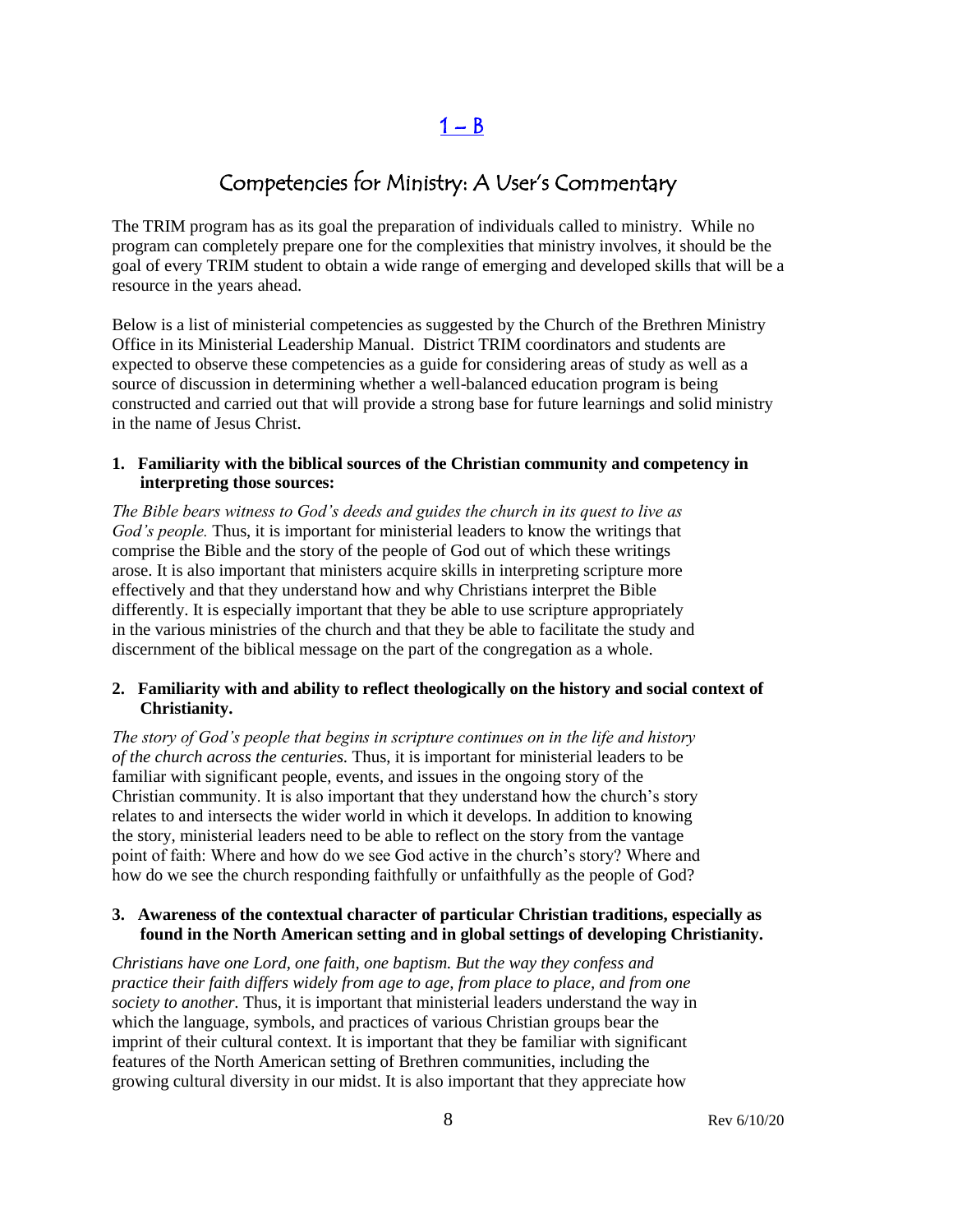[1 – B]

# Competencies for Ministry: A User's Commentary

The TRIM program has as its goal the preparation of individuals called to ministry. While no program can completely prepare one for the complexities that ministry involves, it should be the goal of every TRIM student to obtain a wide range of emerging and developed skills that will be a resource in the years ahead.

Below is a list of ministerial competencies as suggested by the Church of the Brethren Ministry Office in its Ministerial Leadership Manual. District TRIM coordinators and students are expected to observe these competencies as a guide for considering areas of study as well as a source of discussion in determining whether a well-balanced education program is being constructed and carried out that will provide a strong base for future learnings and solid ministry in the name of Jesus Christ.

**1. Familiarity with the biblical sources of the Christian community and competency in interpreting those sources:**

*The Bible bears witness to God's deeds and guides the church in its quest to live as God's people.* Thus, it is important for ministerial leaders to know the writings that comprise the Bible and the story of the people of God out of which these writings arose. It is also important that ministers acquire skills in interpreting scripture more effectively and that they understand how and why Christians interpret the Bible differently. It is especially important that they be able to use scripture appropriately in the various ministries of the church and that they be able to facilitate the study and discernment of the biblical message on the part of the congregation as a whole.

**2. Familiarity with and ability to reflect theologically on the history and social context of Christianity.**

*The story of God's people that begins in scripture continues on in the life and history of the church across the centuries.* Thus, it is important for ministerial leaders to be familiar with significant people, events, and issues in the ongoing story of the Christian community. It is also important that they understand how the church's story relates to and intersects the wider world in which it develops. In addition to knowing the story, ministerial leaders need to be able to reflect on the story from the vantage point of faith: Where and how do we see God active in the church's story? Where and how do we see the church responding faithfully or unfaithfully as the people of God?

**3. Awareness of the contextual character of particular Christian traditions, especially as found in the North American setting and in global settings of developing Christianity.**

*Christians have one Lord, one faith, one baptism. But the way they confess and practice their faith differs widely from age to age, from place to place, and from one society to another.* Thus, it is important that ministerial leaders understand the way in which the language, symbols, and practices of various Christian groups bear the imprint of their cultural context. It is important that they be familiar with significant features of the North American setting of Brethren communities, including the growing cultural diversity in our midst. It is also important that they appreciate how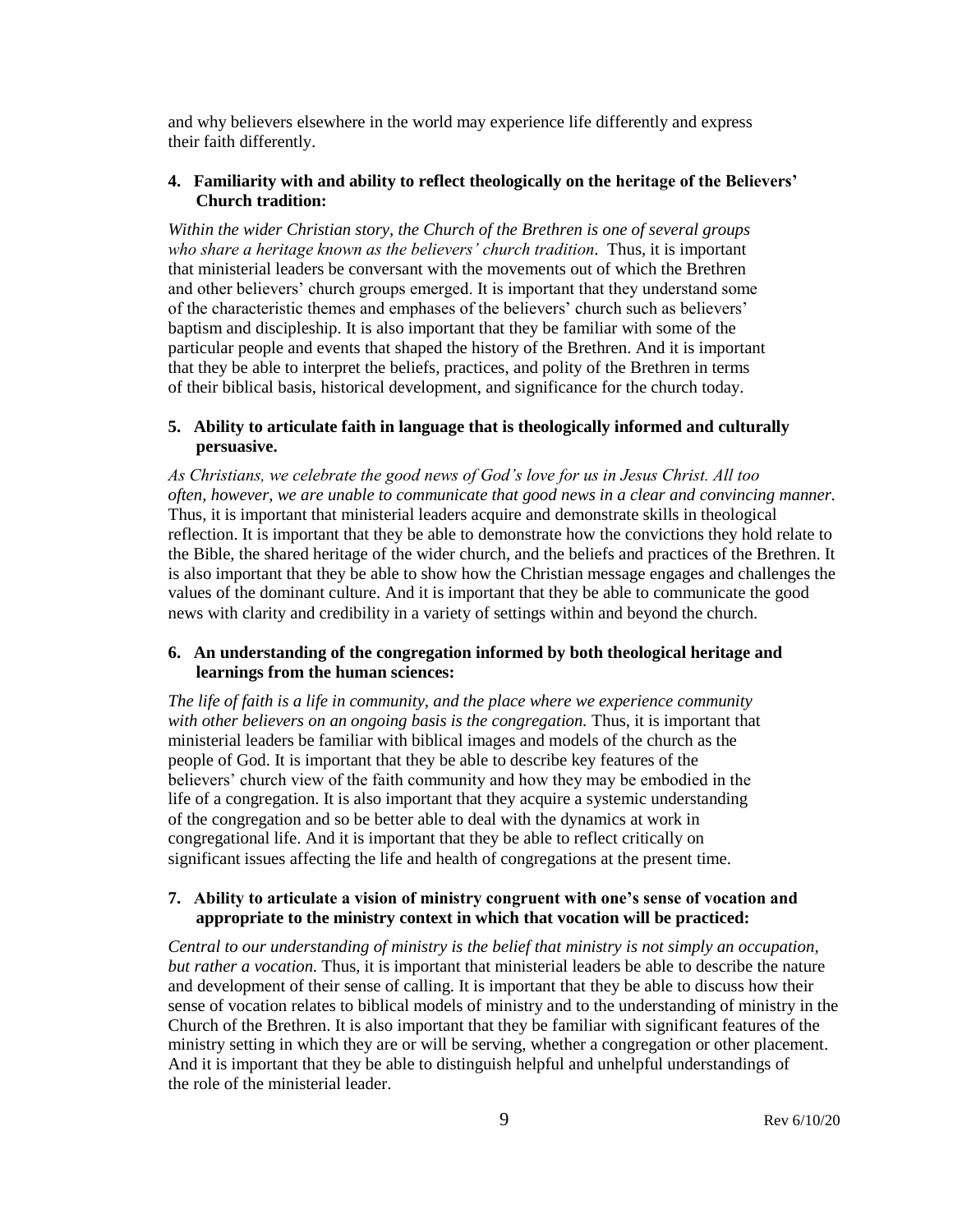and why believers elsewhere in the world may experience life differently and express their faith differently.

**4. Familiarity with and ability to reflect theologically on the heritage of the Believers' Church tradition:**

*Within the wider Christian story, the Church of the Brethren is one of several groups who share a heritage known as the believers' church tradition*. Thus, it is important that ministerial leaders be conversant with the movements out of which the Brethren and other believers' church groups emerged. It is important that they understand some of the characteristic themes and emphases of the believers' church such as believers' baptism and discipleship. It is also important that they be familiar with some of the particular people and events that shaped the history of the Brethren. And it is important that they be able to interpret the beliefs, practices, and polity of the Brethren in terms of their biblical basis, historical development, and significance for the church today.

**5. Ability to articulate faith in language that is theologically informed and culturally persuasive.**

*As Christians, we celebrate the good news of God's love for us in Jesus Christ. All too often, however, we are unable to communicate that good news in a clear and convincing manner.* Thus, it is important that ministerial leaders acquire and demonstrate skills in theological reflection. It is important that they be able to demonstrate how the convictions they hold relate to the Bible, the shared heritage of the wider church, and the beliefs and practices of the Brethren. It is also important that they be able to show how the Christian message engages and challenges the values of the dominant culture. And it is important that they be able to communicate the good news with clarity and credibility in a variety of settings within and beyond the church.

**6. An understanding of the congregation informed by both theological heritage and learnings from the human sciences:**

*The life of faith is a life in community, and the place where we experience community with other believers on an ongoing basis is the congregation.* Thus, it is important that ministerial leaders be familiar with biblical images and models of the church as the people of God. It is important that they be able to describe key features of the believers' church view of the faith community and how they may be embodied in the life of a congregation. It is also important that they acquire a systemic understanding of the congregation and so be better able to deal with the dynamics at work in congregational life. And it is important that they be able to reflect critically on significant issues affecting the life and health of congregations at the present time.

**7. Ability to articulate a vision of ministry congruent with one's sense of vocation and appropriate to the ministry context in which that vocation will be practiced:**

*Central to our understanding of ministry is the belief that ministry is not simply an occupation, but rather a vocation.* Thus, it is important that ministerial leaders be able to describe the nature and development of their sense of calling. It is important that they be able to discuss how their sense of vocation relates to biblical models of ministry and to the understanding of ministry in the Church of the Brethren. It is also important that they be familiar with significant features of the ministry setting in which they are or will be serving, whether a congregation or other placement. And it is important that they be able to distinguish helpful and unhelpful understandings of the role of the ministerial leader.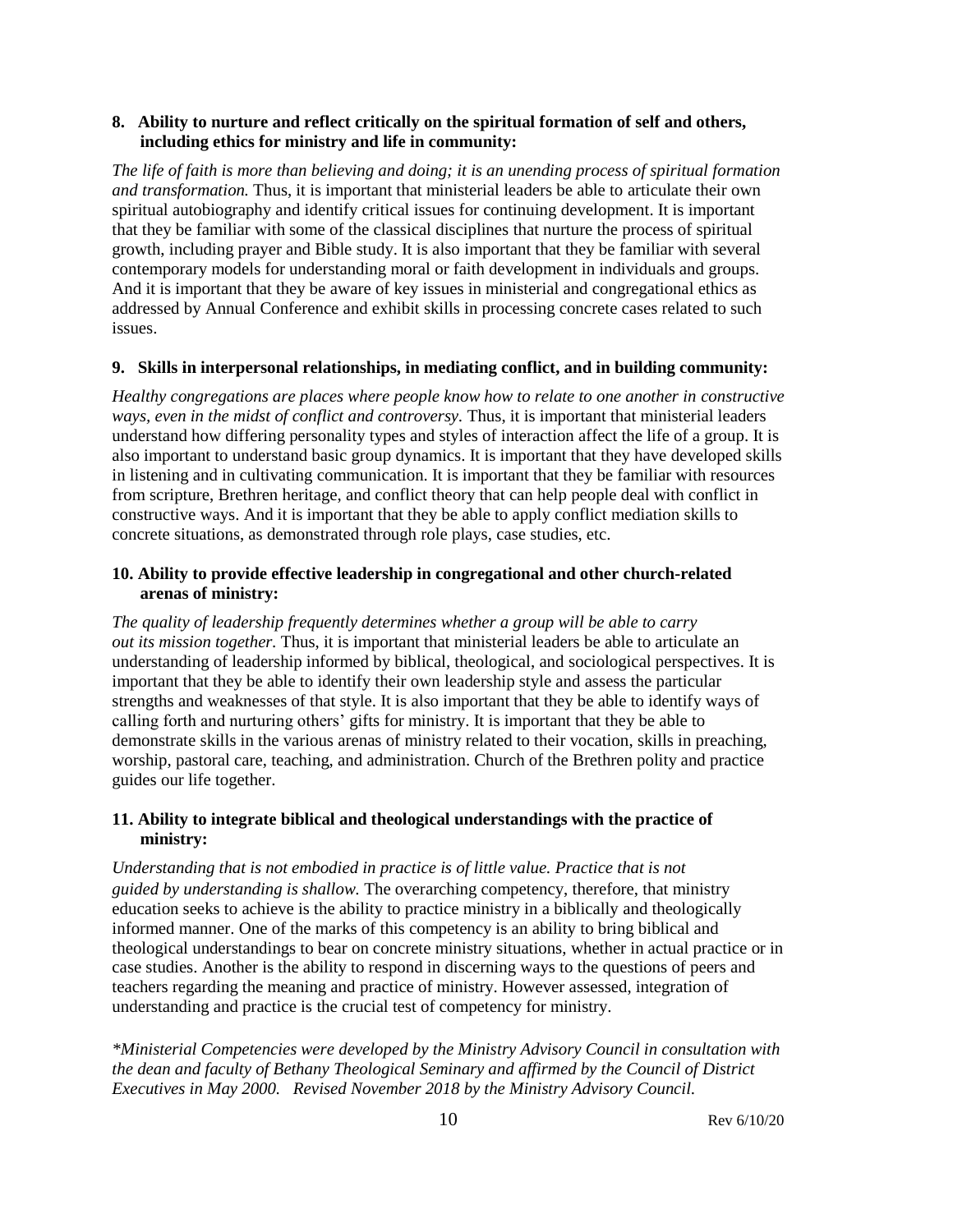**8. Ability to nurture and reflect critically on the spiritual formation of self and others, including ethics for ministry and life in community:**

*The life of faith is more than believing and doing; it is an unending process of spiritual formation and transformation.* Thus, it is important that ministerial leaders be able to articulate their own spiritual autobiography and identify critical issues for continuing development. It is important that they be familiar with some of the classical disciplines that nurture the process of spiritual growth, including prayer and Bible study. It is also important that they be familiar with several contemporary models for understanding moral or faith development in individuals and groups. And it is important that they be aware of key issues in ministerial and congregational ethics as addressed by Annual Conference and exhibit skills in processing concrete cases related to such issues.

**9. Skills in interpersonal relationships, in mediating conflict, and in building community:**

*Healthy congregations are places where people know how to relate to one another in constructive ways, even in the midst of conflict and controversy.* Thus, it is important that ministerial leaders understand how differing personality types and styles of interaction affect the life of a group. It is also important to understand basic group dynamics. It is important that they have developed skills in listening and in cultivating communication. It is important that they be familiar with resources from scripture, Brethren heritage, and conflict theory that can help people deal with conflict in constructive ways. And it is important that they be able to apply conflict mediation skills to concrete situations, as demonstrated through role plays, case studies, etc.

**10. Ability to provide effective leadership in congregational and other church-related arenas of ministry:**

*The quality of leadership frequently determines whether a group will be able to carry out its mission together.* Thus, it is important that ministerial leaders be able to articulate an understanding of leadership informed by biblical, theological, and sociological perspectives. It is important that they be able to identify their own leadership style and assess the particular strengths and weaknesses of that style. It is also important that they be able to identify ways of calling forth and nurturing others' gifts for ministry. It is important that they be able to demonstrate skills in the various arenas of ministry related to their vocation, skills in preaching, worship, pastoral care, teaching, and administration. Church of the Brethren polity and practice guides our life together.

**11. Ability to integrate biblical and theological understandings with the practice of ministry:**

*Understanding that is not embodied in practice is of little value. Practice that is not guided by understanding is shallow.* The overarching competency, therefore, that ministry education seeks to achieve is the ability to practice ministry in a biblically and theologically informed manner. One of the marks of this competency is an ability to bring biblical and theological understandings to bear on concrete ministry situations, whether in actual practice or in case studies. Another is the ability to respond in discerning ways to the questions of peers and teachers regarding the meaning and practice of ministry. However assessed, integration of understanding and practice is the crucial test of competency for ministry.

*\*Ministerial Competencies were developed by the Ministry Advisory Council in consultation with the dean and faculty of Bethany Theological Seminary and affirmed by the Council of District Executives in May 2000. Revised November 2018 by the Ministry Advisory Council.*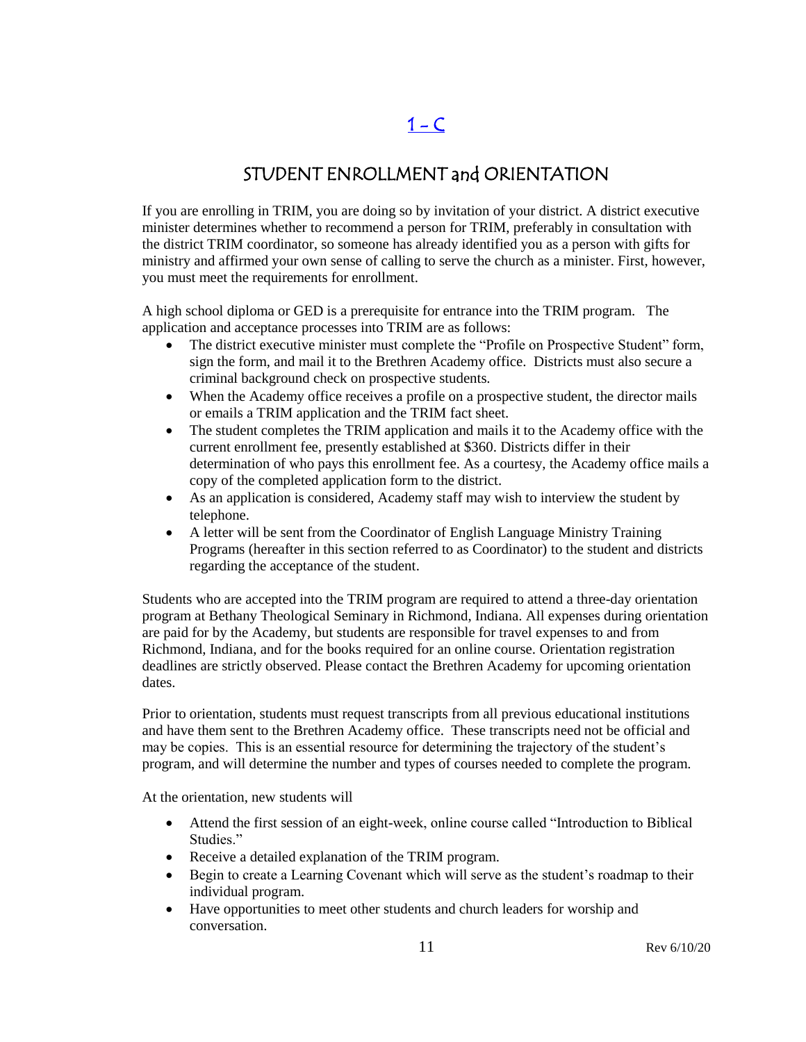# 1 - C

## STUDENT ENROLLMENT and ORIENTATION

If you are enrolling in TRIM, you are doing so by invitation of your district. A district executive minister determines whether to recommend a person for TRIM, preferably in consultation with the district TRIM coordinator, so someone has already identified you as a person with gifts for ministry and affirmed your own sense of calling to serve the church as a minister. First, however, you must meet the requirements for enrollment.

A high school diploma or GED is a prerequisite for entrance into the TRIM program. The application and acceptance processes into TRIM are as follows:

- The district executive minister must complete the "Profile on Prospective Student" form, sign the form, and mail it to the Brethren Academy office. Districts must also secure a criminal background check on prospective students.
- When the Academy office receives a profile on a prospective student, the director mails or emails a TRIM application and the TRIM fact sheet.
- The student completes the TRIM application and mails it to the Academy office with the current enrollment fee, presently established at $360. Districts differ in their determination of who pays this enrollment fee. As a courtesy, the Academy office mails a copy of the completed application form to the district.
- As an application is considered, Academy staff may wish to interview the student by telephone.
- A letter will be sent from the Coordinator of English Language Ministry Training Programs (hereafter in this section referred to as Coordinator) to the student and districts regarding the acceptance of the student.

Students who are accepted into the TRIM program are required to attend a three-day orientation program at Bethany Theological Seminary in Richmond, Indiana. All expenses during orientation are paid for by the Academy, but students are responsible for travel expenses to and from Richmond, Indiana, and for the books required for an online course. Orientation registration deadlines are strictly observed. Please contact the Brethren Academy for upcoming orientation dates.

Prior to orientation, students must request transcripts from all previous educational institutions and have them sent to the Brethren Academy office. These transcripts need not be official and may be copies. This is an essential resource for determining the trajectory of the student's program, and will determine the number and types of courses needed to complete the program.

At the orientation, new students will

- Attend the first session of an eight-week, online course called "Introduction to Biblical Studies."
- Receive a detailed explanation of the TRIM program.
- Begin to create a Learning Covenant which will serve as the student's roadmap to their individual program.
- Have opportunities to meet other students and church leaders for worship and conversation.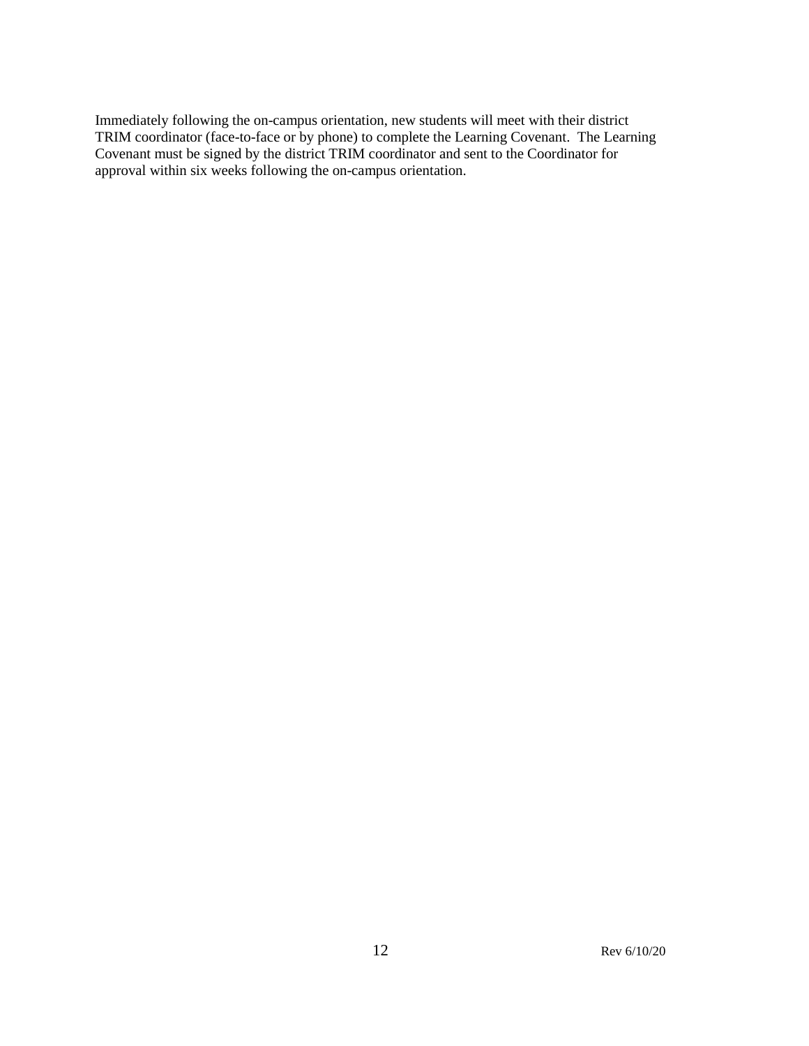Immediately following the on-campus orientation, new students will meet with their district TRIM coordinator (face-to-face or by phone) to complete the Learning Covenant. The Learning Covenant must be signed by the district TRIM coordinator and sent to the Coordinator for approval within six weeks following the on-campus orientation.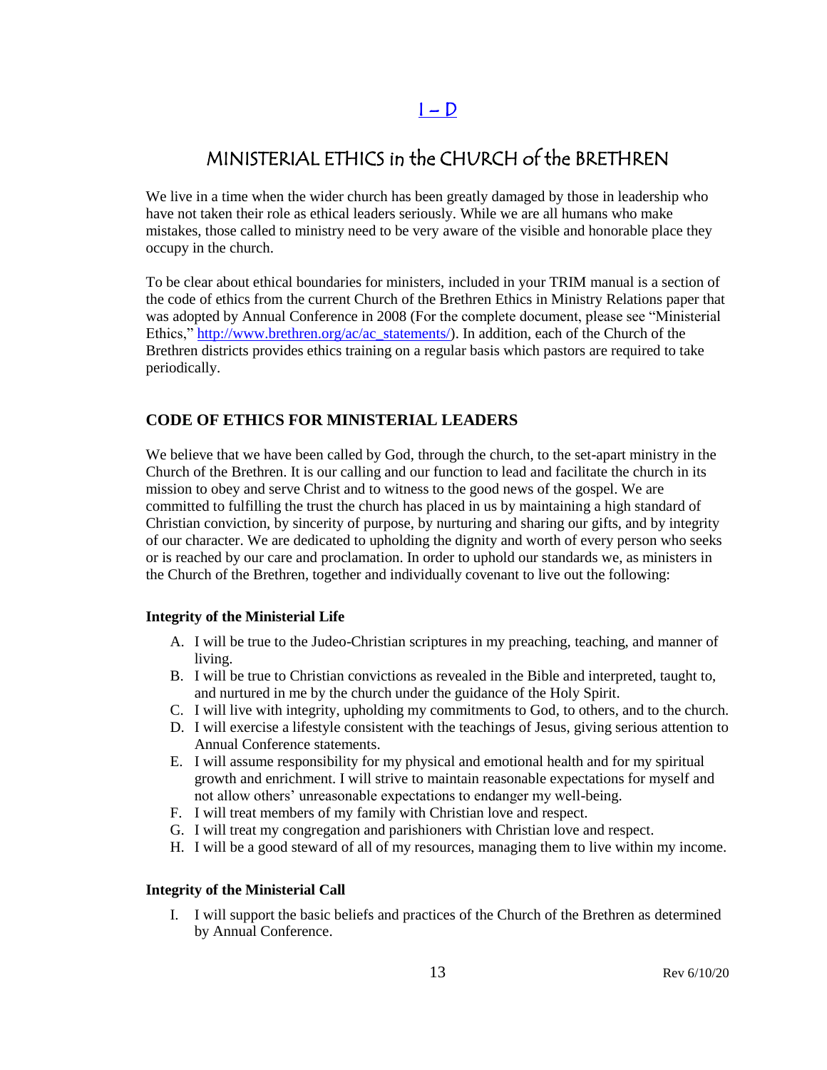[I – D](#)

# MINISTERIAL ETHICS in the CHURCH of the BRETHREN

We live in a time when the wider church has been greatly damaged by those in leadership who have not taken their role as ethical leaders seriously. While we are all humans who make mistakes, those called to ministry need to be very aware of the visible and honorable place they occupy in the church.

To be clear about ethical boundaries for ministers, included in your TRIM manual is a section of the code of ethics from the current Church of the Brethren Ethics in Ministry Relations paper that was adopted by Annual Conference in 2008 (For the complete document, please see "Ministerial Ethics," [http://www.brethren.org/ac/ac_statements/](http://www.brethren.org/ac/ac_statements/)). In addition, each of the Church of the Brethren districts provides ethics training on a regular basis which pastors are required to take periodically.

## CODE OF ETHICS FOR MINISTERIAL LEADERS

We believe that we have been called by God, through the church, to the set-apart ministry in the Church of the Brethren. It is our calling and our function to lead and facilitate the church in its mission to obey and serve Christ and to witness to the good news of the gospel. We are committed to fulfilling the trust the church has placed in us by maintaining a high standard of Christian conviction, by sincerity of purpose, by nurturing and sharing our gifts, and by integrity of our character. We are dedicated to upholding the dignity and worth of every person who seeks or is reached by our care and proclamation. In order to uphold our standards we, as ministers in the Church of the Brethren, together and individually covenant to live out the following:

**Integrity of the Ministerial Life**

A. I will be true to the Judeo-Christian scriptures in my preaching, teaching, and manner of living.
B. I will be true to Christian convictions as revealed in the Bible and interpreted, taught to, and nurtured in me by the church under the guidance of the Holy Spirit.
C. I will live with integrity, upholding my commitments to God, to others, and to the church.
D. I will exercise a lifestyle consistent with the teachings of Jesus, giving serious attention to Annual Conference statements.
E. I will assume responsibility for my physical and emotional health and for my spiritual growth and enrichment. I will strive to maintain reasonable expectations for myself and not allow others' unreasonable expectations to endanger my well-being.
F. I will treat members of my family with Christian love and respect.
G. I will treat my congregation and parishioners with Christian love and respect.
H. I will be a good steward of all of my resources, managing them to live within my income.

**Integrity of the Ministerial Call**

I. I will support the basic beliefs and practices of the Church of the Brethren as determined by Annual Conference.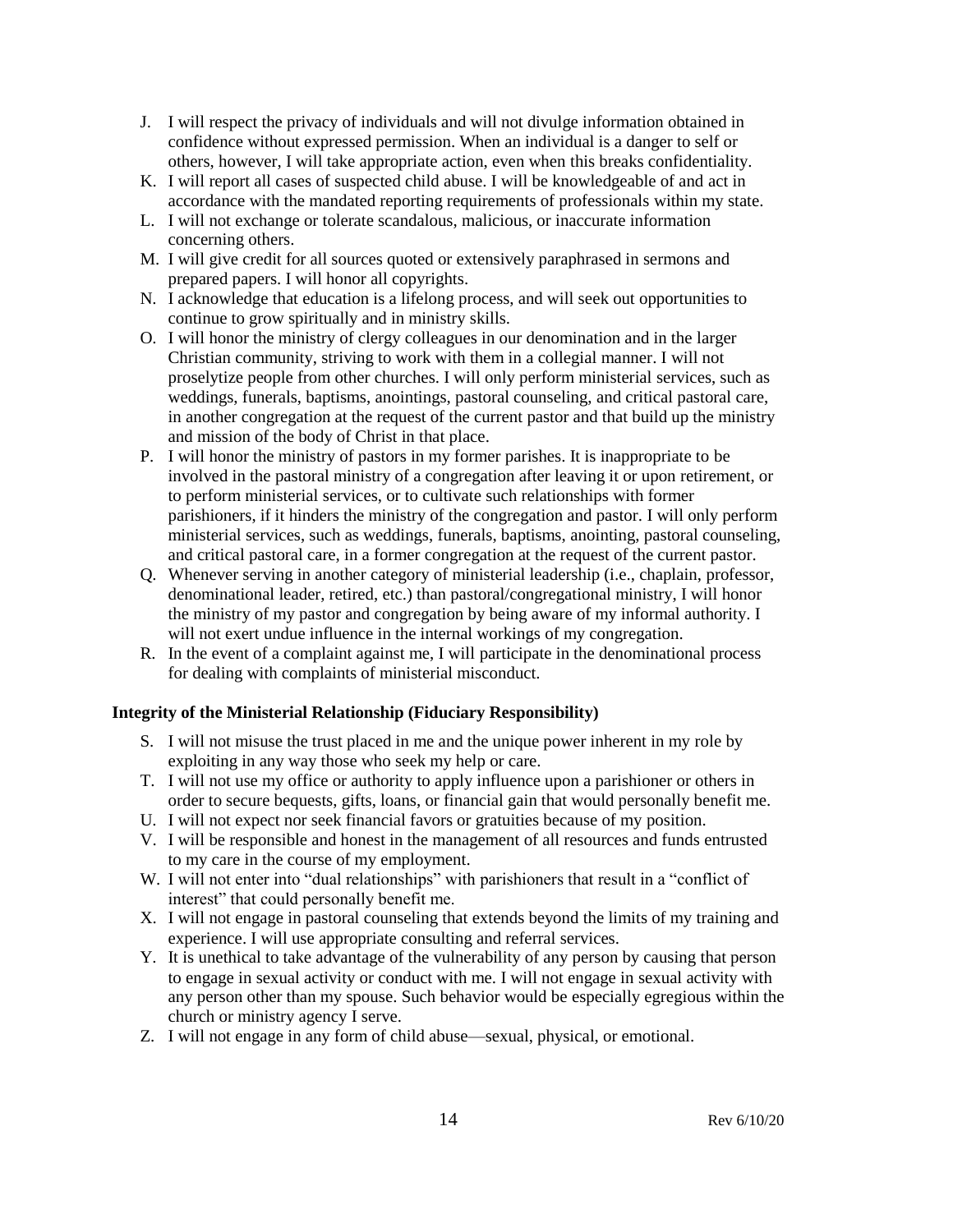J. I will respect the privacy of individuals and will not divulge information obtained in confidence without expressed permission. When an individual is a danger to self or others, however, I will take appropriate action, even when this breaks confidentiality.
K. I will report all cases of suspected child abuse. I will be knowledgeable of and act in accordance with the mandated reporting requirements of professionals within my state.
L. I will not exchange or tolerate scandalous, malicious, or inaccurate information concerning others.
M. I will give credit for all sources quoted or extensively paraphrased in sermons and prepared papers. I will honor all copyrights.
N. I acknowledge that education is a lifelong process, and will seek out opportunities to continue to grow spiritually and in ministry skills.
O. I will honor the ministry of clergy colleagues in our denomination and in the larger Christian community, striving to work with them in a collegial manner. I will not proselytize people from other churches. I will only perform ministerial services, such as weddings, funerals, baptisms, anointings, pastoral counseling, and critical pastoral care, in another congregation at the request of the current pastor and that build up the ministry and mission of the body of Christ in that place.
P. I will honor the ministry of pastors in my former parishes. It is inappropriate to be involved in the pastoral ministry of a congregation after leaving it or upon retirement, or to perform ministerial services, or to cultivate such relationships with former parishioners, if it hinders the ministry of the congregation and pastor. I will only perform ministerial services, such as weddings, funerals, baptisms, anointing, pastoral counseling, and critical pastoral care, in a former congregation at the request of the current pastor.
Q. Whenever serving in another category of ministerial leadership (i.e., chaplain, professor, denominational leader, retired, etc.) than pastoral/congregational ministry, I will honor the ministry of my pastor and congregation by being aware of my informal authority. I will not exert undue influence in the internal workings of my congregation.
R. In the event of a complaint against me, I will participate in the denominational process for dealing with complaints of ministerial misconduct.

**Integrity of the Ministerial Relationship (Fiduciary Responsibility)**

S. I will not misuse the trust placed in me and the unique power inherent in my role by exploiting in any way those who seek my help or care.
T. I will not use my office or authority to apply influence upon a parishioner or others in order to secure bequests, gifts, loans, or financial gain that would personally benefit me.
U. I will not expect nor seek financial favors or gratuities because of my position.
V. I will be responsible and honest in the management of all resources and funds entrusted to my care in the course of my employment.
W. I will not enter into "dual relationships" with parishioners that result in a "conflict of interest" that could personally benefit me.
X. I will not engage in pastoral counseling that extends beyond the limits of my training and experience. I will use appropriate consulting and referral services.
Y. It is unethical to take advantage of the vulnerability of any person by causing that person to engage in sexual activity or conduct with me. I will not engage in sexual activity with any person other than my spouse. Such behavior would be especially egregious within the church or ministry agency I serve.
Z. I will not engage in any form of child abuse—sexual, physical, or emotional.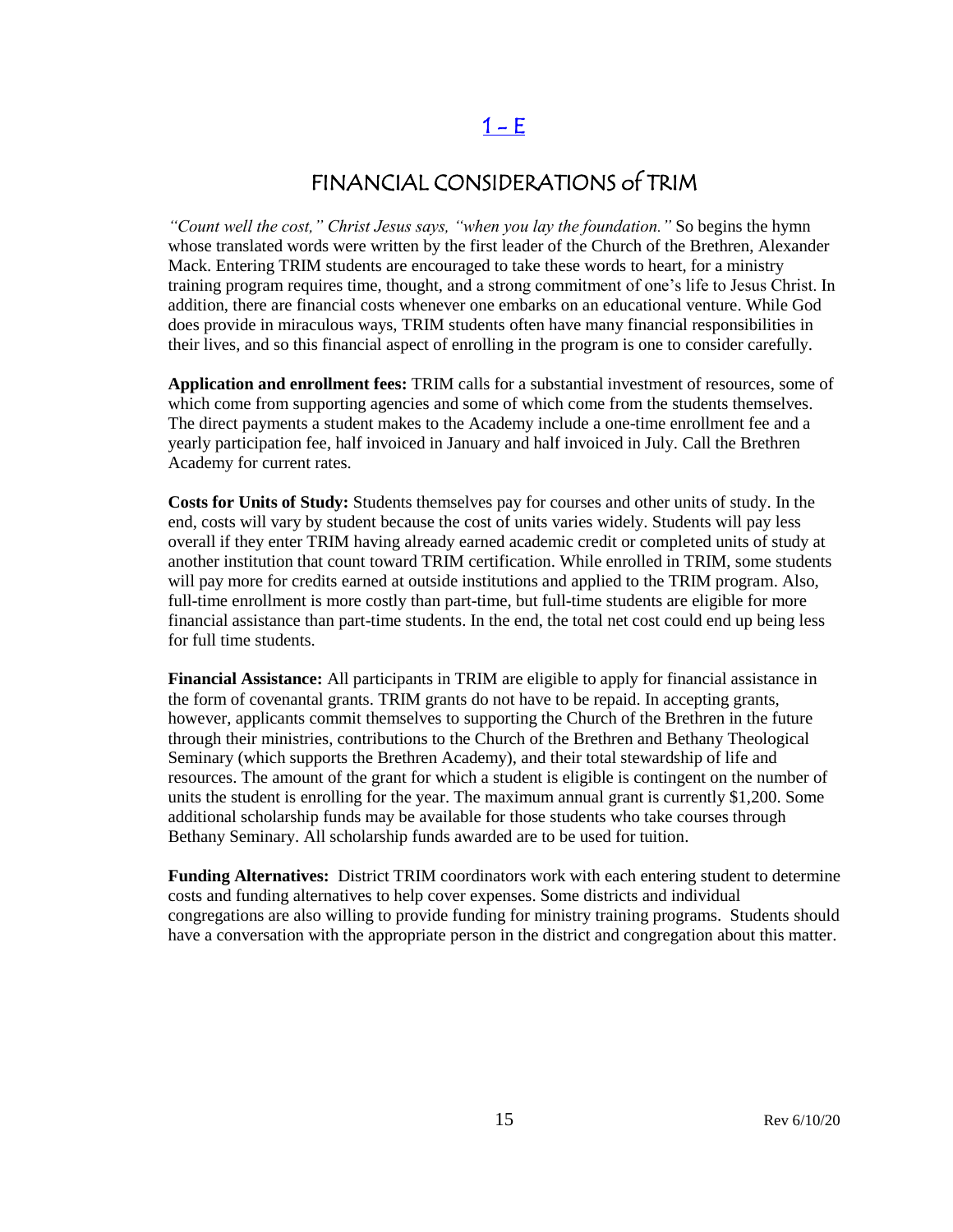## 1 – E

# FINANCIAL CONSIDERATIONS of TRIM

*"Count well the cost," Christ Jesus says, "when you lay the foundation."* So begins the hymn whose translated words were written by the first leader of the Church of the Brethren, Alexander Mack. Entering TRIM students are encouraged to take these words to heart, for a ministry training program requires time, thought, and a strong commitment of one's life to Jesus Christ. In addition, there are financial costs whenever one embarks on an educational venture. While God does provide in miraculous ways, TRIM students often have many financial responsibilities in their lives, and so this financial aspect of enrolling in the program is one to consider carefully.

**Application and enrollment fees:** TRIM calls for a substantial investment of resources, some of which come from supporting agencies and some of which come from the students themselves. The direct payments a student makes to the Academy include a one-time enrollment fee and a yearly participation fee, half invoiced in January and half invoiced in July. Call the Brethren Academy for current rates.

**Costs for Units of Study:** Students themselves pay for courses and other units of study. In the end, costs will vary by student because the cost of units varies widely. Students will pay less overall if they enter TRIM having already earned academic credit or completed units of study at another institution that count toward TRIM certification. While enrolled in TRIM, some students will pay more for credits earned at outside institutions and applied to the TRIM program. Also, full-time enrollment is more costly than part-time, but full-time students are eligible for more financial assistance than part-time students. In the end, the total net cost could end up being less for full time students.

**Financial Assistance:** All participants in TRIM are eligible to apply for financial assistance in the form of covenantal grants. TRIM grants do not have to be repaid. In accepting grants, however, applicants commit themselves to supporting the Church of the Brethren in the future through their ministries, contributions to the Church of the Brethren and Bethany Theological Seminary (which supports the Brethren Academy), and their total stewardship of life and resources. The amount of the grant for which a student is eligible is contingent on the number of units the student is enrolling for the year. The maximum annual grant is currently $1,200. Some additional scholarship funds may be available for those students who take courses through Bethany Seminary. All scholarship funds awarded are to be used for tuition.

**Funding Alternatives:** District TRIM coordinators work with each entering student to determine costs and funding alternatives to help cover expenses. Some districts and individual congregations are also willing to provide funding for ministry training programs. Students should have a conversation with the appropriate person in the district and congregation about this matter.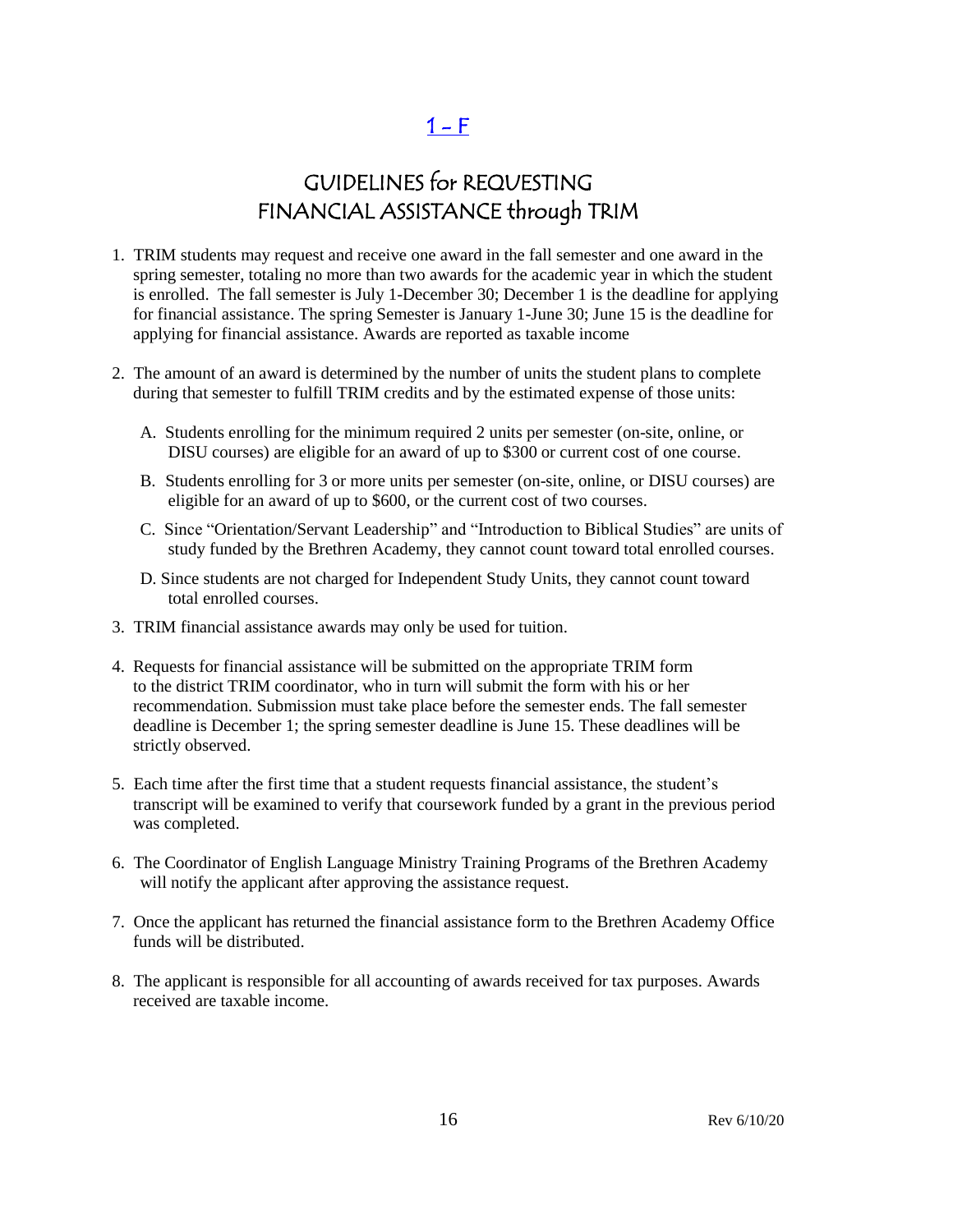## 1 – F

# GUIDELINES for REQUESTING FINANCIAL ASSISTANCE through TRIM

1. TRIM students may request and receive one award in the fall semester and one award in the spring semester, totaling no more than two awards for the academic year in which the student is enrolled. The fall semester is July 1-December 30; December 1 is the deadline for applying for financial assistance. The spring Semester is January 1-June 30; June 15 is the deadline for applying for financial assistance. Awards are reported as taxable income

2. The amount of an award is determined by the number of units the student plans to complete during that semester to fulfill TRIM credits and by the estimated expense of those units:

   A. Students enrolling for the minimum required 2 units per semester (on-site, online, or DISU courses) are eligible for an award of up to $300 or current cost of one course.

   B. Students enrolling for 3 or more units per semester (on-site, online, or DISU courses) are eligible for an award of up to $600, or the current cost of two courses.

   C. Since "Orientation/Servant Leadership" and "Introduction to Biblical Studies" are units of study funded by the Brethren Academy, they cannot count toward total enrolled courses.

   D. Since students are not charged for Independent Study Units, they cannot count toward total enrolled courses.

3. TRIM financial assistance awards may only be used for tuition.

4. Requests for financial assistance will be submitted on the appropriate TRIM form to the district TRIM coordinator, who in turn will submit the form with his or her recommendation. Submission must take place before the semester ends. The fall semester deadline is December 1; the spring semester deadline is June 15. These deadlines will be strictly observed.

5. Each time after the first time that a student requests financial assistance, the student's transcript will be examined to verify that coursework funded by a grant in the previous period was completed.

6. The Coordinator of English Language Ministry Training Programs of the Brethren Academy will notify the applicant after approving the assistance request.

7. Once the applicant has returned the financial assistance form to the Brethren Academy Office funds will be distributed.

8. The applicant is responsible for all accounting of awards received for tax purposes. Awards received are taxable income.

Rev 6/10/20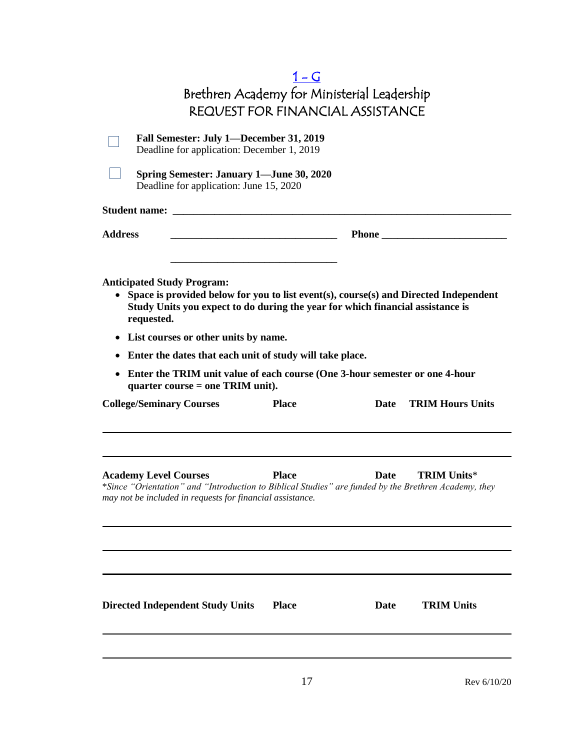# 1 – G

# Brethren Academy for Ministerial Leadership

## REQUEST FOR FINANCIAL ASSISTANCE

☐ **Fall Semester: July 1—December 31, 2019**
Deadline for application: December 1, 2019

☐ **Spring Semester: January 1—June 30, 2020**
Deadline for application: June 15, 2020

**Student name:** ______________________________________________________________

**Address** ________________________________ **Phone** ________________________

________________________________

**Anticipated Study Program:**

- **Space is provided below for you to list event(s), course(s) and Directed Independent Study Units you expect to do during the year for which financial assistance is requested.**
- **List courses or other units by name.**
- **Enter the dates that each unit of study will take place.**
- **Enter the TRIM unit value of each course (One 3-hour semester or one 4-hour quarter course = one TRIM unit).**

| College/Seminary Courses | Place | Date | TRIM Hours Units |
|---|---|---|---|
| | | | |
| | | | |

| Academy Level Courses | Place | Date | TRIM Units* |
|---|---|---|---|
| | | | |
| | | | |
| | | | |

*\*Since "Orientation" and "Introduction to Biblical Studies" are funded by the Brethren Academy, they may not be included in requests for financial assistance.*

| Directed Independent Study Units | Place | Date | TRIM Units |
|---|---|---|---|
| | | | |
| | | | |

Rev 6/10/20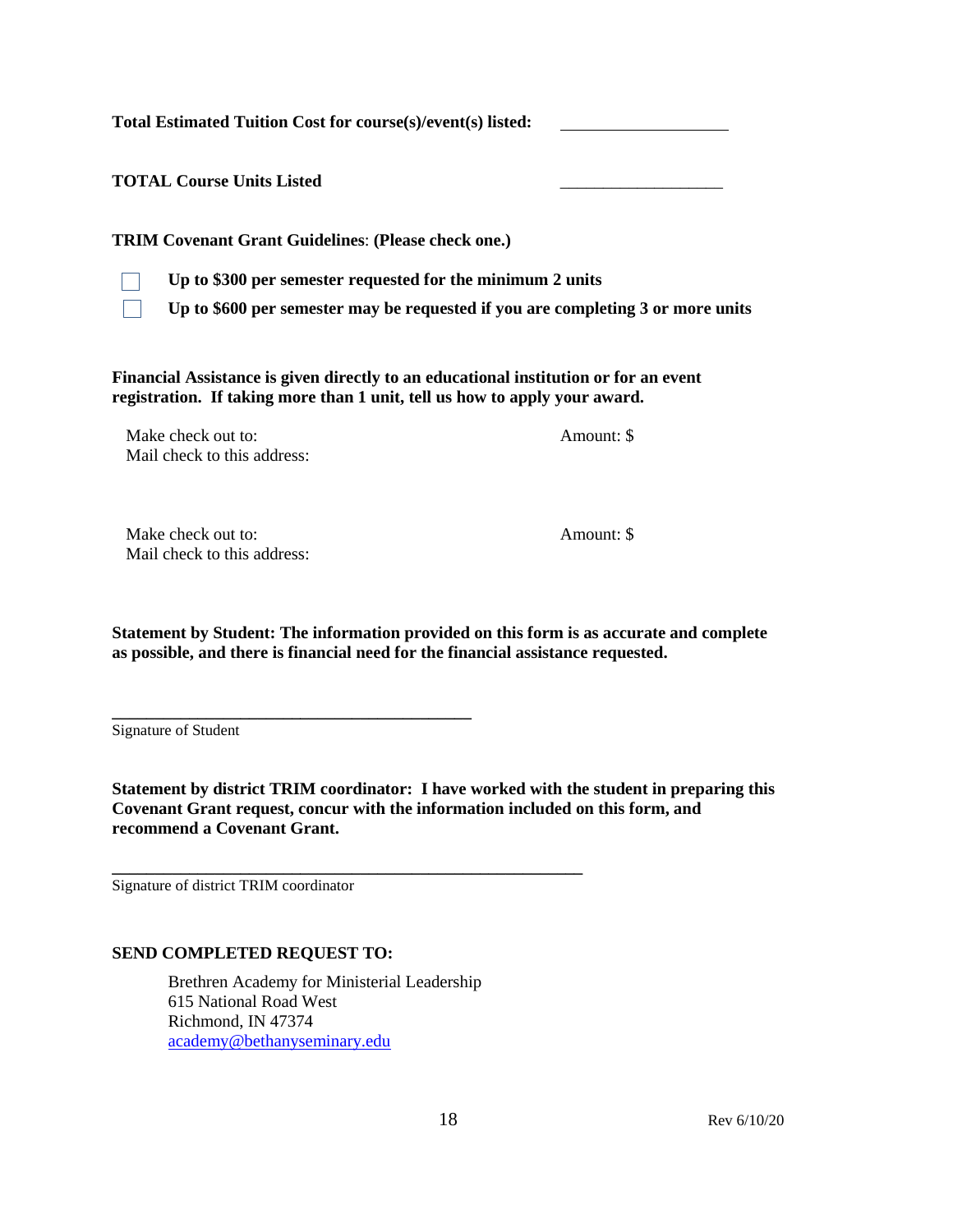**Total Estimated Tuition Cost for course(s)/event(s) listed:** ____________________

**TOTAL Course Units Listed** ____________________

**TRIM Covenant Grant Guidelines**: **(Please check one.)**

- ☐ **Up to $300 per semester requested for the minimum 2 units**
- ☐ **Up to $600 per semester may be requested if you are completing 3 or more units**

**Financial Assistance is given directly to an educational institution or for an event registration. If taking more than 1 unit, tell us how to apply your award.**

Make check out to: Amount: $
Mail check to this address:

Make check out to: Amount: $
Mail check to this address:

**Statement by Student: The information provided on this form is as accurate and complete as possible, and there is financial need for the financial assistance requested.**

_____________________________________________
Signature of Student

**Statement by district TRIM coordinator: I have worked with the student in preparing this Covenant Grant request, concur with the information included on this form, and recommend a Covenant Grant.**

_________________________________________________________
Signature of district TRIM coordinator

**SEND COMPLETED REQUEST TO:**

Brethren Academy for Ministerial Leadership
615 National Road West
Richmond, IN 47374
academy@bethanyseminary.edu

Rev 6/10/20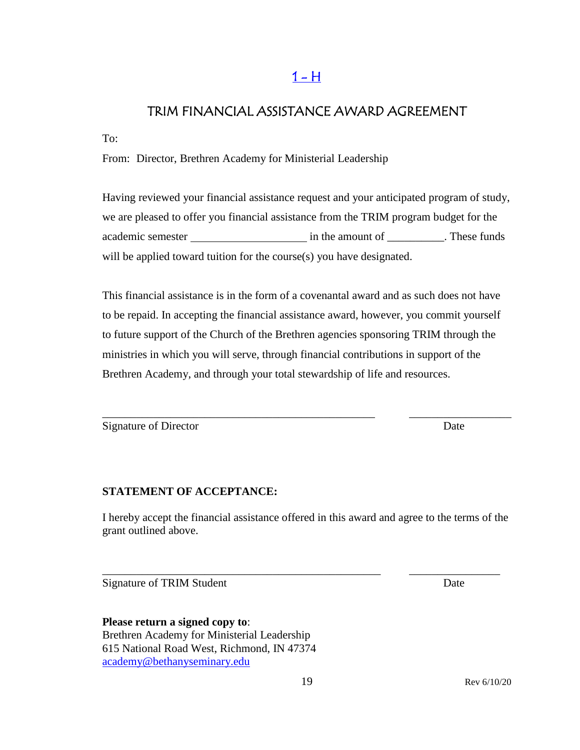1 – H

## TRIM FINANCIAL ASSISTANCE AWARD AGREEMENT

To:

From: Director, Brethren Academy for Ministerial Leadership

Having reviewed your financial assistance request and your anticipated program of study, we are pleased to offer you financial assistance from the TRIM program budget for the academic semester ____________________ in the amount of __________. These funds will be applied toward tuition for the course(s) you have designated.

This financial assistance is in the form of a covenantal award and as such does not have to be repaid. In accepting the financial assistance award, however, you commit yourself to future support of the Church of the Brethren agencies sponsoring TRIM through the ministries in which you will serve, through financial contributions in support of the Brethren Academy, and through your total stewardship of life and resources.

_______________________________________________ ________________

Signature of Director Date

**STATEMENT OF ACCEPTANCE:**

I hereby accept the financial assistance offered in this award and agree to the terms of the grant outlined above.

_______________________________________________ ________________

Signature of TRIM Student Date

**Please return a signed copy to**:
Brethren Academy for Ministerial Leadership
615 National Road West, Richmond, IN 47374
academy@bethanyseminary.edu

Rev 6/10/20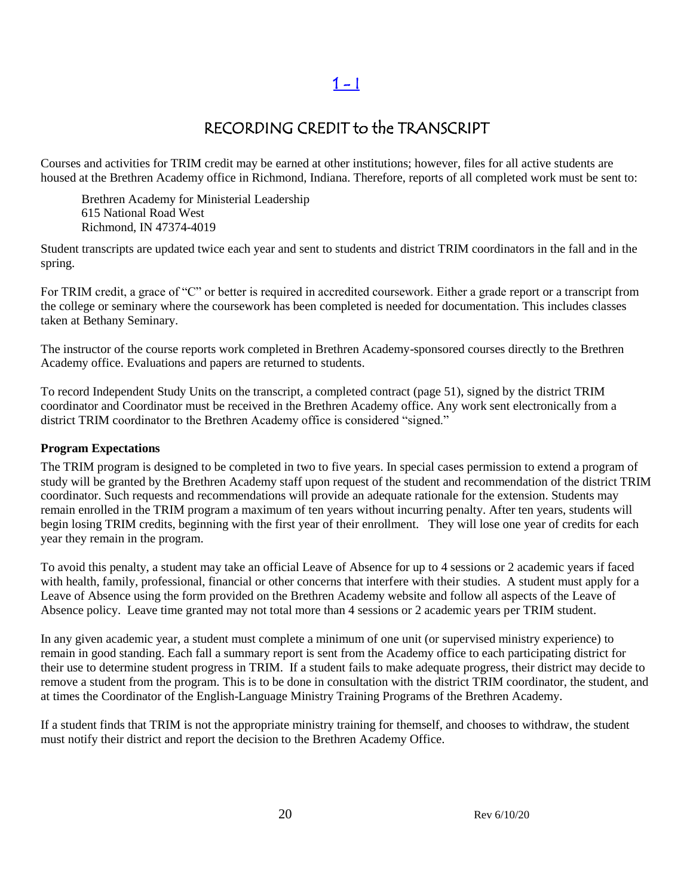[1 - 1]

# RECORDING CREDIT to the TRANSCRIPT

Courses and activities for TRIM credit may be earned at other institutions; however, files for all active students are housed at the Brethren Academy office in Richmond, Indiana. Therefore, reports of all completed work must be sent to:

Brethren Academy for Ministerial Leadership
615 National Road West
Richmond, IN 47374-4019

Student transcripts are updated twice each year and sent to students and district TRIM coordinators in the fall and in the spring.

For TRIM credit, a grace of "C" or better is required in accredited coursework. Either a grade report or a transcript from the college or seminary where the coursework has been completed is needed for documentation. This includes classes taken at Bethany Seminary.

The instructor of the course reports work completed in Brethren Academy-sponsored courses directly to the Brethren Academy office. Evaluations and papers are returned to students.

To record Independent Study Units on the transcript, a completed contract (page 51), signed by the district TRIM coordinator and Coordinator must be received in the Brethren Academy office. Any work sent electronically from a district TRIM coordinator to the Brethren Academy office is considered "signed."

**Program Expectations**

The TRIM program is designed to be completed in two to five years. In special cases permission to extend a program of study will be granted by the Brethren Academy staff upon request of the student and recommendation of the district TRIM coordinator. Such requests and recommendations will provide an adequate rationale for the extension. Students may remain enrolled in the TRIM program a maximum of ten years without incurring penalty. After ten years, students will begin losing TRIM credits, beginning with the first year of their enrollment. They will lose one year of credits for each year they remain in the program.

To avoid this penalty, a student may take an official Leave of Absence for up to 4 sessions or 2 academic years if faced with health, family, professional, financial or other concerns that interfere with their studies. A student must apply for a Leave of Absence using the form provided on the Brethren Academy website and follow all aspects of the Leave of Absence policy. Leave time granted may not total more than 4 sessions or 2 academic years per TRIM student.

In any given academic year, a student must complete a minimum of one unit (or supervised ministry experience) to remain in good standing. Each fall a summary report is sent from the Academy office to each participating district for their use to determine student progress in TRIM. If a student fails to make adequate progress, their district may decide to remove a student from the program. This is to be done in consultation with the district TRIM coordinator, the student, and at times the Coordinator of the English-Language Ministry Training Programs of the Brethren Academy.

If a student finds that TRIM is not the appropriate ministry training for themself, and chooses to withdraw, the student must notify their district and report the decision to the Brethren Academy Office.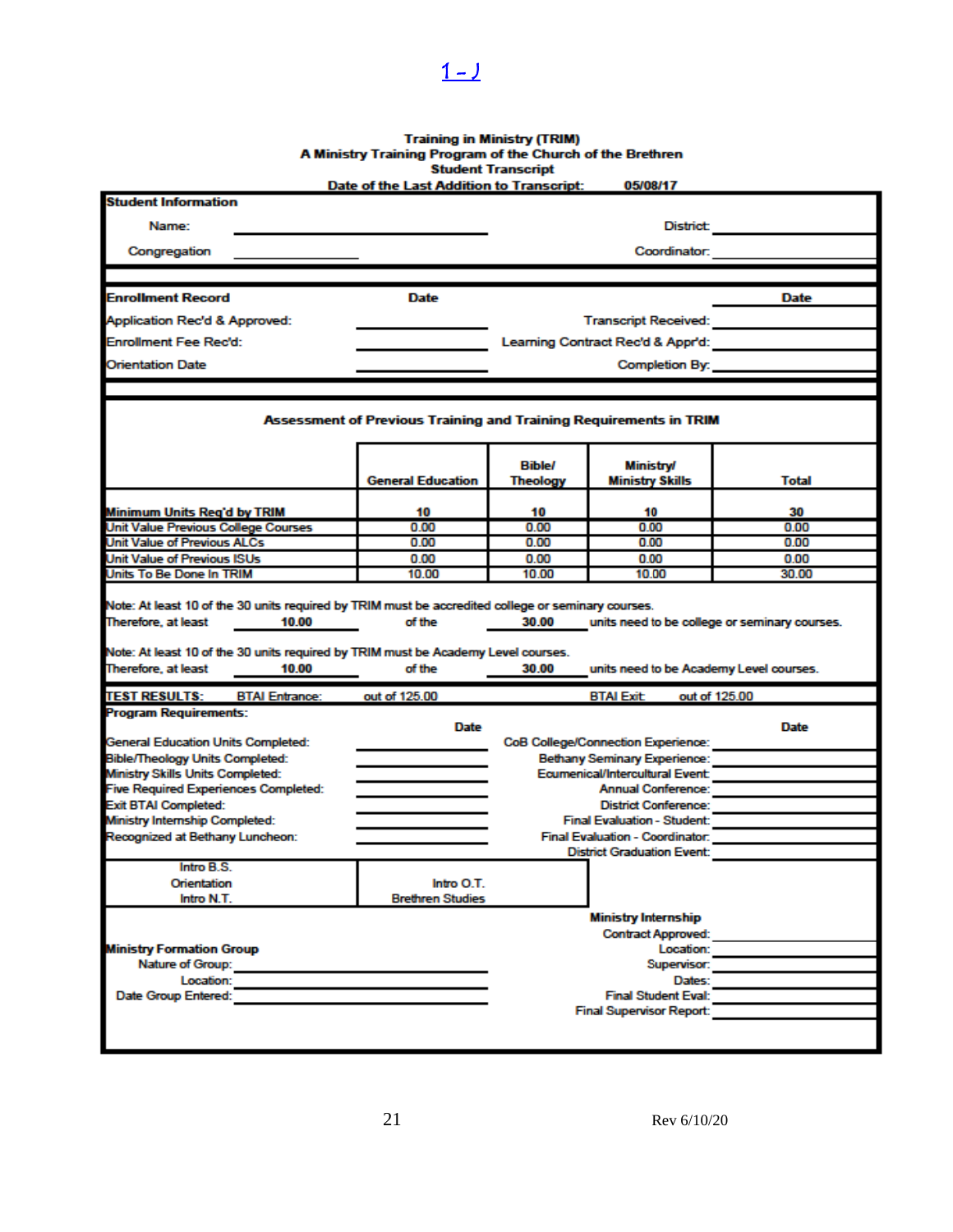1 - J

**Training in Ministry (TRIM)**
**A Ministry Training Program of the Church of the Brethren**
**Student Transcript**
**Date of the Last Addition to Transcript: 05/08/17**

**Student Information**

Name: ____________________ District: ____________________

Congregation ____________ Coordinator: ____________________

| **Enrollment Record** | **Date** | | **Date** |
|---|---|---|---|
| Application Rec'd & Approved: | ________ | Transcript Received: | ________ |
| Enrollment Fee Rec'd: | ________ | Learning Contract Rec'd & Appr'd: | ________ |
| Orientation Date | ________ | Completion By: | ________ |

**Assessment of Previous Training and Training Requirements in TRIM**

| | General Education | Bible/ Theology | Ministry/ Ministry Skills | Total |
|---|---|---|---|---|
| Minimum Units Req'd by TRIM | 10 | 10 | 10 | 30 |
| Unit Value Previous College Courses | 0.00 | 0.00 | 0.00 | 0.00 |
| Unit Value of Previous ALCs | 0.00 | 0.00 | 0.00 | 0.00 |
| Unit Value of Previous ISUs | 0.00 | 0.00 | 0.00 | 0.00 |
| Units To Be Done In TRIM | 10.00 | 10.00 | 10.00 | 30.00 |

Note: At least 10 of the 30 units required by TRIM must be accredited college or seminary courses.
Therefore, at least 10.00 of the 30.00 units need to be college or seminary courses.

Note: At least 10 of the 30 units required by TRIM must be Academy Level courses.
Therefore, at least 10.00 of the 30.00 units need to be Academy Level courses.

**TEST RESULTS:** BTAI Entrance: out of 125.00 BTAI Exit: out of 125.00

**Program Requirements:**

| | **Date** | | **Date** |
|---|---|---|---|
| General Education Units Completed: | ________ | CoB College/Connection Experience: | ________ |
| Bible/Theology Units Completed: | ________ | Bethany Seminary Experience: | ________ |
| Ministry Skills Units Completed: | ________ | Ecumenical/Intercultural Event: | ________ |
| Five Required Experiences Completed: | ________ | Annual Conference: | ________ |
| Exit BTAI Completed: | ________ | District Conference: | ________ |
| Ministry Internship Completed: | ________ | Final Evaluation - Student: | ________ |
| Recognized at Bethany Luncheon: | ________ | Final Evaluation - Coordinator: | ________ |
| | | District Graduation Event: | ________ |

| | |
|---|---|
| Intro B.S.<br>Orientation<br>Intro N.T. | Intro O.T.<br>Brethren Studies |

**Ministry Formation Group**

Nature of Group: ____________________
Location: ____________________
Date Group Entered: ____________________

**Ministry Internship**

Contract Approved: ____________
Location: ____________
Supervisor: ____________
Dates: ____________
Final Student Eval: ____________
Final Supervisor Report: ____________

Rev 6/10/20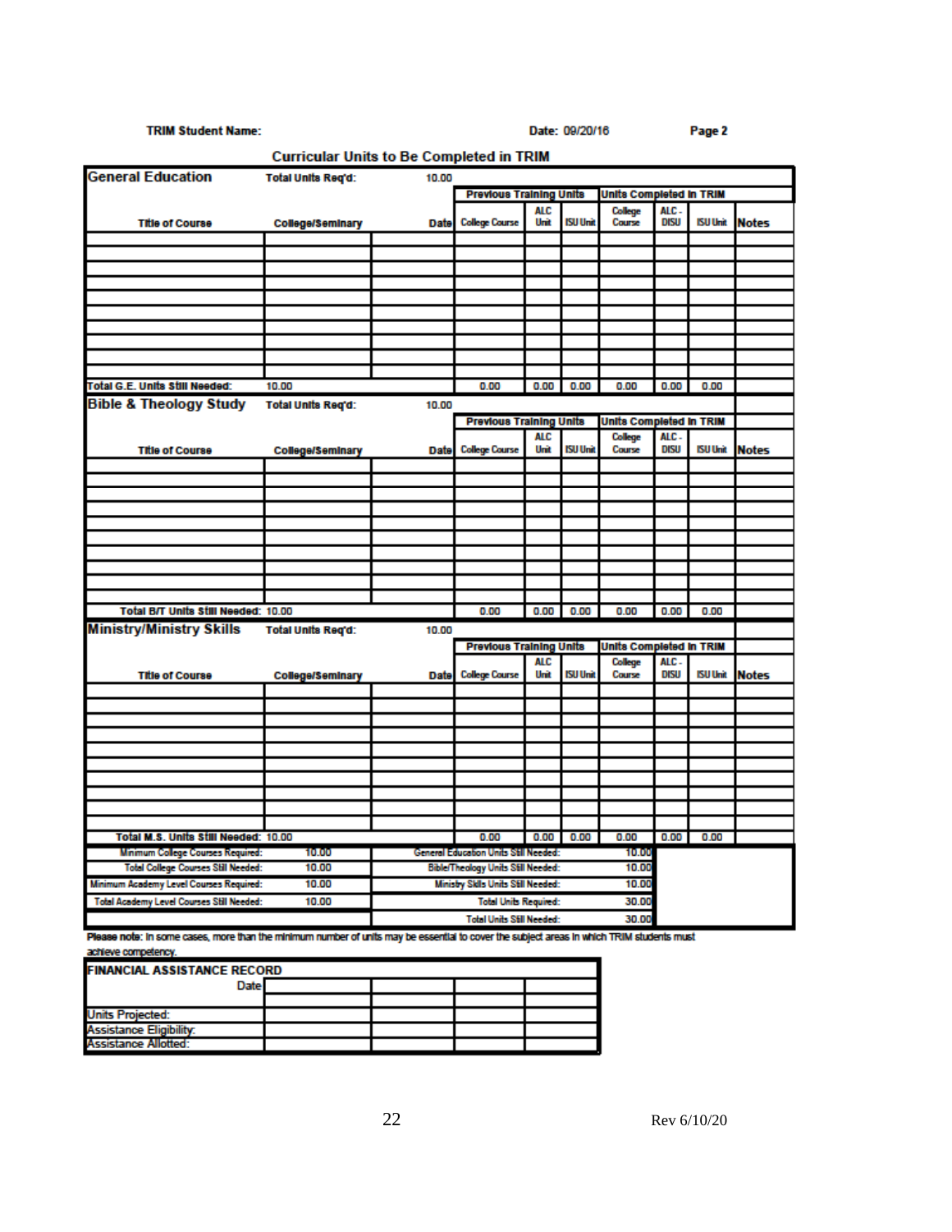**TRIM Student Name:** Date: 09/20/16 Page 2

## Curricular Units to Be Completed in TRIM

| General Education | Total Units Req'd: | 10.00 | | | | | | | |
|---|---|---|---|---|---|---|---|---|---|
| | | | Previous Training Units | | | Units Completed in TRIM | | | |
| Title of Course | College/Seminary | Date | College Course | ALC Unit | ISU Unit | College Course | ALC - DISU | ISU Unit | Notes |
| | | | | | | | | | |
| | | | | | | | | | |
| | | | | | | | | | |
| | | | | | | | | | |
| | | | | | | | | | |
| | | | | | | | | | |
| | | | | | | | | | |
| | | | | | | | | | |
| | | | | | | | | | |
| | | | | | | | | | |
| Total G.E. Units Still Needed: | 10.00 | | 0.00 | 0.00 | 0.00 | 0.00 | 0.00 | 0.00 | |

| Bible & Theology Study | Total Units Req'd: | 10.00 | | | | | | | |
|---|---|---|---|---|---|---|---|---|---|
| | | | Previous Training Units | | | Units Completed in TRIM | | | |
| Title of Course | College/Seminary | Date | College Course | ALC Unit | ISU Unit | College Course | ALC - DISU | ISU Unit | Notes |
| | | | | | | | | | |
| | | | | | | | | | |
| | | | | | | | | | |
| | | | | | | | | | |
| | | | | | | | | | |
| | | | | | | | | | |
| | | | | | | | | | |
| | | | | | | | | | |
| | | | | | | | | | |
| | | | | | | | | | |
| Total B/T Units Still Needed: 10.00 | | | 0.00 | 0.00 | 0.00 | 0.00 | 0.00 | 0.00 | |

| Ministry/Ministry Skills | Total Units Req'd: | 10.00 | | | | | | | |
|---|---|---|---|---|---|---|---|---|---|
| | | | Previous Training Units | | | Units Completed in TRIM | | | |
| Title of Course | College/Seminary | Date | College Course | ALC Unit | ISU Unit | College Course | ALC - DISU | ISU Unit | Notes |
| | | | | | | | | | |
| | | | | | | | | | |
| | | | | | | | | | |
| | | | | | | | | | |
| | | | | | | | | | |
| | | | | | | | | | |
| | | | | | | | | | |
| | | | | | | | | | |
| | | | | | | | | | |
| | | | | | | | | | |
| Total M.S. Units Still Needed: 10.00 | | | 0.00 | 0.00 | 0.00 | 0.00 | 0.00 | 0.00 | |

| | | | |
|---|---|---|---|
| Minimum College Courses Required: | 10.00 | General Education Units Still Needed: | 10.00 |
| Total College Courses Still Needed: | 10.00 | Bible/Theology Units Still Needed: | 10.00 |
| Minimum Academy Level Courses Required: | 10.00 | Ministry Skills Units Still Needed: | 10.00 |
| Total Academy Level Courses Still Needed: | 10.00 | Total Units Required: | 30.00 |
| | | Total Units Still Needed: | 30.00 |

**Please note:** In some cases, more than the minimum number of units may be essential to cover the subject areas in which TRIM students must achieve competency.

| FINANCIAL ASSISTANCE RECORD | | | | |
|---|---|---|---|---|
| Date | | | | |
| | | | | |
| Units Projected: | | | | |
| Assistance Eligibility: | | | | |
| Assistance Allotted: | | | | |

Rev 6/10/20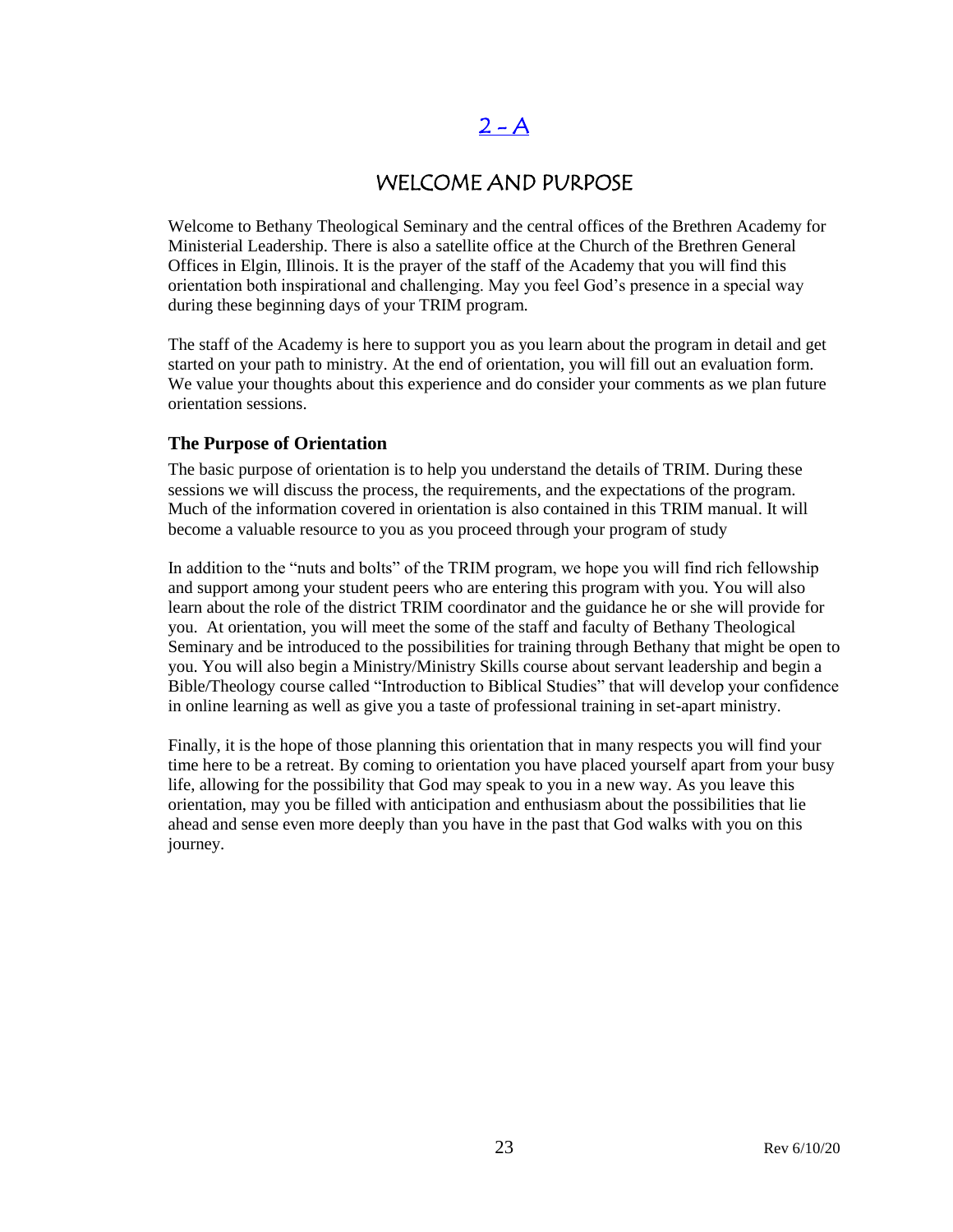# 2 - A

## WELCOME AND PURPOSE

Welcome to Bethany Theological Seminary and the central offices of the Brethren Academy for Ministerial Leadership. There is also a satellite office at the Church of the Brethren General Offices in Elgin, Illinois. It is the prayer of the staff of the Academy that you will find this orientation both inspirational and challenging. May you feel God's presence in a special way during these beginning days of your TRIM program.

The staff of the Academy is here to support you as you learn about the program in detail and get started on your path to ministry. At the end of orientation, you will fill out an evaluation form. We value your thoughts about this experience and do consider your comments as we plan future orientation sessions.

### The Purpose of Orientation

The basic purpose of orientation is to help you understand the details of TRIM. During these sessions we will discuss the process, the requirements, and the expectations of the program. Much of the information covered in orientation is also contained in this TRIM manual. It will become a valuable resource to you as you proceed through your program of study

In addition to the "nuts and bolts" of the TRIM program, we hope you will find rich fellowship and support among your student peers who are entering this program with you. You will also learn about the role of the district TRIM coordinator and the guidance he or she will provide for you. At orientation, you will meet the some of the staff and faculty of Bethany Theological Seminary and be introduced to the possibilities for training through Bethany that might be open to you. You will also begin a Ministry/Ministry Skills course about servant leadership and begin a Bible/Theology course called "Introduction to Biblical Studies" that will develop your confidence in online learning as well as give you a taste of professional training in set-apart ministry.

Finally, it is the hope of those planning this orientation that in many respects you will find your time here to be a retreat. By coming to orientation you have placed yourself apart from your busy life, allowing for the possibility that God may speak to you in a new way. As you leave this orientation, may you be filled with anticipation and enthusiasm about the possibilities that lie ahead and sense even more deeply than you have in the past that God walks with you on this journey.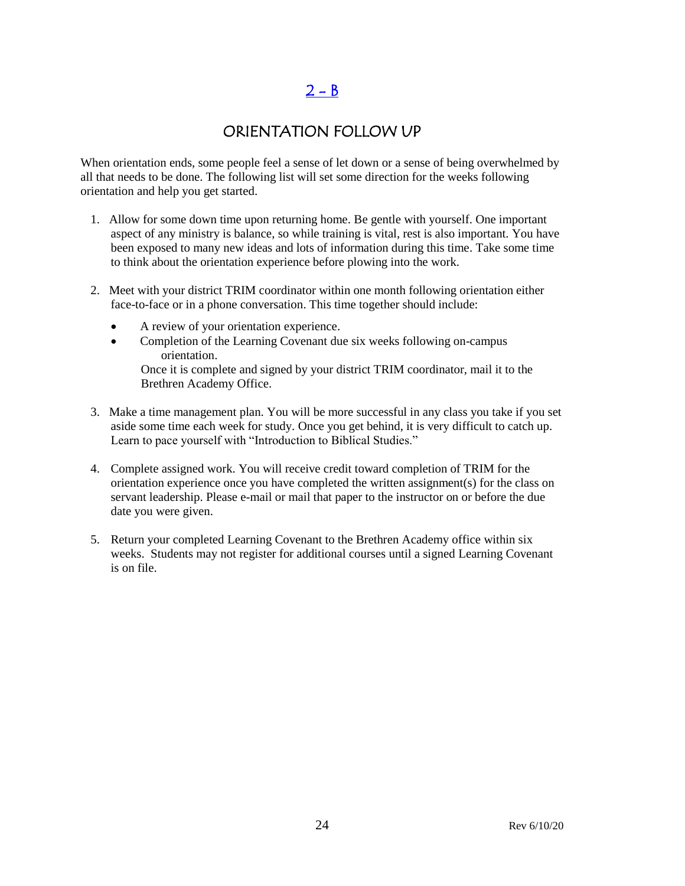# 2 - B

## ORIENTATION FOLLOW UP

When orientation ends, some people feel a sense of let down or a sense of being overwhelmed by all that needs to be done. The following list will set some direction for the weeks following orientation and help you get started.

1. Allow for some down time upon returning home. Be gentle with yourself. One important aspect of any ministry is balance, so while training is vital, rest is also important. You have been exposed to many new ideas and lots of information during this time. Take some time to think about the orientation experience before plowing into the work.

2. Meet with your district TRIM coordinator within one month following orientation either face-to-face or in a phone conversation. This time together should include:

   - A review of your orientation experience.
   - Completion of the Learning Covenant due six weeks following on-campus orientation.

     Once it is complete and signed by your district TRIM coordinator, mail it to the Brethren Academy Office.

3. Make a time management plan. You will be more successful in any class you take if you set aside some time each week for study. Once you get behind, it is very difficult to catch up. Learn to pace yourself with "Introduction to Biblical Studies."

4. Complete assigned work. You will receive credit toward completion of TRIM for the orientation experience once you have completed the written assignment(s) for the class on servant leadership. Please e-mail or mail that paper to the instructor on or before the due date you were given.

5. Return your completed Learning Covenant to the Brethren Academy office within six weeks. Students may not register for additional courses until a signed Learning Covenant is on file.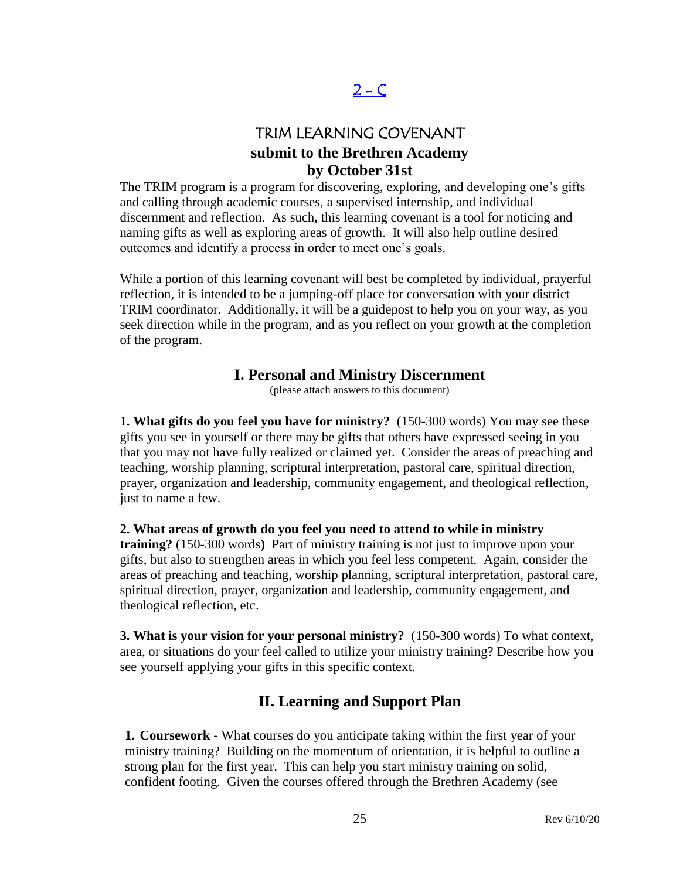## 2 – C

# TRIM LEARNING COVENANT

**submit to the Brethren Academy by October 31st**

The TRIM program is a program for discovering, exploring, and developing one's gifts and calling through academic courses, a supervised internship, and individual discernment and reflection. As such**,** this learning covenant is a tool for noticing and naming gifts as well as exploring areas of growth. It will also help outline desired outcomes and identify a process in order to meet one's goals.

While a portion of this learning covenant will best be completed by individual, prayerful reflection, it is intended to be a jumping-off place for conversation with your district TRIM coordinator. Additionally, it will be a guidepost to help you on your way, as you seek direction while in the program, and as you reflect on your growth at the completion of the program.

## I. Personal and Ministry Discernment

(please attach answers to this document)

**1. What gifts do you feel you have for ministry?** (150-300 words) You may see these gifts you see in yourself or there may be gifts that others have expressed seeing in you that you may not have fully realized or claimed yet. Consider the areas of preaching and teaching, worship planning, scriptural interpretation, pastoral care, spiritual direction, prayer, organization and leadership, community engagement, and theological reflection, just to name a few.

**2. What areas of growth do you feel you need to attend to while in ministry training?** (150-300 words**)** Part of ministry training is not just to improve upon your gifts, but also to strengthen areas in which you feel less competent. Again, consider the areas of preaching and teaching, worship planning, scriptural interpretation, pastoral care, spiritual direction, prayer, organization and leadership, community engagement, and theological reflection, etc.

**3. What is your vision for your personal ministry?** (150-300 words) To what context, area, or situations do your feel called to utilize your ministry training? Describe how you see yourself applying your gifts in this specific context.

## II. Learning and Support Plan

**1. Coursework -** What courses do you anticipate taking within the first year of your ministry training? Building on the momentum of orientation, it is helpful to outline a strong plan for the first year. This can help you start ministry training on solid, confident footing. Given the courses offered through the Brethren Academy (see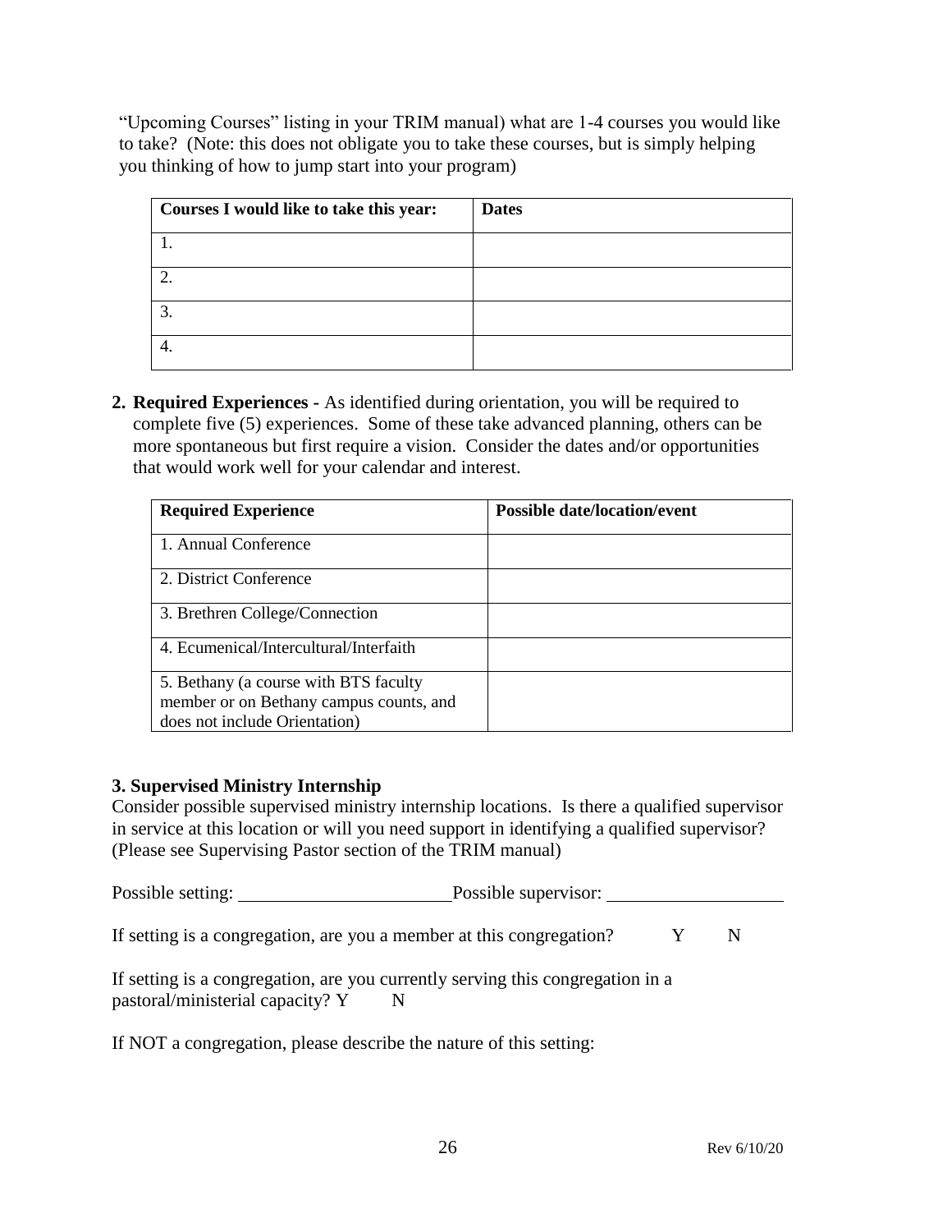"Upcoming Courses" listing in your TRIM manual) what are 1-4 courses you would like to take? (Note: this does not obligate you to take these courses, but is simply helping you thinking of how to jump start into your program)

| **Courses I would like to take this year:** | **Dates** |
|---|---|
| 1. | |
| 2. | |
| 3. | |
| 4. | |

2. **Required Experiences -** As identified during orientation, you will be required to complete five (5) experiences. Some of these take advanced planning, others can be more spontaneous but first require a vision. Consider the dates and/or opportunities that would work well for your calendar and interest.

| **Required Experience** | **Possible date/location/event** |
|---|---|
| 1. Annual Conference | |
| 2. District Conference | |
| 3. Brethren College/Connection | |
| 4. Ecumenical/Intercultural/Interfaith | |
| 5. Bethany (a course with BTS faculty member or on Bethany campus counts, and does not include Orientation) | |

### 3. Supervised Ministry Internship

Consider possible supervised ministry internship locations. Is there a qualified supervisor in service at this location or will you need support in identifying a qualified supervisor? (Please see Supervising Pastor section of the TRIM manual)

Possible setting: ______________________ Possible supervisor: ___________________

If setting is a congregation, are you a member at this congregation? Y N

If setting is a congregation, are you currently serving this congregation in a pastoral/ministerial capacity? Y N

If NOT a congregation, please describe the nature of this setting:

Rev 6/10/20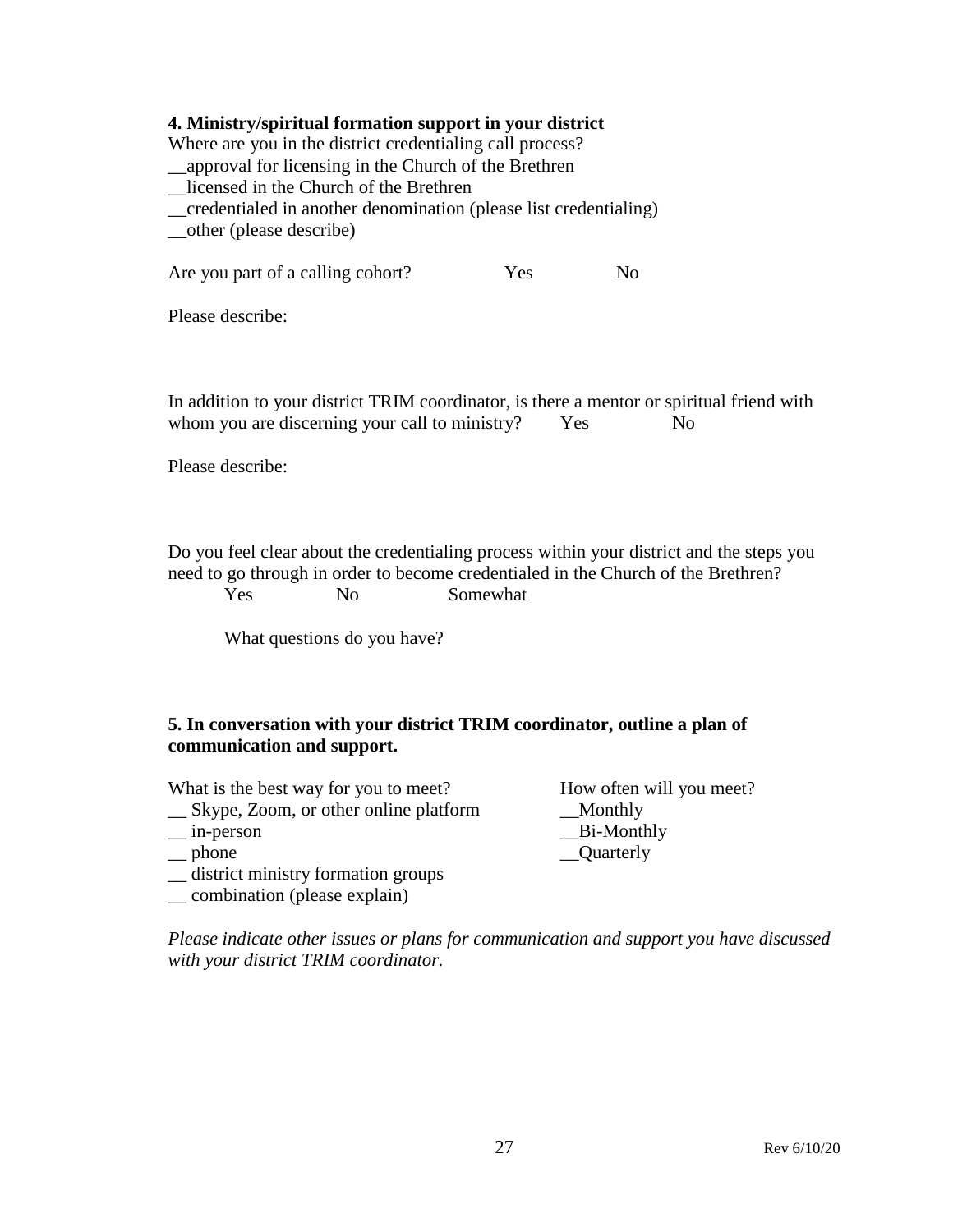**4. Ministry/spiritual formation support in your district**

Where are you in the district credentialing call process?
__approval for licensing in the Church of the Brethren
__licensed in the Church of the Brethren
__credentialed in another denomination (please list credentialing)
__other (please describe)

Are you part of a calling cohort?  Yes  No

Please describe:

In addition to your district TRIM coordinator, is there a mentor or spiritual friend with whom you are discerning your call to ministry?  Yes  No

Please describe:

Do you feel clear about the credentialing process within your district and the steps you need to go through in order to become credentialed in the Church of the Brethren?

Yes  No  Somewhat

What questions do you have?

**5. In conversation with your district TRIM coordinator, outline a plan of communication and support.**

What is the best way for you to meet?
__ Skype, Zoom, or other online platform
__ in-person
__ phone
__ district ministry formation groups
__ combination (please explain)

How often will you meet?
__Monthly
__Bi-Monthly
__Quarterly

*Please indicate other issues or plans for communication and support you have discussed with your district TRIM coordinator.*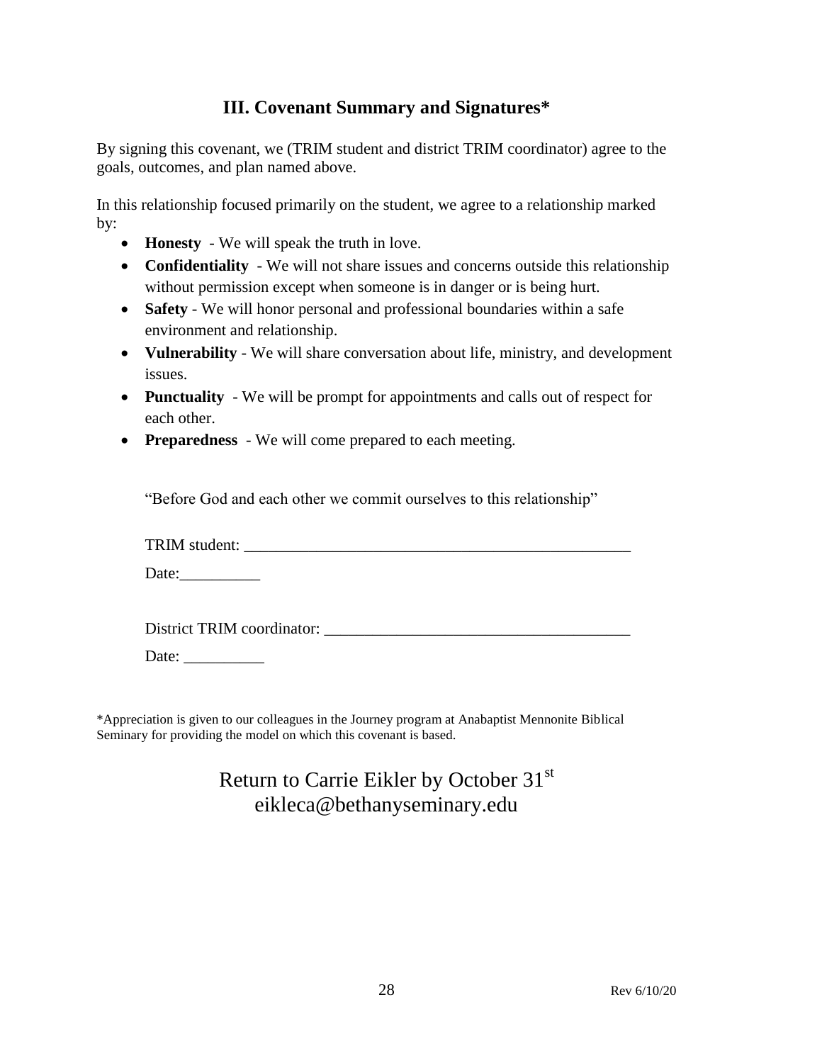## III. Covenant Summary and Signatures*

By signing this covenant, we (TRIM student and district TRIM coordinator) agree to the goals, outcomes, and plan named above.

In this relationship focused primarily on the student, we agree to a relationship marked by:

- **Honesty** - We will speak the truth in love.
- **Confidentiality** - We will not share issues and concerns outside this relationship without permission except when someone is in danger or is being hurt.
- **Safety** - We will honor personal and professional boundaries within a safe environment and relationship.
- **Vulnerability** - We will share conversation about life, ministry, and development issues.
- **Punctuality** - We will be prompt for appointments and calls out of respect for each other.
- **Preparedness** - We will come prepared to each meeting.

"Before God and each other we commit ourselves to this relationship"

TRIM student: ___________________________________________________

Date:__________

District TRIM coordinator: ______________________________________

Date: __________

*Appreciation is given to our colleagues in the Journey program at Anabaptist Mennonite Biblical Seminary for providing the model on which this covenant is based.

Return to Carrie Eikler by October 31st
eikleca@bethanyseminary.edu

Rev 6/10/20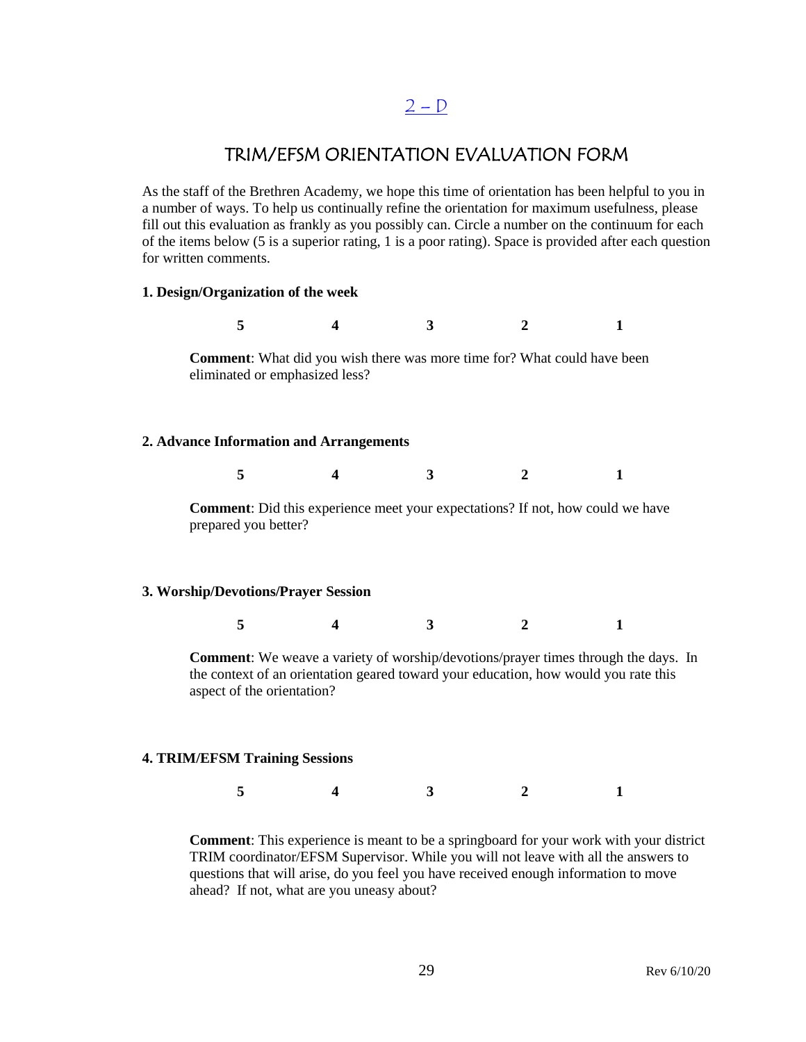## 2 – D

# TRIM/EFSM ORIENTATION EVALUATION FORM

As the staff of the Brethren Academy, we hope this time of orientation has been helpful to you in a number of ways. To help us continually refine the orientation for maximum usefulness, please fill out this evaluation as frankly as you possibly can. Circle a number on the continuum for each of the items below (5 is a superior rating, 1 is a poor rating). Space is provided after each question for written comments.

**1. Design/Organization of the week**

**5 4 3 2 1**

**Comment**: What did you wish there was more time for? What could have been eliminated or emphasized less?

**2. Advance Information and Arrangements**

**5 4 3 2 1**

**Comment**: Did this experience meet your expectations? If not, how could we have prepared you better?

**3. Worship/Devotions/Prayer Session**

**5 4 3 2 1**

**Comment**: We weave a variety of worship/devotions/prayer times through the days. In the context of an orientation geared toward your education, how would you rate this aspect of the orientation?

**4. TRIM/EFSM Training Sessions**

**5 4 3 2 1**

**Comment**: This experience is meant to be a springboard for your work with your district TRIM coordinator/EFSM Supervisor. While you will not leave with all the answers to questions that will arise, do you feel you have received enough information to move ahead? If not, what are you uneasy about?

Rev 6/10/20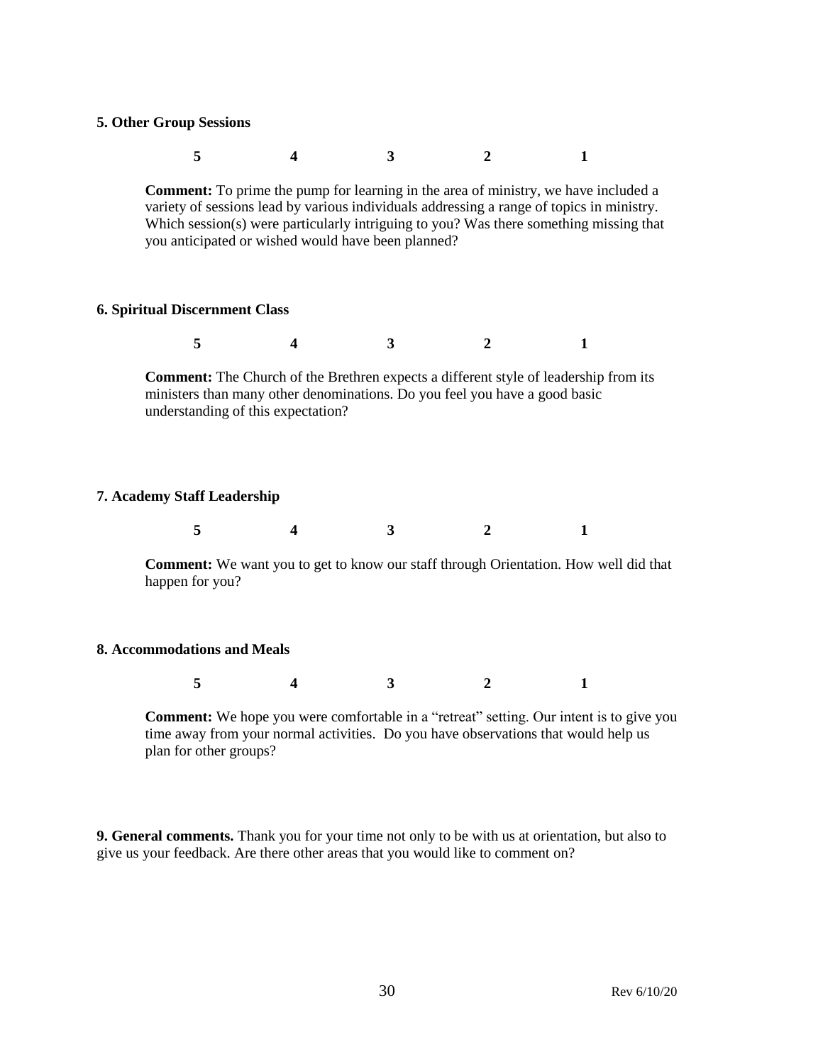**5. Other Group Sessions**

**5 4 3 2 1**

**Comment:** To prime the pump for learning in the area of ministry, we have included a variety of sessions lead by various individuals addressing a range of topics in ministry. Which session(s) were particularly intriguing to you? Was there something missing that you anticipated or wished would have been planned?

**6. Spiritual Discernment Class**

**5 4 3 2 1**

**Comment:** The Church of the Brethren expects a different style of leadership from its ministers than many other denominations. Do you feel you have a good basic understanding of this expectation?

**7. Academy Staff Leadership**

**5 4 3 2 1**

**Comment:** We want you to get to know our staff through Orientation. How well did that happen for you?

**8. Accommodations and Meals**

**5 4 3 2 1**

**Comment:** We hope you were comfortable in a "retreat" setting. Our intent is to give you time away from your normal activities. Do you have observations that would help us plan for other groups?

**9. General comments.** Thank you for your time not only to be with us at orientation, but also to give us your feedback. Are there other areas that you would like to comment on?

Rev 6/10/20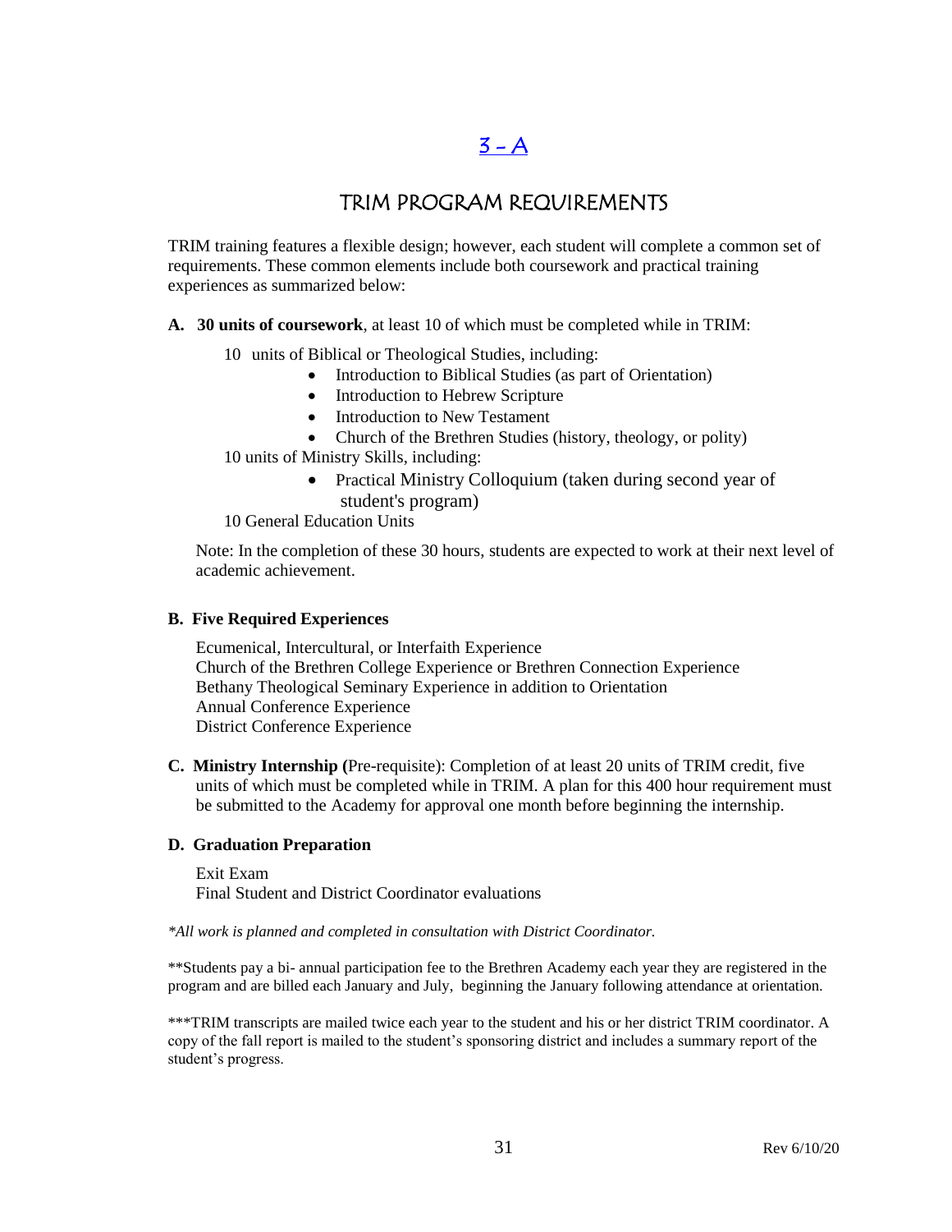# 3 - A

## TRIM PROGRAM REQUIREMENTS

TRIM training features a flexible design; however, each student will complete a common set of requirements. These common elements include both coursework and practical training experiences as summarized below:

**A. 30 units of coursework**, at least 10 of which must be completed while in TRIM:

10 units of Biblical or Theological Studies, including:

- Introduction to Biblical Studies (as part of Orientation)
- Introduction to Hebrew Scripture
- Introduction to New Testament
- Church of the Brethren Studies (history, theology, or polity)

10 units of Ministry Skills, including:

- Practical Ministry Colloquium (taken during second year of student's program)

10 General Education Units

Note: In the completion of these 30 hours, students are expected to work at their next level of academic achievement.

**B. Five Required Experiences**

Ecumenical, Intercultural, or Interfaith Experience
Church of the Brethren College Experience or Brethren Connection Experience
Bethany Theological Seminary Experience in addition to Orientation
Annual Conference Experience
District Conference Experience

**C. Ministry Internship (**Pre-requisite): Completion of at least 20 units of TRIM credit, five units of which must be completed while in TRIM. A plan for this 400 hour requirement must be submitted to the Academy for approval one month before beginning the internship.

**D. Graduation Preparation**

Exit Exam
Final Student and District Coordinator evaluations

*\*All work is planned and completed in consultation with District Coordinator.*

\*\*Students pay a bi- annual participation fee to the Brethren Academy each year they are registered in the program and are billed each January and July, beginning the January following attendance at orientation.

\*\*\*TRIM transcripts are mailed twice each year to the student and his or her district TRIM coordinator. A copy of the fall report is mailed to the student's sponsoring district and includes a summary report of the student's progress.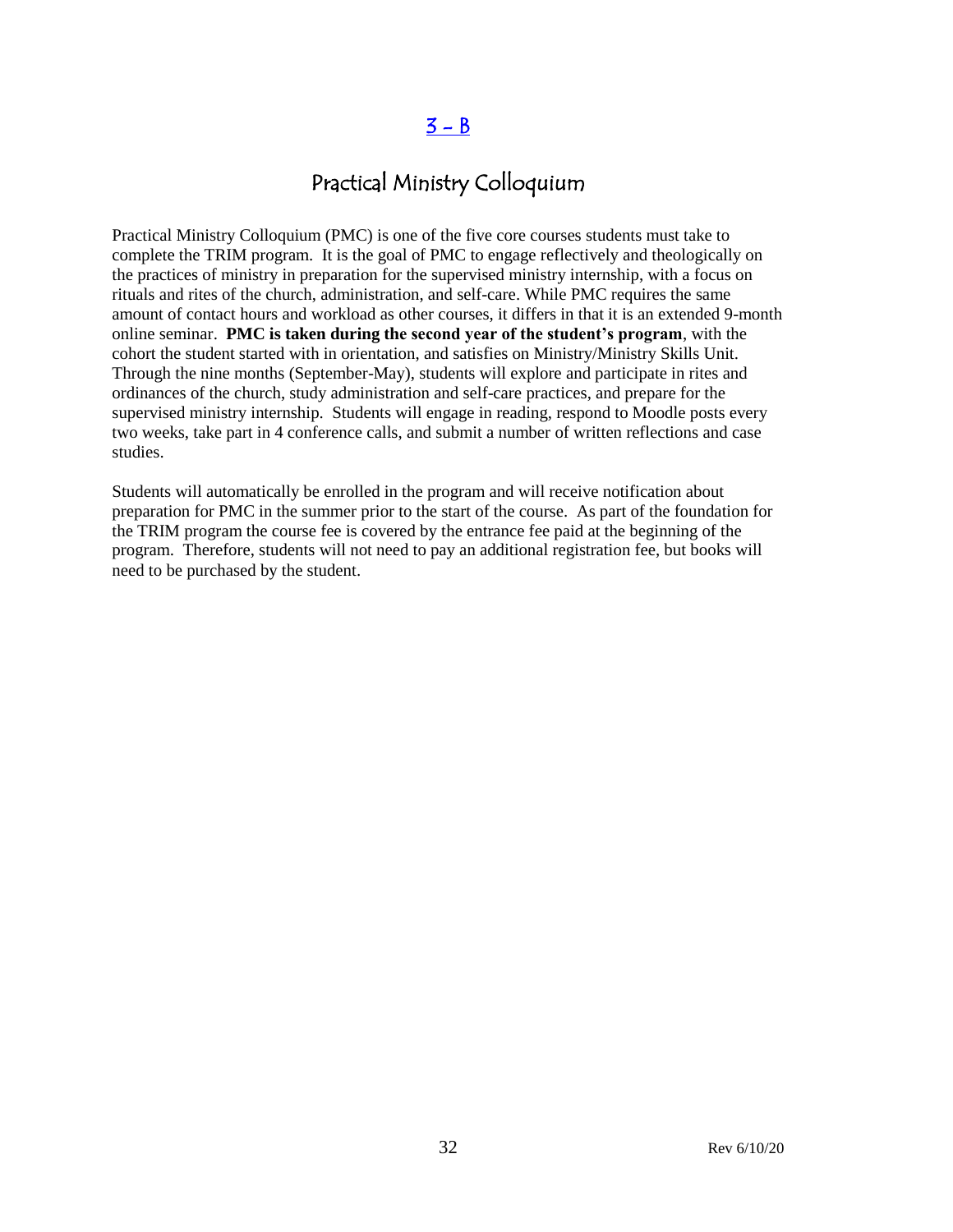# 3 - B

## Practical Ministry Colloquium

Practical Ministry Colloquium (PMC) is one of the five core courses students must take to complete the TRIM program. It is the goal of PMC to engage reflectively and theologically on the practices of ministry in preparation for the supervised ministry internship, with a focus on rituals and rites of the church, administration, and self-care. While PMC requires the same amount of contact hours and workload as other courses, it differs in that it is an extended 9-month online seminar. **PMC is taken during the second year of the student's program**, with the cohort the student started with in orientation, and satisfies on Ministry/Ministry Skills Unit. Through the nine months (September-May), students will explore and participate in rites and ordinances of the church, study administration and self-care practices, and prepare for the supervised ministry internship. Students will engage in reading, respond to Moodle posts every two weeks, take part in 4 conference calls, and submit a number of written reflections and case studies.

Students will automatically be enrolled in the program and will receive notification about preparation for PMC in the summer prior to the start of the course. As part of the foundation for the TRIM program the course fee is covered by the entrance fee paid at the beginning of the program. Therefore, students will not need to pay an additional registration fee, but books will need to be purchased by the student.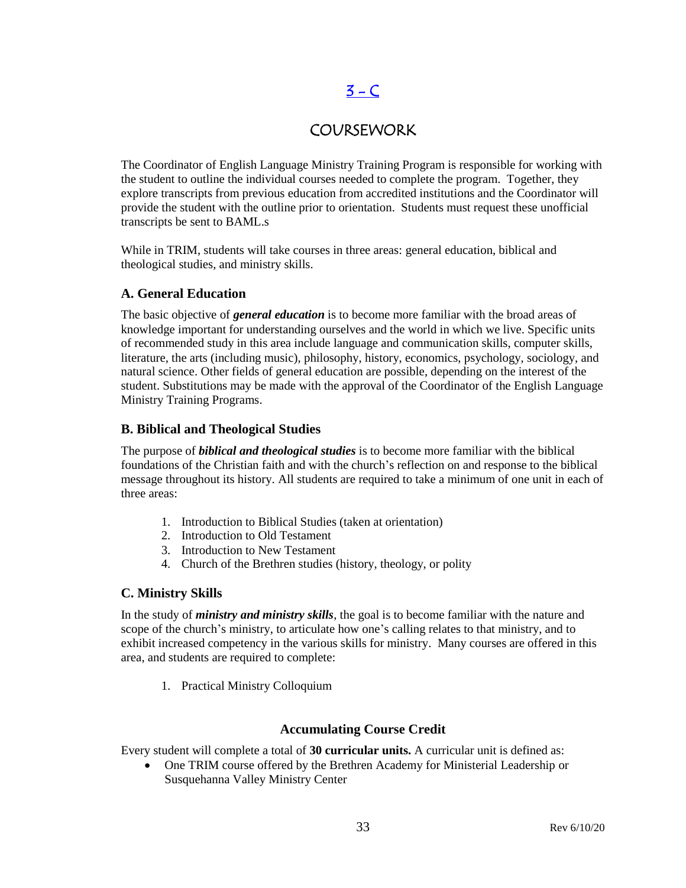# 3 - C

## COURSEWORK

The Coordinator of English Language Ministry Training Program is responsible for working with the student to outline the individual courses needed to complete the program. Together, they explore transcripts from previous education from accredited institutions and the Coordinator will provide the student with the outline prior to orientation. Students must request these unofficial transcripts be sent to BAML.s

While in TRIM, students will take courses in three areas: general education, biblical and theological studies, and ministry skills.

### A. General Education

The basic objective of ***general education*** is to become more familiar with the broad areas of knowledge important for understanding ourselves and the world in which we live. Specific units of recommended study in this area include language and communication skills, computer skills, literature, the arts (including music), philosophy, history, economics, psychology, sociology, and natural science. Other fields of general education are possible, depending on the interest of the student. Substitutions may be made with the approval of the Coordinator of the English Language Ministry Training Programs.

### B. Biblical and Theological Studies

The purpose of ***biblical and theological studies*** is to become more familiar with the biblical foundations of the Christian faith and with the church's reflection on and response to the biblical message throughout its history. All students are required to take a minimum of one unit in each of three areas:

1. Introduction to Biblical Studies (taken at orientation)
2. Introduction to Old Testament
3. Introduction to New Testament
4. Church of the Brethren studies (history, theology, or polity

### C. Ministry Skills

In the study of ***ministry and ministry skills***, the goal is to become familiar with the nature and scope of the church's ministry, to articulate how one's calling relates to that ministry, and to exhibit increased competency in the various skills for ministry. Many courses are offered in this area, and students are required to complete:

1. Practical Ministry Colloquium

### Accumulating Course Credit

Every student will complete a total of **30 curricular units.** A curricular unit is defined as:

- One TRIM course offered by the Brethren Academy for Ministerial Leadership or Susquehanna Valley Ministry Center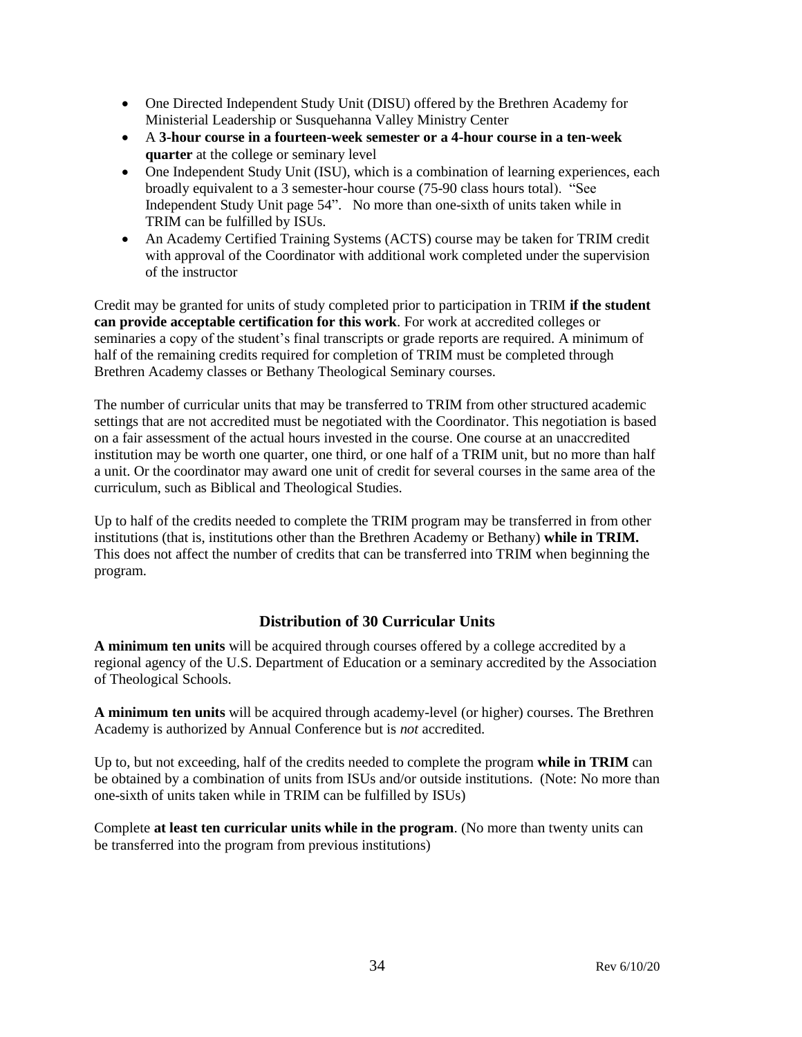- One Directed Independent Study Unit (DISU) offered by the Brethren Academy for Ministerial Leadership or Susquehanna Valley Ministry Center
- A **3-hour course in a fourteen-week semester or a 4-hour course in a ten-week quarter** at the college or seminary level
- One Independent Study Unit (ISU), which is a combination of learning experiences, each broadly equivalent to a 3 semester-hour course (75-90 class hours total). "See Independent Study Unit page 54". No more than one-sixth of units taken while in TRIM can be fulfilled by ISUs.
- An Academy Certified Training Systems (ACTS) course may be taken for TRIM credit with approval of the Coordinator with additional work completed under the supervision of the instructor

Credit may be granted for units of study completed prior to participation in TRIM **if the student can provide acceptable certification for this work**. For work at accredited colleges or seminaries a copy of the student's final transcripts or grade reports are required. A minimum of half of the remaining credits required for completion of TRIM must be completed through Brethren Academy classes or Bethany Theological Seminary courses.

The number of curricular units that may be transferred to TRIM from other structured academic settings that are not accredited must be negotiated with the Coordinator. This negotiation is based on a fair assessment of the actual hours invested in the course. One course at an unaccredited institution may be worth one quarter, one third, or one half of a TRIM unit, but no more than half a unit. Or the coordinator may award one unit of credit for several courses in the same area of the curriculum, such as Biblical and Theological Studies.

Up to half of the credits needed to complete the TRIM program may be transferred in from other institutions (that is, institutions other than the Brethren Academy or Bethany) **while in TRIM.** This does not affect the number of credits that can be transferred into TRIM when beginning the program.

## Distribution of 30 Curricular Units

**A minimum ten units** will be acquired through courses offered by a college accredited by a regional agency of the U.S. Department of Education or a seminary accredited by the Association of Theological Schools.

**A minimum ten units** will be acquired through academy-level (or higher) courses. The Brethren Academy is authorized by Annual Conference but is *not* accredited.

Up to, but not exceeding, half of the credits needed to complete the program **while in TRIM** can be obtained by a combination of units from ISUs and/or outside institutions. (Note: No more than one-sixth of units taken while in TRIM can be fulfilled by ISUs)

Complete **at least ten curricular units while in the program**. (No more than twenty units can be transferred into the program from previous institutions)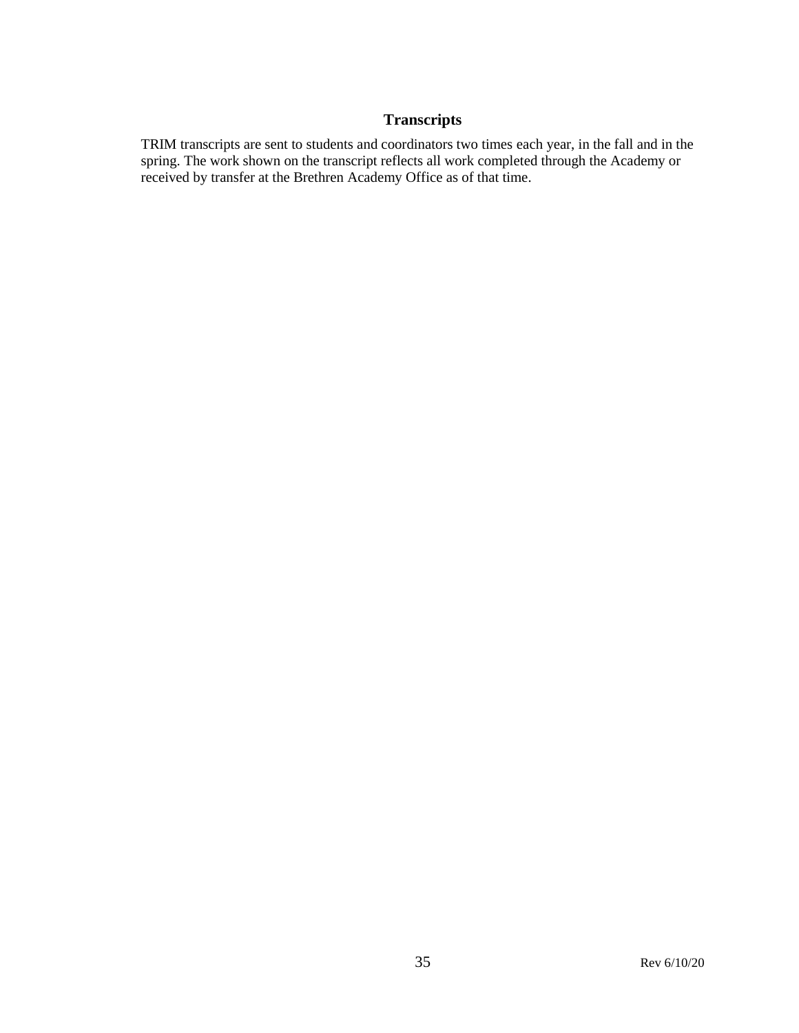## Transcripts

TRIM transcripts are sent to students and coordinators two times each year, in the fall and in the spring. The work shown on the transcript reflects all work completed through the Academy or received by transfer at the Brethren Academy Office as of that time.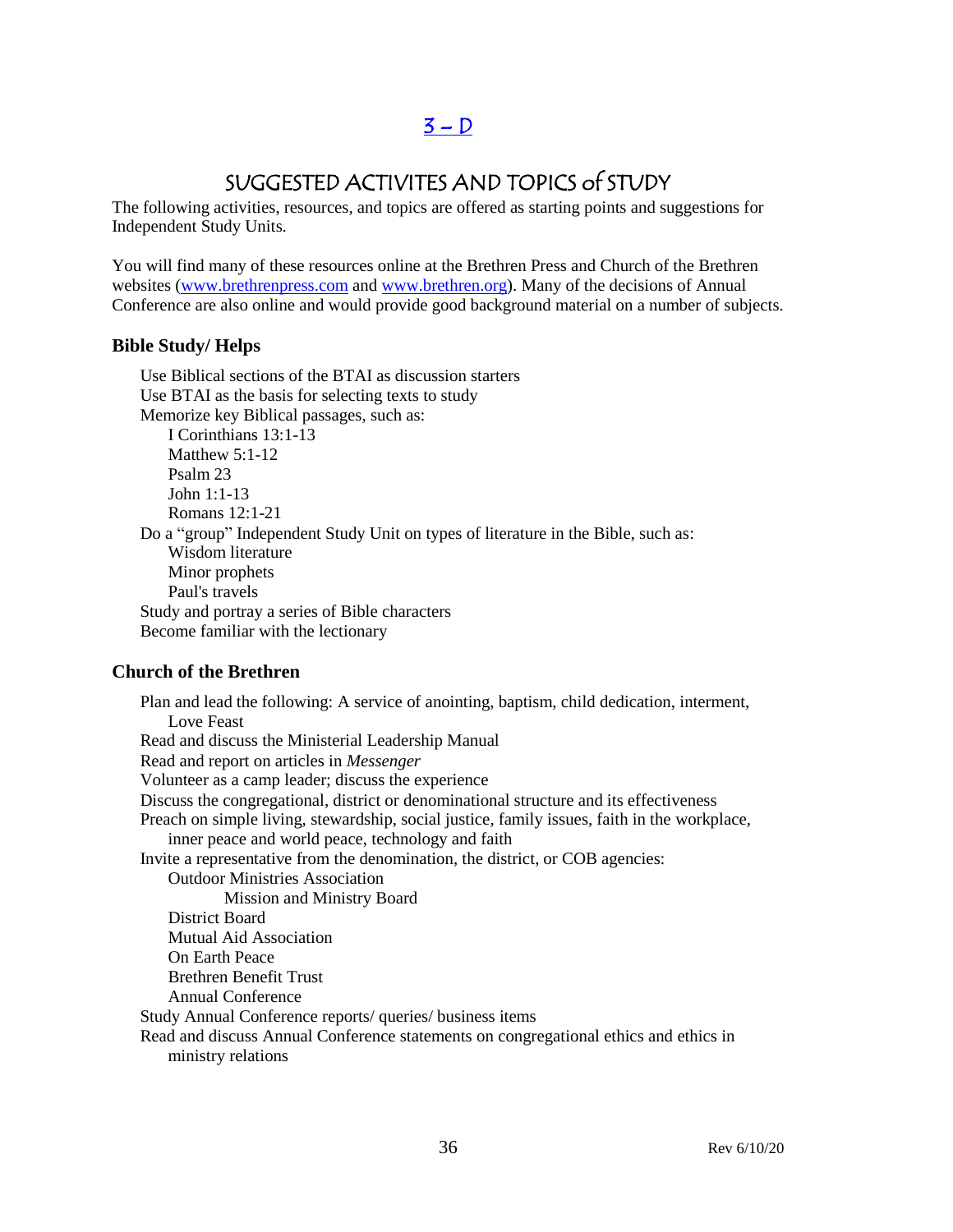## [3 – D]()

## SUGGESTED ACTIVITES AND TOPICS of STUDY

The following activities, resources, and topics are offered as starting points and suggestions for Independent Study Units.

You will find many of these resources online at the Brethren Press and Church of the Brethren websites ([www.brethrenpress.com](http://www.brethrenpress.com) and [www.brethren.org](http://www.brethren.org)). Many of the decisions of Annual Conference are also online and would provide good background material on a number of subjects.

### Bible Study/ Helps

- Use Biblical sections of the BTAI as discussion starters
- Use BTAI as the basis for selecting texts to study
- Memorize key Biblical passages, such as:
  - I Corinthians 13:1-13
  - Matthew 5:1-12
  - Psalm 23
  - John 1:1-13
  - Romans 12:1-21
- Do a "group" Independent Study Unit on types of literature in the Bible, such as:
  - Wisdom literature
  - Minor prophets
  - Paul's travels
- Study and portray a series of Bible characters
- Become familiar with the lectionary

### Church of the Brethren

- Plan and lead the following: A service of anointing, baptism, child dedication, interment, Love Feast
- Read and discuss the Ministerial Leadership Manual
- Read and report on articles in *Messenger*
- Volunteer as a camp leader; discuss the experience
- Discuss the congregational, district or denominational structure and its effectiveness
- Preach on simple living, stewardship, social justice, family issues, faith in the workplace, inner peace and world peace, technology and faith
- Invite a representative from the denomination, the district, or COB agencies:
  - Outdoor Ministries Association
    - Mission and Ministry Board
  - District Board
  - Mutual Aid Association
  - On Earth Peace
  - Brethren Benefit Trust
  - Annual Conference
- Study Annual Conference reports/ queries/ business items
- Read and discuss Annual Conference statements on congregational ethics and ethics in ministry relations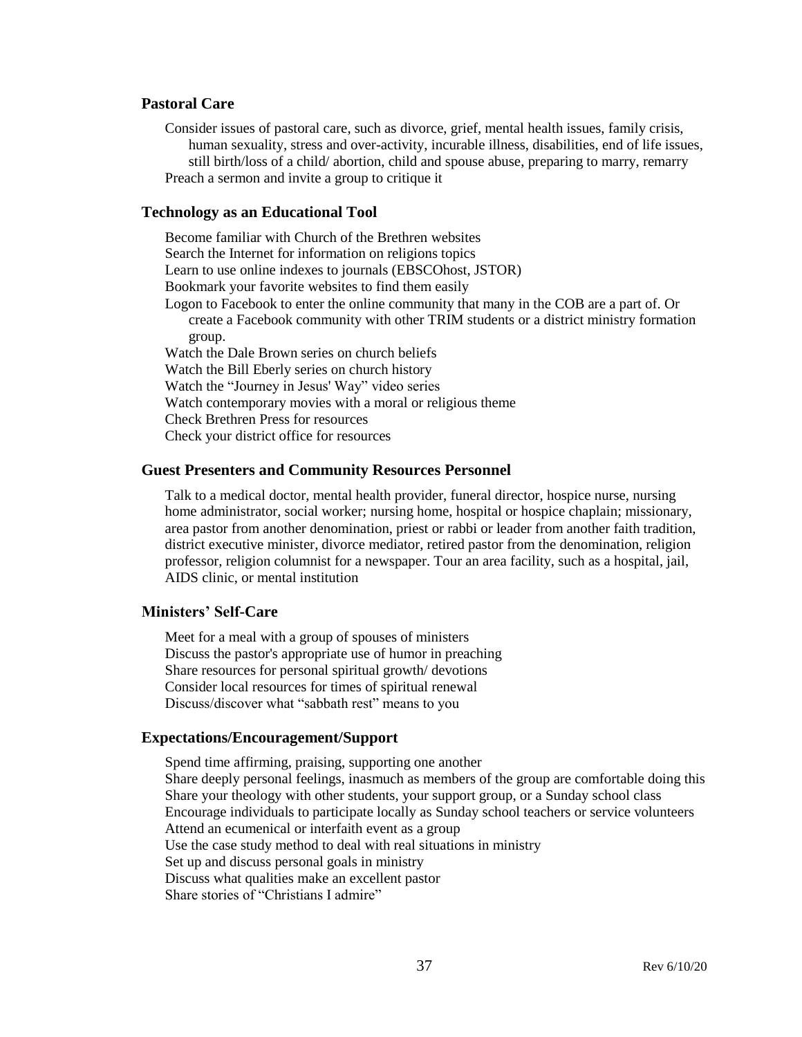### Pastoral Care

Consider issues of pastoral care, such as divorce, grief, mental health issues, family crisis, human sexuality, stress and over-activity, incurable illness, disabilities, end of life issues, still birth/loss of a child/ abortion, child and spouse abuse, preparing to marry, remarry

Preach a sermon and invite a group to critique it

### Technology as an Educational Tool

Become familiar with Church of the Brethren websites

Search the Internet for information on religions topics

Learn to use online indexes to journals (EBSCOhost, JSTOR)

Bookmark your favorite websites to find them easily

Logon to Facebook to enter the online community that many in the COB are a part of. Or create a Facebook community with other TRIM students or a district ministry formation group.

Watch the Dale Brown series on church beliefs

Watch the Bill Eberly series on church history

Watch the "Journey in Jesus' Way" video series

Watch contemporary movies with a moral or religious theme

Check Brethren Press for resources

Check your district office for resources

### Guest Presenters and Community Resources Personnel

Talk to a medical doctor, mental health provider, funeral director, hospice nurse, nursing home administrator, social worker; nursing home, hospital or hospice chaplain; missionary, area pastor from another denomination, priest or rabbi or leader from another faith tradition, district executive minister, divorce mediator, retired pastor from the denomination, religion professor, religion columnist for a newspaper. Tour an area facility, such as a hospital, jail, AIDS clinic, or mental institution

### Ministers' Self-Care

Meet for a meal with a group of spouses of ministers

Discuss the pastor's appropriate use of humor in preaching

Share resources for personal spiritual growth/ devotions

Consider local resources for times of spiritual renewal

Discuss/discover what "sabbath rest" means to you

### Expectations/Encouragement/Support

Spend time affirming, praising, supporting one another

Share deeply personal feelings, inasmuch as members of the group are comfortable doing this

Share your theology with other students, your support group, or a Sunday school class

Encourage individuals to participate locally as Sunday school teachers or service volunteers

Attend an ecumenical or interfaith event as a group

Use the case study method to deal with real situations in ministry

Set up and discuss personal goals in ministry

Discuss what qualities make an excellent pastor

Share stories of "Christians I admire"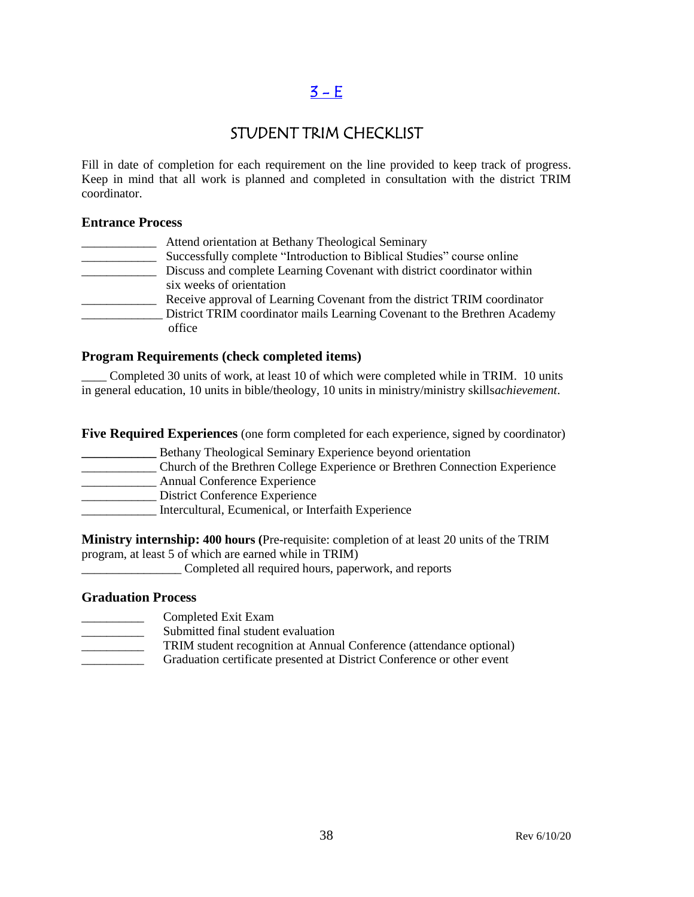# 3 – E

## STUDENT TRIM CHECKLIST

Fill in date of completion for each requirement on the line provided to keep track of progress. Keep in mind that all work is planned and completed in consultation with the district TRIM coordinator.

### Entrance Process

____________ Attend orientation at Bethany Theological Seminary
____________ Successfully complete "Introduction to Biblical Studies" course online
____________ Discuss and complete Learning Covenant with district coordinator within six weeks of orientation
____________ Receive approval of Learning Covenant from the district TRIM coordinator
_____________ District TRIM coordinator mails Learning Covenant to the Brethren Academy office

### Program Requirements (check completed items)

____ Completed 30 units of work, at least 10 of which were completed while in TRIM. 10 units in general education, 10 units in bible/theology, 10 units in ministry/ministry skills*achievement*.

**Five Required Experiences** (one form completed for each experience, signed by coordinator)

____________ Bethany Theological Seminary Experience beyond orientation
____________ Church of the Brethren College Experience or Brethren Connection Experience
____________ Annual Conference Experience
____________ District Conference Experience
____________ Intercultural, Ecumenical, or Interfaith Experience

**Ministry internship: 400 hours (**Pre-requisite: completion of at least 20 units of the TRIM program, at least 5 of which are earned while in TRIM)
________________ Completed all required hours, paperwork, and reports

### Graduation Process

__________ Completed Exit Exam
__________ Submitted final student evaluation
__________ TRIM student recognition at Annual Conference (attendance optional)
__________ Graduation certificate presented at District Conference or other event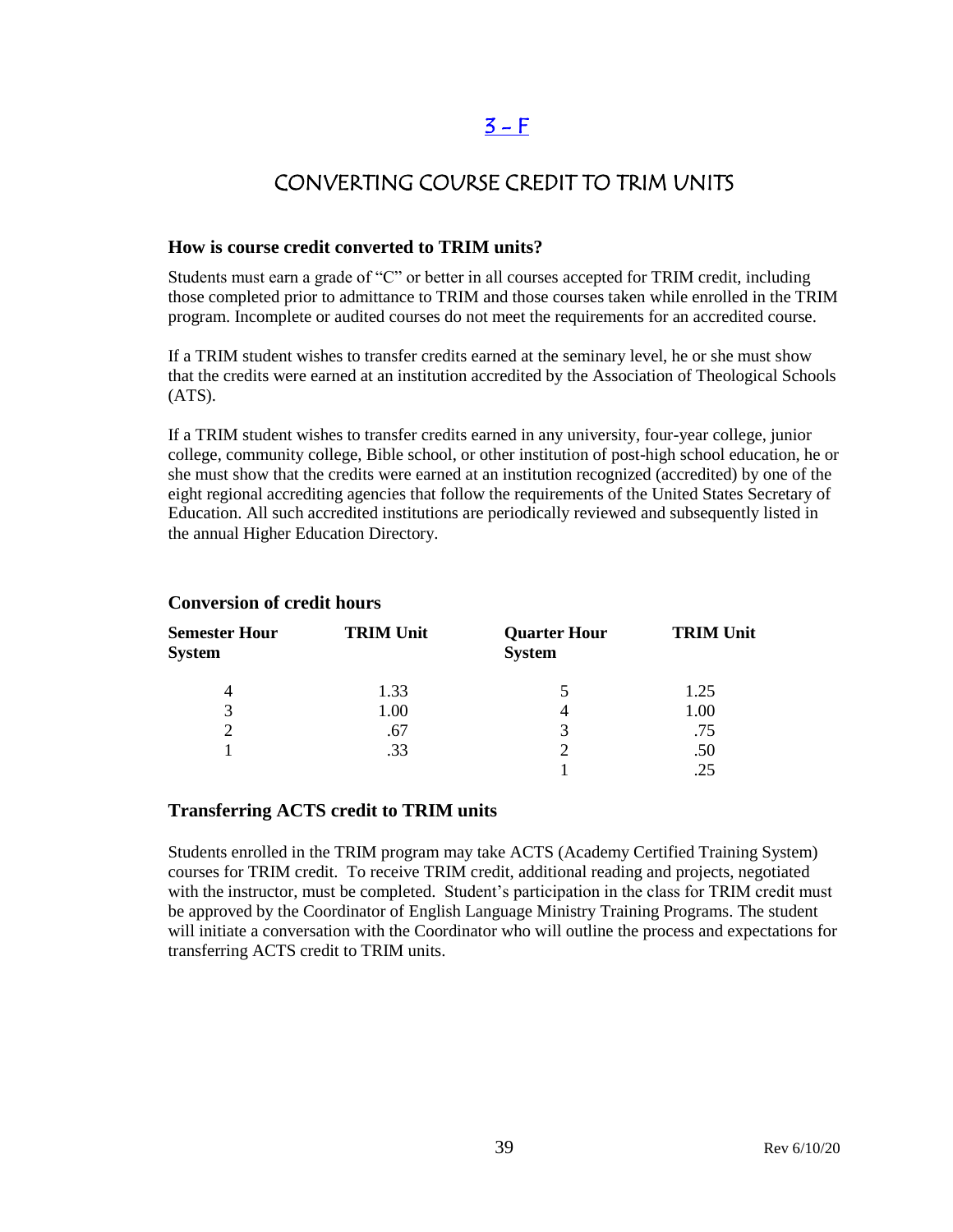## 3 - F

# CONVERTING COURSE CREDIT TO TRIM UNITS

### How is course credit converted to TRIM units?

Students must earn a grade of "C" or better in all courses accepted for TRIM credit, including those completed prior to admittance to TRIM and those courses taken while enrolled in the TRIM program. Incomplete or audited courses do not meet the requirements for an accredited course.

If a TRIM student wishes to transfer credits earned at the seminary level, he or she must show that the credits were earned at an institution accredited by the Association of Theological Schools (ATS).

If a TRIM student wishes to transfer credits earned in any university, four-year college, junior college, community college, Bible school, or other institution of post-high school education, he or she must show that the credits were earned at an institution recognized (accredited) by one of the eight regional accrediting agencies that follow the requirements of the United States Secretary of Education. All such accredited institutions are periodically reviewed and subsequently listed in the annual Higher Education Directory.

### Conversion of credit hours

| Semester Hour System | TRIM Unit | Quarter Hour System | TRIM Unit |
|---|---|---|---|
| 4 | 1.33 | 5 | 1.25 |
| 3 | 1.00 | 4 | 1.00 |
| 2 | .67 | 3 | .75 |
| 1 | .33 | 2 | .50 |
| | | 1 | .25 |

### Transferring ACTS credit to TRIM units

Students enrolled in the TRIM program may take ACTS (Academy Certified Training System) courses for TRIM credit. To receive TRIM credit, additional reading and projects, negotiated with the instructor, must be completed. Student's participation in the class for TRIM credit must be approved by the Coordinator of English Language Ministry Training Programs. The student will initiate a conversation with the Coordinator who will outline the process and expectations for transferring ACTS credit to TRIM units.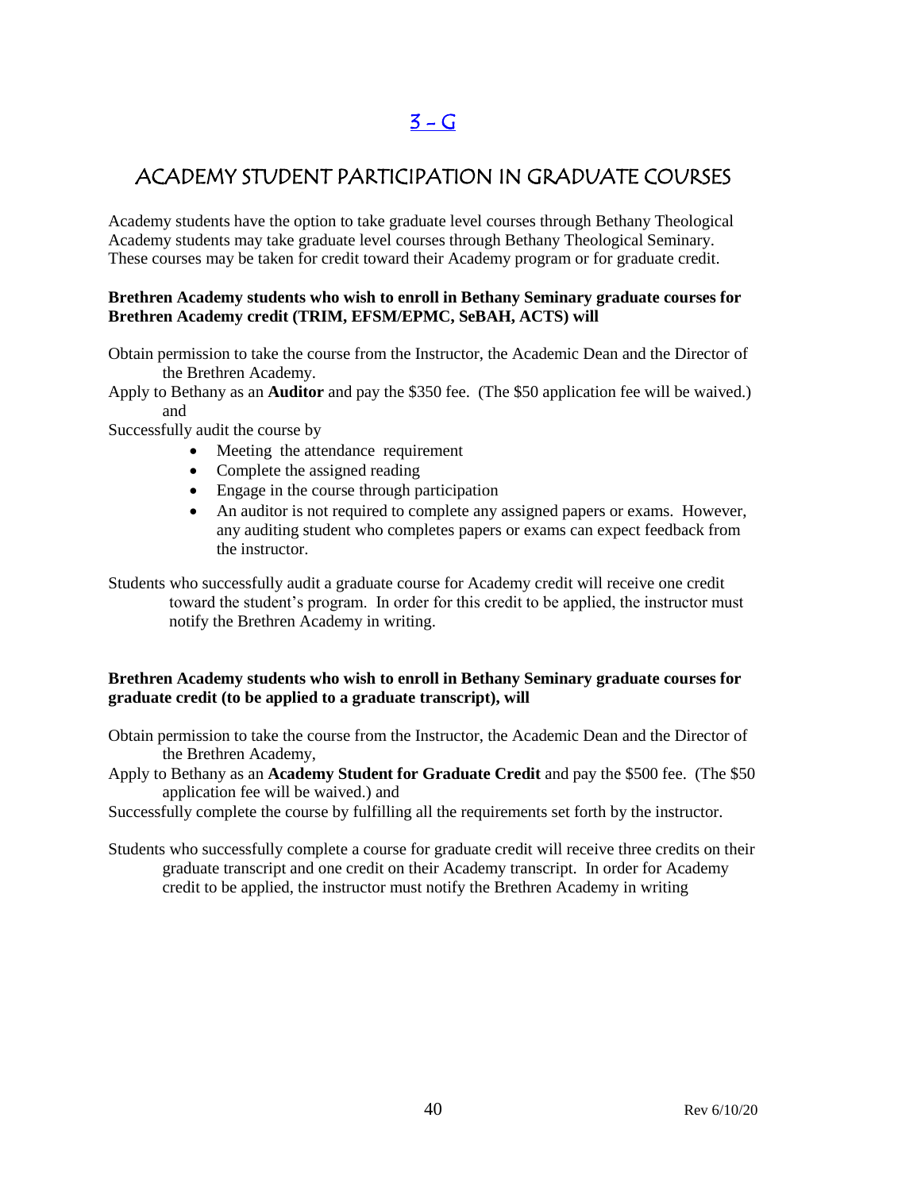# 3 – G

## ACADEMY STUDENT PARTICIPATION IN GRADUATE COURSES

Academy students have the option to take graduate level courses through Bethany Theological Academy students may take graduate level courses through Bethany Theological Seminary. These courses may be taken for credit toward their Academy program or for graduate credit.

**Brethren Academy students who wish to enroll in Bethany Seminary graduate courses for Brethren Academy credit (TRIM, EFSM/EPMC, SeBAH, ACTS) will**

Obtain permission to take the course from the Instructor, the Academic Dean and the Director of the Brethren Academy.

Apply to Bethany as an **Auditor** and pay the $350 fee. (The $50 application fee will be waived.) and

Successfully audit the course by

- Meeting the attendance requirement
- Complete the assigned reading
- Engage in the course through participation
- An auditor is not required to complete any assigned papers or exams. However, any auditing student who completes papers or exams can expect feedback from the instructor.

Students who successfully audit a graduate course for Academy credit will receive one credit toward the student's program. In order for this credit to be applied, the instructor must notify the Brethren Academy in writing.

**Brethren Academy students who wish to enroll in Bethany Seminary graduate courses for graduate credit (to be applied to a graduate transcript), will**

Obtain permission to take the course from the Instructor, the Academic Dean and the Director of the Brethren Academy,

Apply to Bethany as an **Academy Student for Graduate Credit** and pay the $500 fee. (The $50 application fee will be waived.) and

Successfully complete the course by fulfilling all the requirements set forth by the instructor.

Students who successfully complete a course for graduate credit will receive three credits on their graduate transcript and one credit on their Academy transcript. In order for Academy credit to be applied, the instructor must notify the Brethren Academy in writing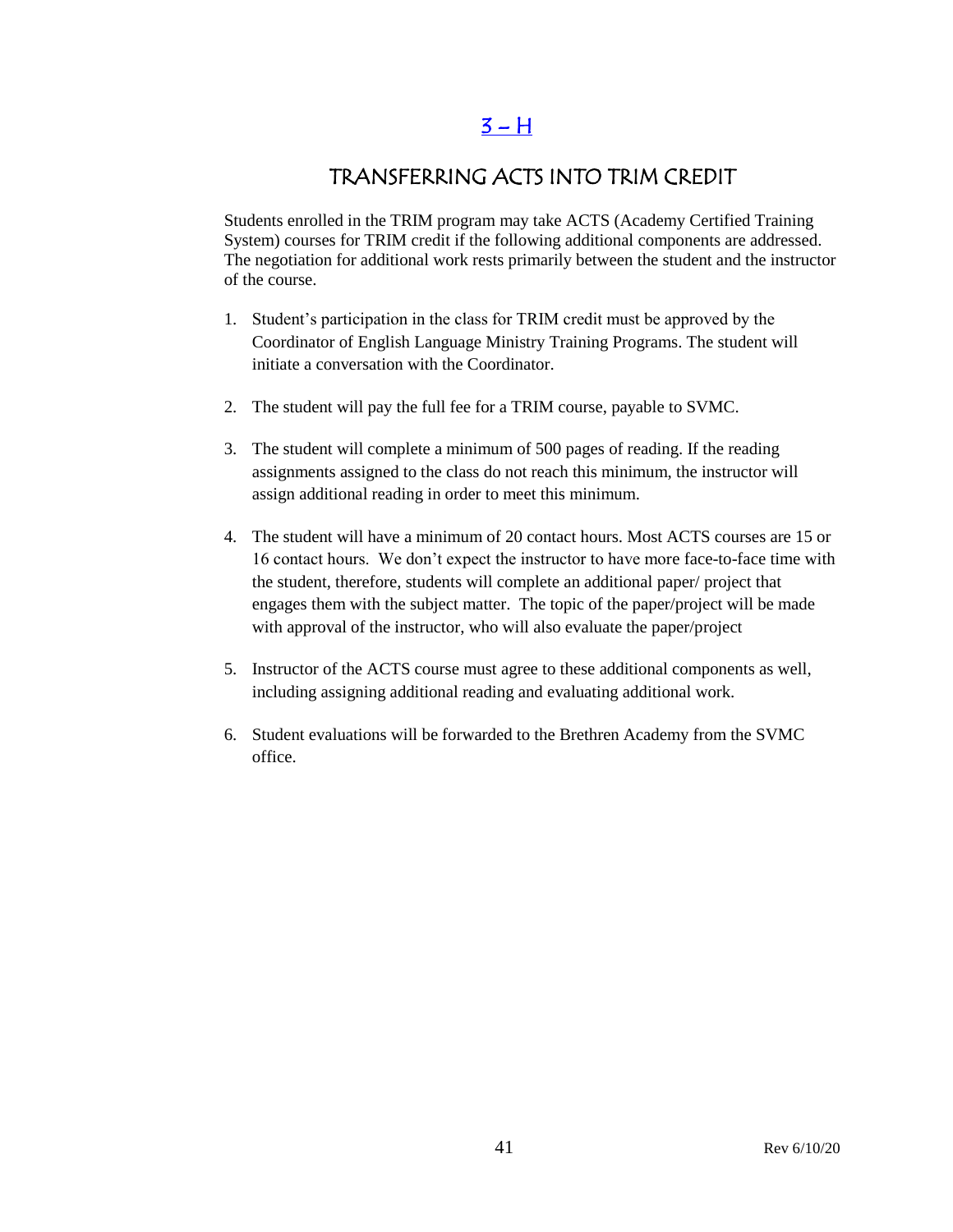## 3 – H

## TRANSFERRING ACTS INTO TRIM CREDIT

Students enrolled in the TRIM program may take ACTS (Academy Certified Training System) courses for TRIM credit if the following additional components are addressed. The negotiation for additional work rests primarily between the student and the instructor of the course.

1. Student's participation in the class for TRIM credit must be approved by the Coordinator of English Language Ministry Training Programs. The student will initiate a conversation with the Coordinator.

2. The student will pay the full fee for a TRIM course, payable to SVMC.

3. The student will complete a minimum of 500 pages of reading. If the reading assignments assigned to the class do not reach this minimum, the instructor will assign additional reading in order to meet this minimum.

4. The student will have a minimum of 20 contact hours. Most ACTS courses are 15 or 16 contact hours. We don't expect the instructor to have more face-to-face time with the student, therefore, students will complete an additional paper/ project that engages them with the subject matter. The topic of the paper/project will be made with approval of the instructor, who will also evaluate the paper/project

5. Instructor of the ACTS course must agree to these additional components as well, including assigning additional reading and evaluating additional work.

6. Student evaluations will be forwarded to the Brethren Academy from the SVMC office.

Rev 6/10/20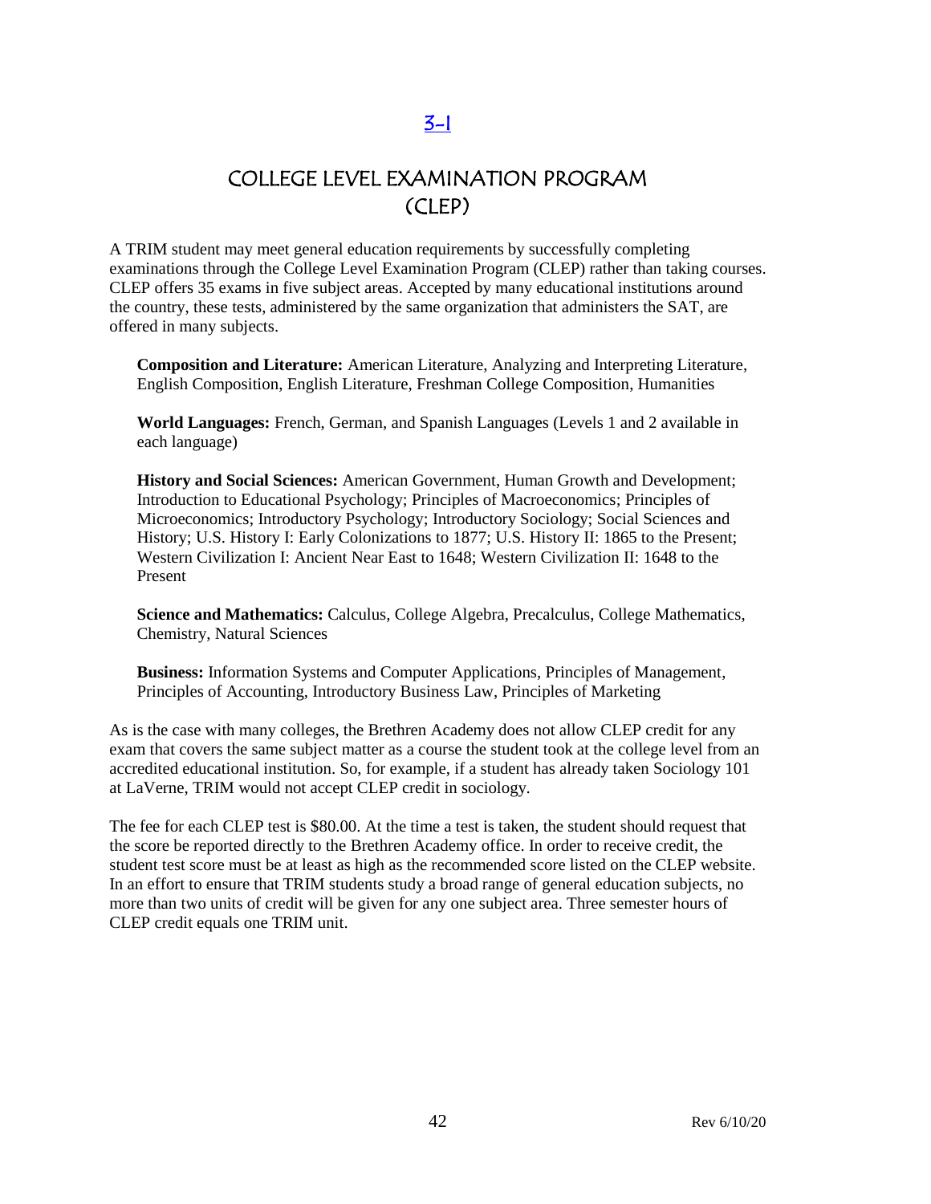[3-1]

# COLLEGE LEVEL EXAMINATION PROGRAM (CLEP)

A TRIM student may meet general education requirements by successfully completing examinations through the College Level Examination Program (CLEP) rather than taking courses. CLEP offers 35 exams in five subject areas. Accepted by many educational institutions around the country, these tests, administered by the same organization that administers the SAT, are offered in many subjects.

**Composition and Literature:** American Literature, Analyzing and Interpreting Literature, English Composition, English Literature, Freshman College Composition, Humanities

**World Languages:** French, German, and Spanish Languages (Levels 1 and 2 available in each language)

**History and Social Sciences:** American Government, Human Growth and Development; Introduction to Educational Psychology; Principles of Macroeconomics; Principles of Microeconomics; Introductory Psychology; Introductory Sociology; Social Sciences and History; U.S. History I: Early Colonizations to 1877; U.S. History II: 1865 to the Present; Western Civilization I: Ancient Near East to 1648; Western Civilization II: 1648 to the Present

**Science and Mathematics:** Calculus, College Algebra, Precalculus, College Mathematics, Chemistry, Natural Sciences

**Business:** Information Systems and Computer Applications, Principles of Management, Principles of Accounting, Introductory Business Law, Principles of Marketing

As is the case with many colleges, the Brethren Academy does not allow CLEP credit for any exam that covers the same subject matter as a course the student took at the college level from an accredited educational institution. So, for example, if a student has already taken Sociology 101 at LaVerne, TRIM would not accept CLEP credit in sociology.

The fee for each CLEP test is $80.00. At the time a test is taken, the student should request that the score be reported directly to the Brethren Academy office. In order to receive credit, the student test score must be at least as high as the recommended score listed on the CLEP website. In an effort to ensure that TRIM students study a broad range of general education subjects, no more than two units of credit will be given for any one subject area. Three semester hours of CLEP credit equals one TRIM unit.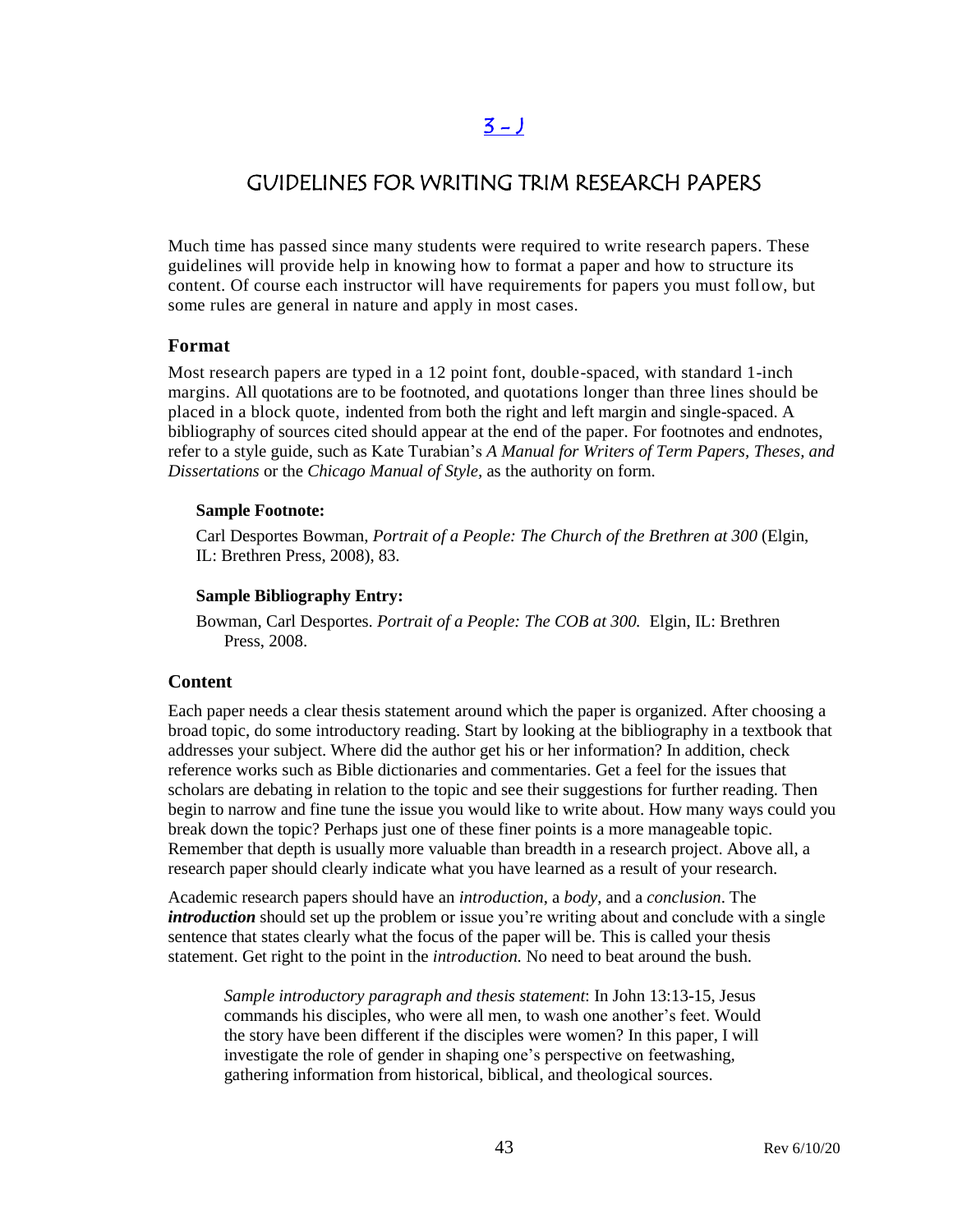[3 - J]

# GUIDELINES FOR WRITING TRIM RESEARCH PAPERS

Much time has passed since many students were required to write research papers. These guidelines will provide help in knowing how to format a paper and how to structure its content. Of course each instructor will have requirements for papers you must follow, but some rules are general in nature and apply in most cases.

## Format

Most research papers are typed in a 12 point font, double-spaced, with standard 1-inch margins. All quotations are to be footnoted, and quotations longer than three lines should be placed in a block quote, indented from both the right and left margin and single-spaced. A bibliography of sources cited should appear at the end of the paper. For footnotes and endnotes, refer to a style guide, such as Kate Turabian's *A Manual for Writers of Term Papers, Theses, and Dissertations* or the *Chicago Manual of Style,* as the authority on form.

**Sample Footnote:**

Carl Desportes Bowman, *Portrait of a People: The Church of the Brethren at 300* (Elgin, IL: Brethren Press, 2008), 83.

**Sample Bibliography Entry:**

Bowman, Carl Desportes. *Portrait of a People: The COB at 300.* Elgin, IL: Brethren Press, 2008.

## Content

Each paper needs a clear thesis statement around which the paper is organized. After choosing a broad topic, do some introductory reading. Start by looking at the bibliography in a textbook that addresses your subject. Where did the author get his or her information? In addition, check reference works such as Bible dictionaries and commentaries. Get a feel for the issues that scholars are debating in relation to the topic and see their suggestions for further reading. Then begin to narrow and fine tune the issue you would like to write about. How many ways could you break down the topic? Perhaps just one of these finer points is a more manageable topic. Remember that depth is usually more valuable than breadth in a research project. Above all, a research paper should clearly indicate what you have learned as a result of your research.

Academic research papers should have an *introduction*, a *body*, and a *conclusion*. The ***introduction*** should set up the problem or issue you're writing about and conclude with a single sentence that states clearly what the focus of the paper will be. This is called your thesis statement. Get right to the point in the *introduction.* No need to beat around the bush.

> *Sample introductory paragraph and thesis statement*: In John 13:13-15, Jesus commands his disciples, who were all men, to wash one another's feet. Would the story have been different if the disciples were women? In this paper, I will investigate the role of gender in shaping one's perspective on feetwashing, gathering information from historical, biblical, and theological sources.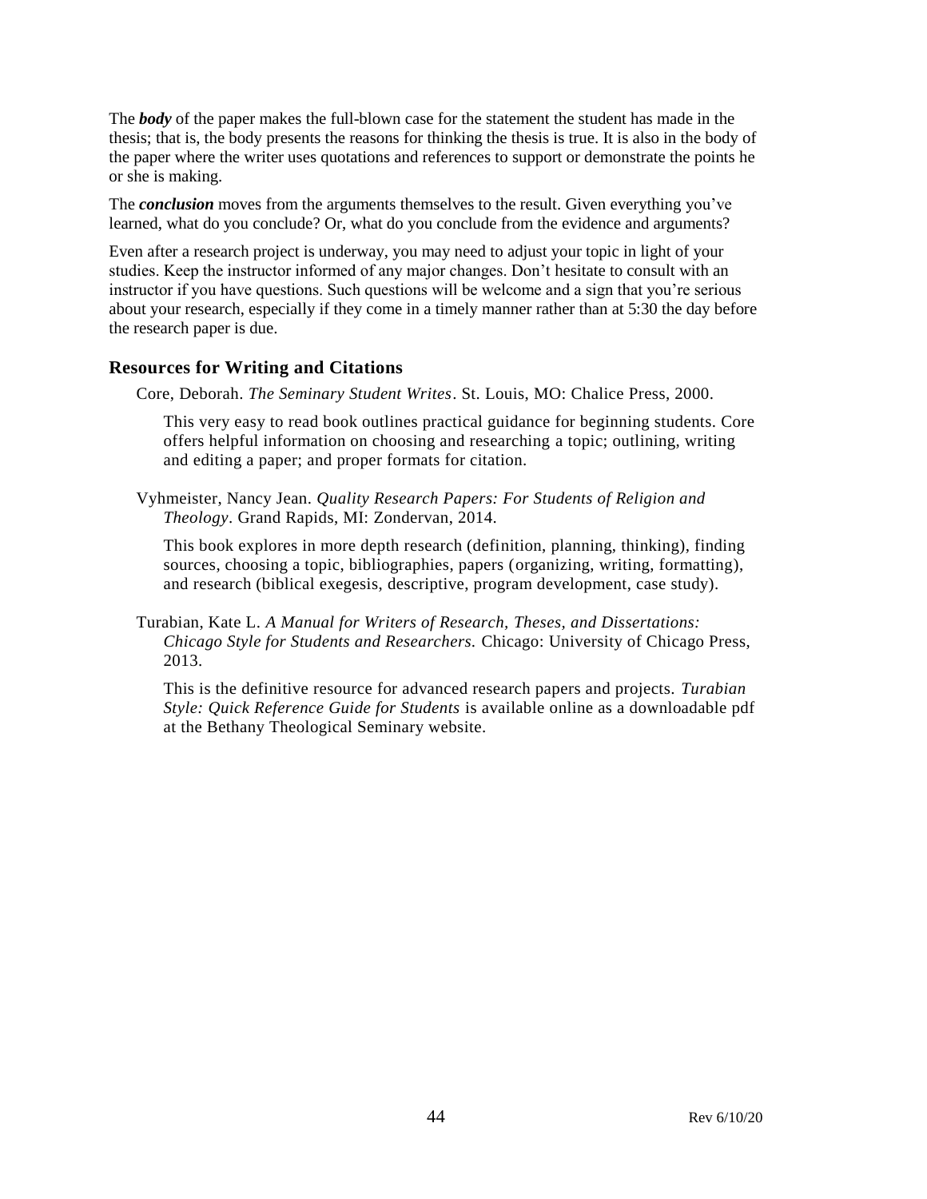The ***body*** of the paper makes the full-blown case for the statement the student has made in the thesis; that is, the body presents the reasons for thinking the thesis is true. It is also in the body of the paper where the writer uses quotations and references to support or demonstrate the points he or she is making.

The ***conclusion*** moves from the arguments themselves to the result. Given everything you've learned, what do you conclude? Or, what do you conclude from the evidence and arguments?

Even after a research project is underway, you may need to adjust your topic in light of your studies. Keep the instructor informed of any major changes. Don't hesitate to consult with an instructor if you have questions. Such questions will be welcome and a sign that you're serious about your research, especially if they come in a timely manner rather than at 5:30 the day before the research paper is due.

### Resources for Writing and Citations

Core, Deborah. *The Seminary Student Writes*. St. Louis, MO: Chalice Press, 2000.

This very easy to read book outlines practical guidance for beginning students. Core offers helpful information on choosing and researching a topic; outlining, writing and editing a paper; and proper formats for citation.

Vyhmeister, Nancy Jean. *Quality Research Papers: For Students of Religion and Theology*. Grand Rapids, MI: Zondervan, 2014.

This book explores in more depth research (definition, planning, thinking), finding sources, choosing a topic, bibliographies, papers (organizing, writing, formatting), and research (biblical exegesis, descriptive, program development, case study).

Turabian, Kate L. *A Manual for Writers of Research, Theses, and Dissertations: Chicago Style for Students and Researchers.* Chicago: University of Chicago Press, 2013.

This is the definitive resource for advanced research papers and projects. *Turabian Style: Quick Reference Guide for Students* is available online as a downloadable pdf at the Bethany Theological Seminary website.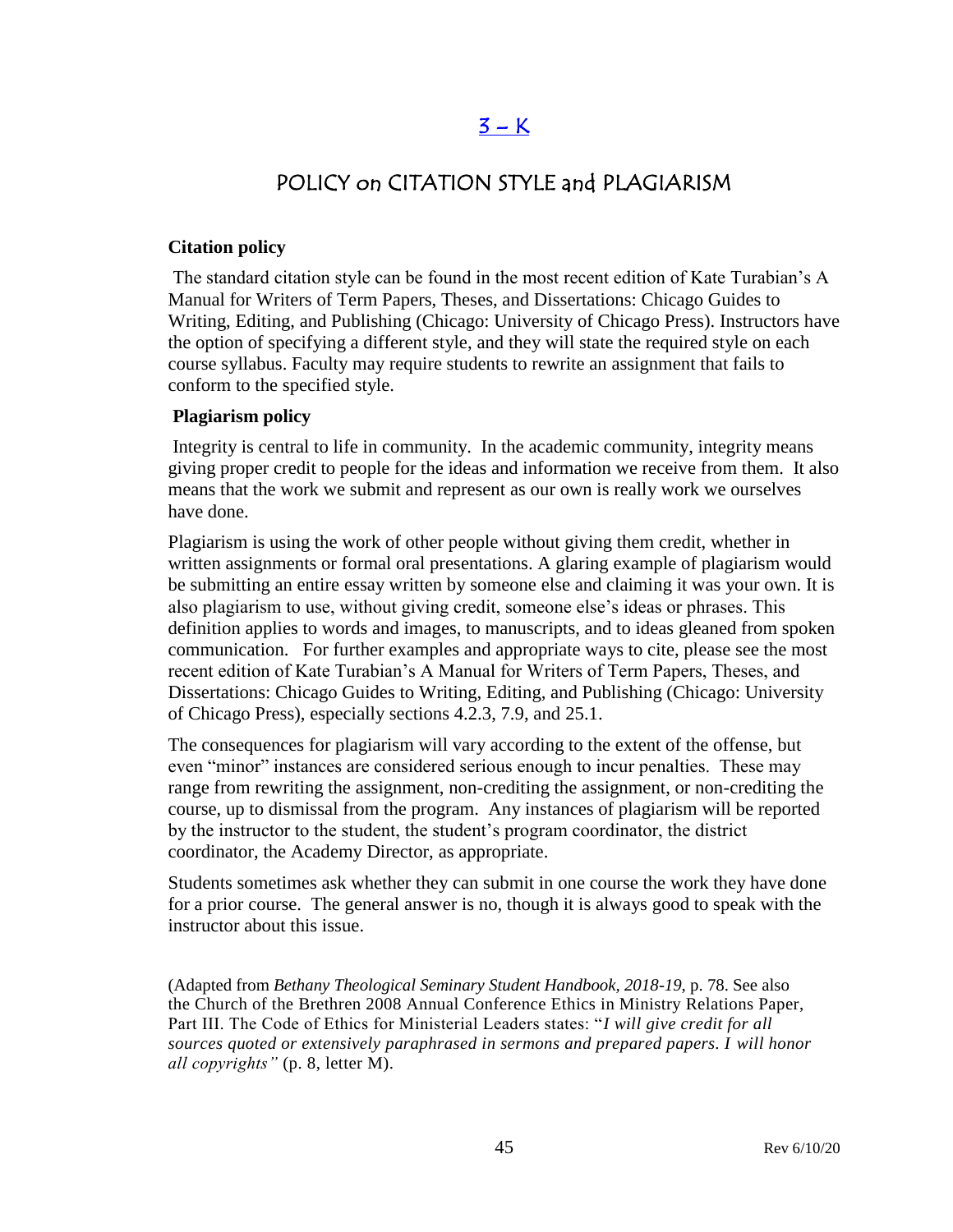# 3 – K

## POLICY on CITATION STYLE and PLAGIARISM

**Citation policy**

The standard citation style can be found in the most recent edition of Kate Turabian's A Manual for Writers of Term Papers, Theses, and Dissertations: Chicago Guides to Writing, Editing, and Publishing (Chicago: University of Chicago Press). Instructors have the option of specifying a different style, and they will state the required style on each course syllabus. Faculty may require students to rewrite an assignment that fails to conform to the specified style.

**Plagiarism policy**

Integrity is central to life in community. In the academic community, integrity means giving proper credit to people for the ideas and information we receive from them. It also means that the work we submit and represent as our own is really work we ourselves have done.

Plagiarism is using the work of other people without giving them credit, whether in written assignments or formal oral presentations. A glaring example of plagiarism would be submitting an entire essay written by someone else and claiming it was your own. It is also plagiarism to use, without giving credit, someone else's ideas or phrases. This definition applies to words and images, to manuscripts, and to ideas gleaned from spoken communication. For further examples and appropriate ways to cite, please see the most recent edition of Kate Turabian's A Manual for Writers of Term Papers, Theses, and Dissertations: Chicago Guides to Writing, Editing, and Publishing (Chicago: University of Chicago Press), especially sections 4.2.3, 7.9, and 25.1.

The consequences for plagiarism will vary according to the extent of the offense, but even "minor" instances are considered serious enough to incur penalties. These may range from rewriting the assignment, non-crediting the assignment, or non-crediting the course, up to dismissal from the program. Any instances of plagiarism will be reported by the instructor to the student, the student's program coordinator, the district coordinator, the Academy Director, as appropriate.

Students sometimes ask whether they can submit in one course the work they have done for a prior course. The general answer is no, though it is always good to speak with the instructor about this issue.

(Adapted from *Bethany Theological Seminary Student Handbook, 2018-19*, p. 78. See also the Church of the Brethren 2008 Annual Conference Ethics in Ministry Relations Paper, Part III. The Code of Ethics for Ministerial Leaders states: "*I will give credit for all sources quoted or extensively paraphrased in sermons and prepared papers. I will honor all copyrights"* (p. 8, letter M).

Rev 6/10/20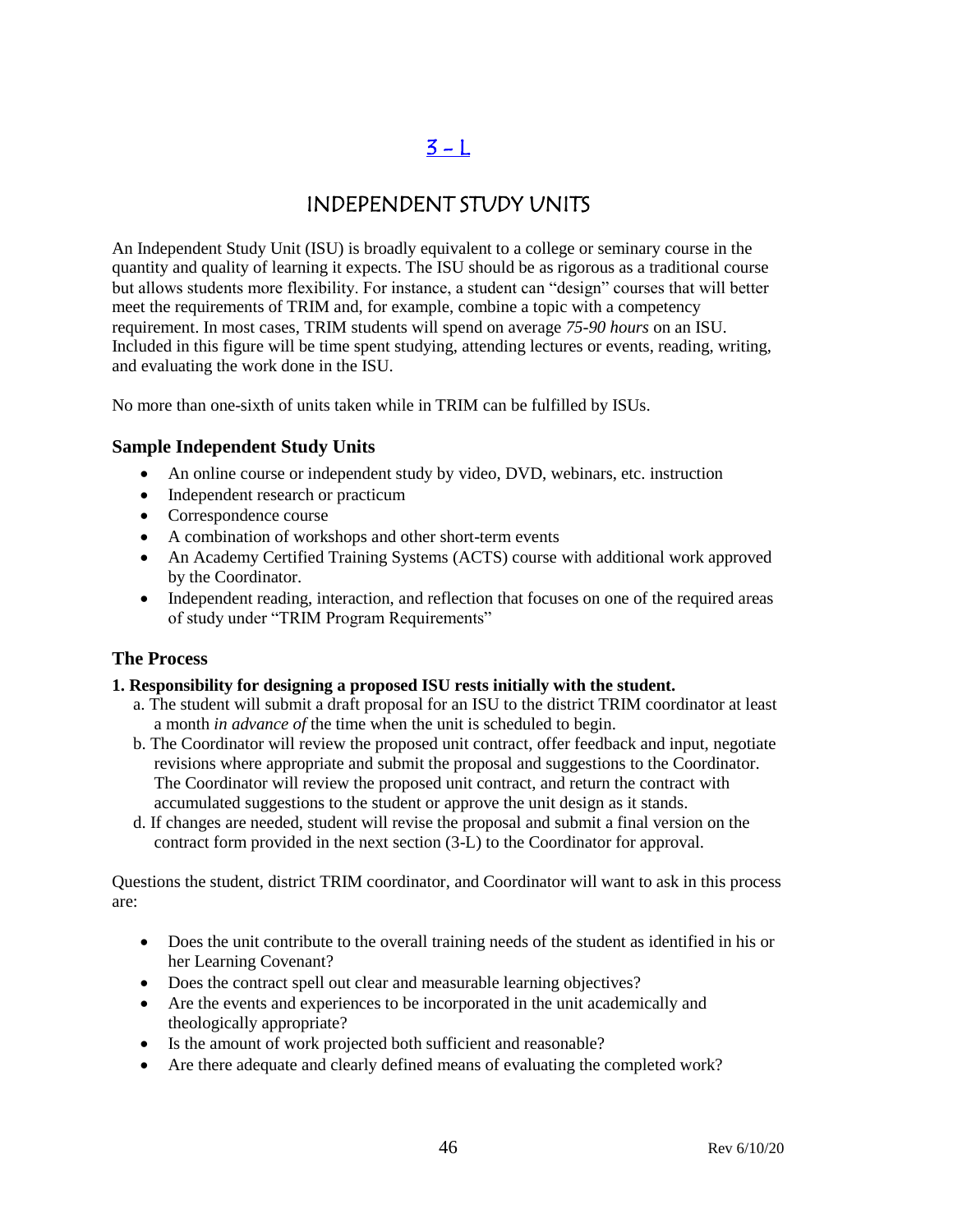# 3 - L

## INDEPENDENT STUDY UNITS

An Independent Study Unit (ISU) is broadly equivalent to a college or seminary course in the quantity and quality of learning it expects. The ISU should be as rigorous as a traditional course but allows students more flexibility. For instance, a student can "design" courses that will better meet the requirements of TRIM and, for example, combine a topic with a competency requirement. In most cases, TRIM students will spend on average *75-90 hours* on an ISU. Included in this figure will be time spent studying, attending lectures or events, reading, writing, and evaluating the work done in the ISU.

No more than one-sixth of units taken while in TRIM can be fulfilled by ISUs.

### Sample Independent Study Units

- An online course or independent study by video, DVD, webinars, etc. instruction
- Independent research or practicum
- Correspondence course
- A combination of workshops and other short-term events
- An Academy Certified Training Systems (ACTS) course with additional work approved by the Coordinator.
- Independent reading, interaction, and reflection that focuses on one of the required areas of study under "TRIM Program Requirements"

### The Process

**1. Responsibility for designing a proposed ISU rests initially with the student.**

a. The student will submit a draft proposal for an ISU to the district TRIM coordinator at least a month *in advance of* the time when the unit is scheduled to begin.

b. The Coordinator will review the proposed unit contract, offer feedback and input, negotiate revisions where appropriate and submit the proposal and suggestions to the Coordinator. The Coordinator will review the proposed unit contract, and return the contract with accumulated suggestions to the student or approve the unit design as it stands.

d. If changes are needed, student will revise the proposal and submit a final version on the contract form provided in the next section (3-L) to the Coordinator for approval.

Questions the student, district TRIM coordinator, and Coordinator will want to ask in this process are:

- Does the unit contribute to the overall training needs of the student as identified in his or her Learning Covenant?
- Does the contract spell out clear and measurable learning objectives?
- Are the events and experiences to be incorporated in the unit academically and theologically appropriate?
- Is the amount of work projected both sufficient and reasonable?
- Are there adequate and clearly defined means of evaluating the completed work?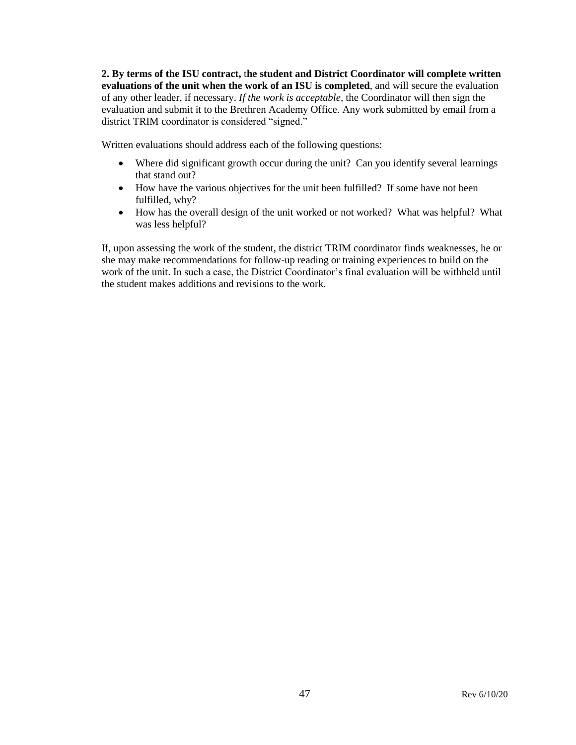**2. By terms of the ISU contract, the student and District Coordinator will complete written evaluations of the unit when the work of an ISU is completed**, and will secure the evaluation of any other leader, if necessary. *If the work is acceptable*, the Coordinator will then sign the evaluation and submit it to the Brethren Academy Office. Any work submitted by email from a district TRIM coordinator is considered "signed."

Written evaluations should address each of the following questions:

- Where did significant growth occur during the unit? Can you identify several learnings that stand out?
- How have the various objectives for the unit been fulfilled? If some have not been fulfilled, why?
- How has the overall design of the unit worked or not worked? What was helpful? What was less helpful?

If, upon assessing the work of the student, the district TRIM coordinator finds weaknesses, he or she may make recommendations for follow-up reading or training experiences to build on the work of the unit. In such a case, the District Coordinator's final evaluation will be withheld until the student makes additions and revisions to the work.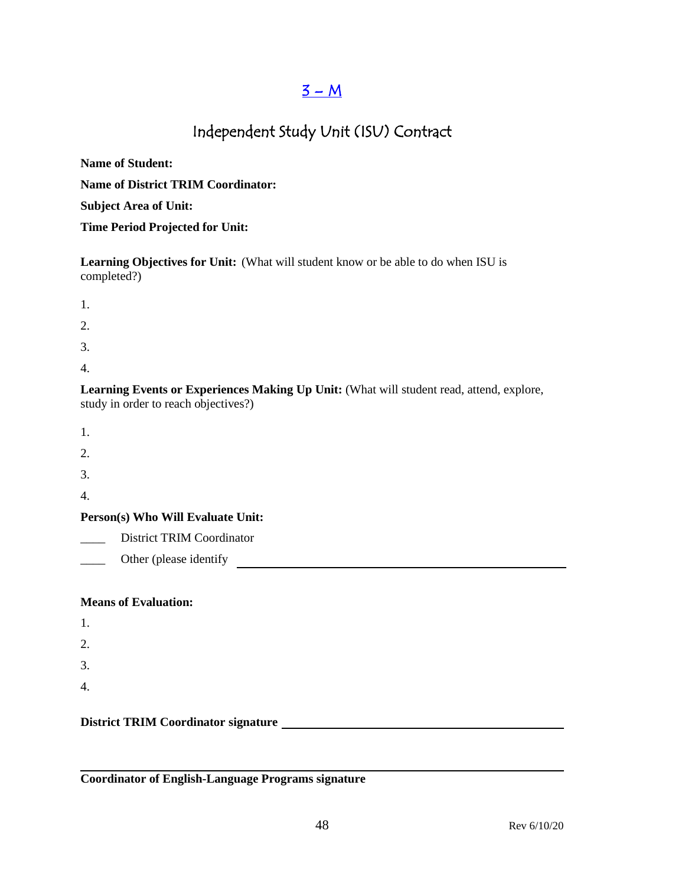# 3 – M

## Independent Study Unit (ISU) Contract

**Name of Student:**

**Name of District TRIM Coordinator:**

**Subject Area of Unit:**

**Time Period Projected for Unit:**

**Learning Objectives for Unit:** (What will student know or be able to do when ISU is completed?)

1.
2.
3.
4.

**Learning Events or Experiences Making Up Unit:** (What will student read, attend, explore, study in order to reach objectives?)

1.
2.
3.
4.

**Person(s) Who Will Evaluate Unit:**

____ District TRIM Coordinator

____ Other (please identify ______________________________

**Means of Evaluation:**

1.
2.
3.
4.

**District TRIM Coordinator signature** ______________________________

______________________________

**Coordinator of English-Language Programs signature**

Rev 6/10/20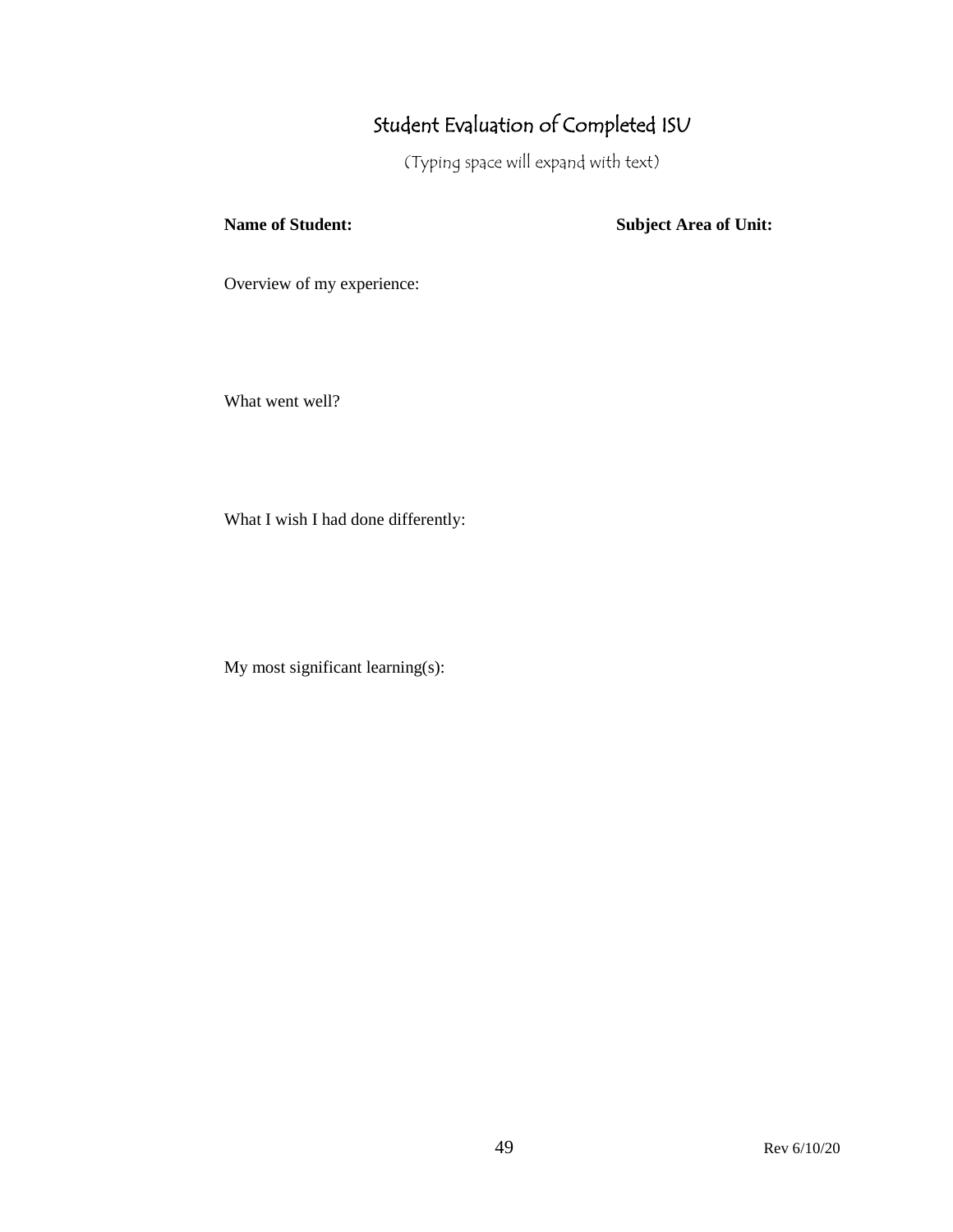# Student Evaluation of Completed ISU

(Typing space will expand with text)

**Name of Student:** **Subject Area of Unit:**

Overview of my experience:

What went well?

What I wish I had done differently:

My most significant learning(s):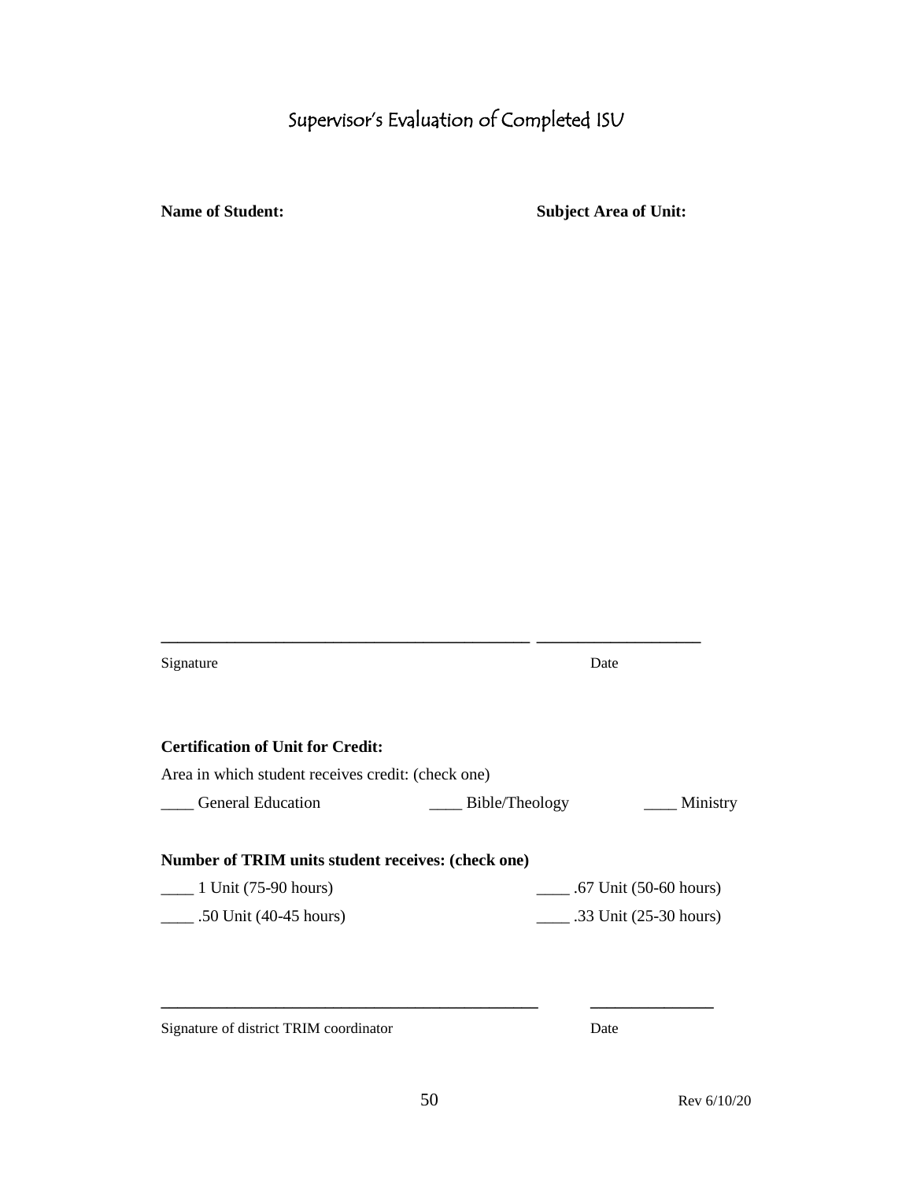# Supervisor's Evaluation of Completed ISU

**Name of Student:** **Subject Area of Unit:**

_____________________________________________ ____________________

Signature Date

**Certification of Unit for Credit:**

Area in which student receives credit: (check one)

____ General Education ____ Bible/Theology ____ Ministry

**Number of TRIM units student receives: (check one)**

____ 1 Unit (75-90 hours) ____ .67 Unit (50-60 hours)

____ .50 Unit (40-45 hours) ____ .33 Unit (25-30 hours)

_____________________________________________ _______________

Signature of district TRIM coordinator Date

Rev 6/10/20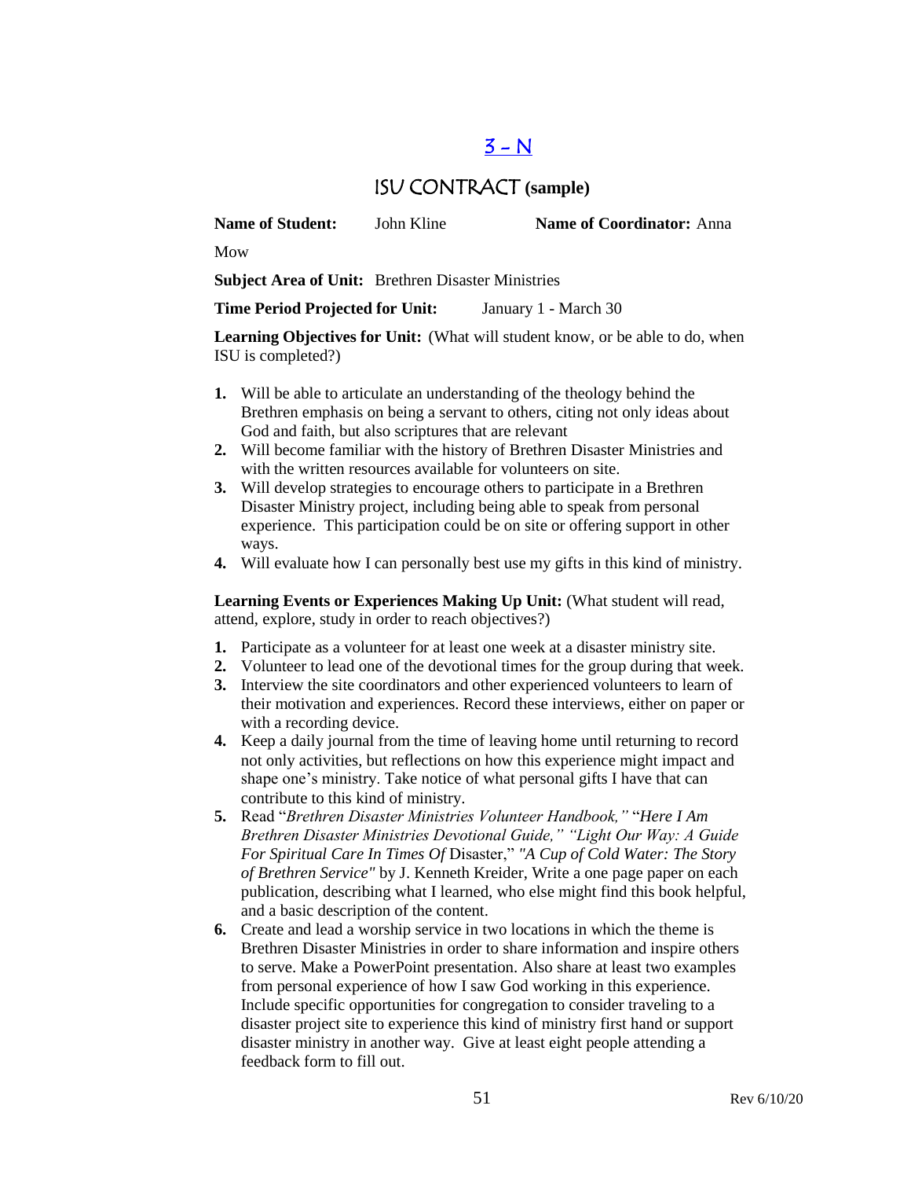# 3 – N

## ISU CONTRACT (sample)

**Name of Student:** John Kline **Name of Coordinator:** Anna Mow

**Subject Area of Unit:** Brethren Disaster Ministries

**Time Period Projected for Unit:** January 1 - March 30

**Learning Objectives for Unit:** (What will student know, or be able to do, when ISU is completed?)

1. Will be able to articulate an understanding of the theology behind the Brethren emphasis on being a servant to others, citing not only ideas about God and faith, but also scriptures that are relevant
2. Will become familiar with the history of Brethren Disaster Ministries and with the written resources available for volunteers on site.
3. Will develop strategies to encourage others to participate in a Brethren Disaster Ministry project, including being able to speak from personal experience. This participation could be on site or offering support in other ways.
4. Will evaluate how I can personally best use my gifts in this kind of ministry.

**Learning Events or Experiences Making Up Unit:** (What student will read, attend, explore, study in order to reach objectives?)

1. Participate as a volunteer for at least one week at a disaster ministry site.
2. Volunteer to lead one of the devotional times for the group during that week.
3. Interview the site coordinators and other experienced volunteers to learn of their motivation and experiences. Record these interviews, either on paper or with a recording device.
4. Keep a daily journal from the time of leaving home until returning to record not only activities, but reflections on how this experience might impact and shape one's ministry. Take notice of what personal gifts I have that can contribute to this kind of ministry.
5. Read "*Brethren Disaster Ministries Volunteer Handbook,*" "*Here I Am Brethren Disaster Ministries Devotional Guide,*" "*Light Our Way: A Guide For Spiritual Care In Times Of* Disaster," *"A Cup of Cold Water: The Story of Brethren Service"* by J. Kenneth Kreider, Write a one page paper on each publication, describing what I learned, who else might find this book helpful, and a basic description of the content.
6. Create and lead a worship service in two locations in which the theme is Brethren Disaster Ministries in order to share information and inspire others to serve. Make a PowerPoint presentation. Also share at least two examples from personal experience of how I saw God working in this experience. Include specific opportunities for congregation to consider traveling to a disaster project site to experience this kind of ministry first hand or support disaster ministry in another way. Give at least eight people attending a feedback form to fill out.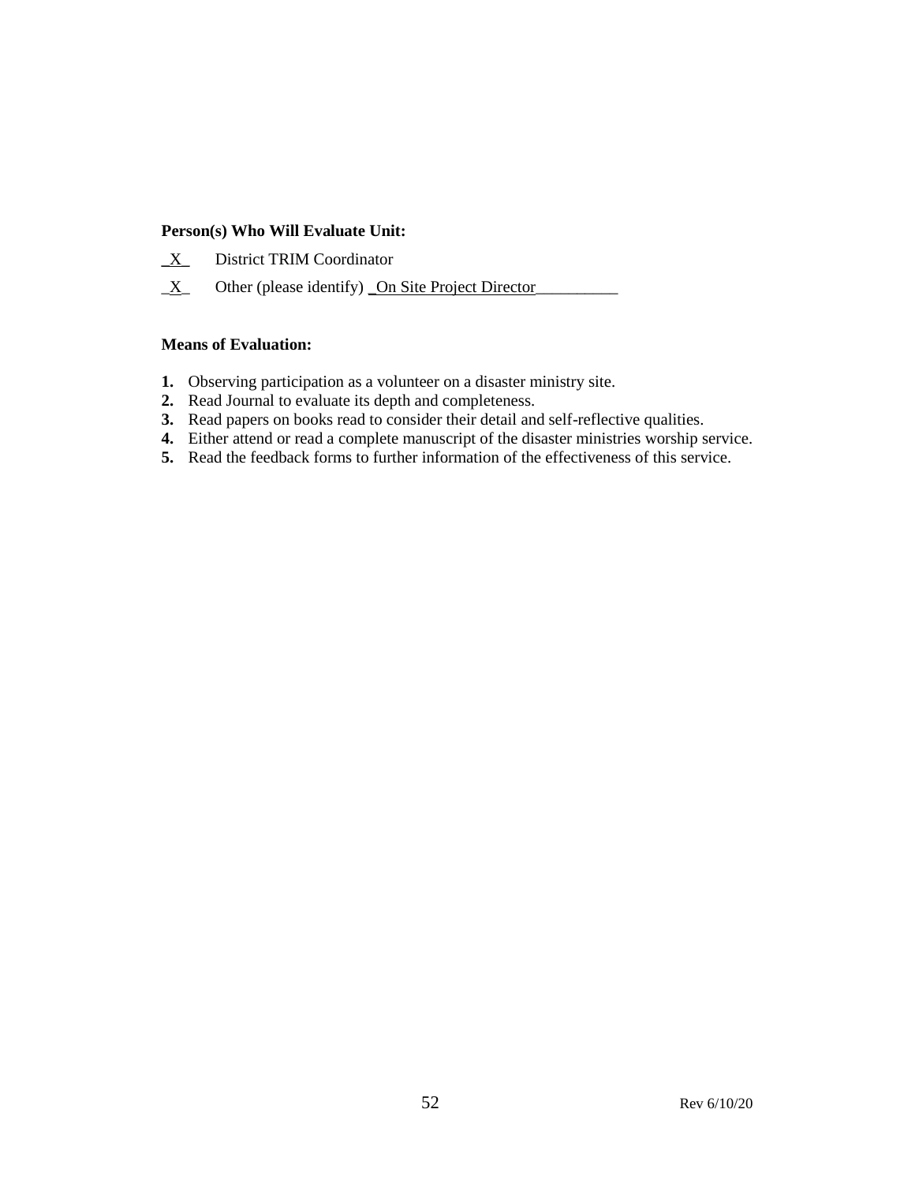**Person(s) Who Will Evaluate Unit:**

_X_ District TRIM Coordinator

_X_ Other (please identify) _On Site Project Director__________

**Means of Evaluation:**

1. Observing participation as a volunteer on a disaster ministry site.
2. Read Journal to evaluate its depth and completeness.
3. Read papers on books read to consider their detail and self-reflective qualities.
4. Either attend or read a complete manuscript of the disaster ministries worship service.
5. Read the feedback forms to further information of the effectiveness of this service.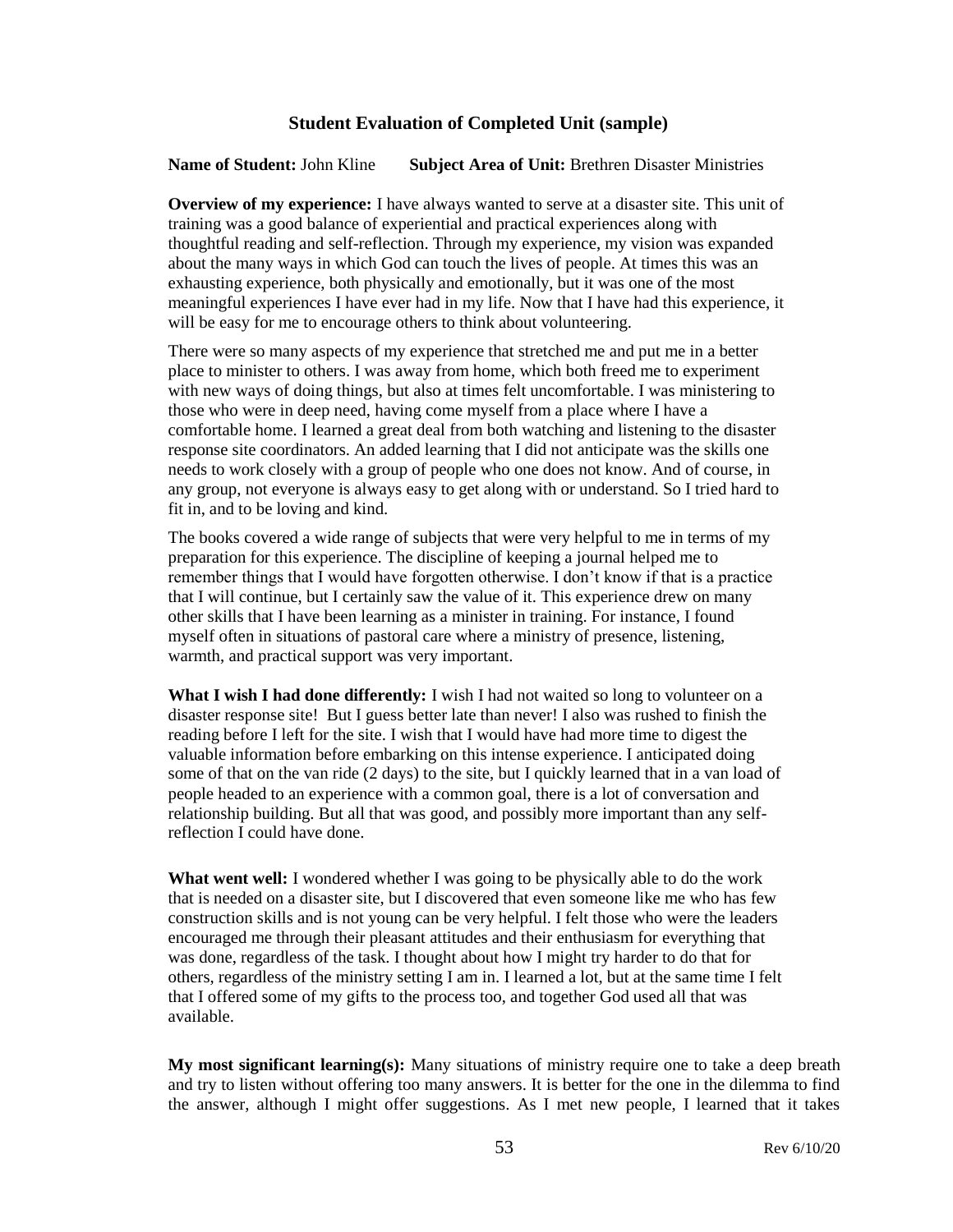### Student Evaluation of Completed Unit (sample)

**Name of Student:** John Kline **Subject Area of Unit:** Brethren Disaster Ministries

**Overview of my experience:** I have always wanted to serve at a disaster site. This unit of training was a good balance of experiential and practical experiences along with thoughtful reading and self-reflection. Through my experience, my vision was expanded about the many ways in which God can touch the lives of people. At times this was an exhausting experience, both physically and emotionally, but it was one of the most meaningful experiences I have ever had in my life. Now that I have had this experience, it will be easy for me to encourage others to think about volunteering.

There were so many aspects of my experience that stretched me and put me in a better place to minister to others. I was away from home, which both freed me to experiment with new ways of doing things, but also at times felt uncomfortable. I was ministering to those who were in deep need, having come myself from a place where I have a comfortable home. I learned a great deal from both watching and listening to the disaster response site coordinators. An added learning that I did not anticipate was the skills one needs to work closely with a group of people who one does not know. And of course, in any group, not everyone is always easy to get along with or understand. So I tried hard to fit in, and to be loving and kind.

The books covered a wide range of subjects that were very helpful to me in terms of my preparation for this experience. The discipline of keeping a journal helped me to remember things that I would have forgotten otherwise. I don't know if that is a practice that I will continue, but I certainly saw the value of it. This experience drew on many other skills that I have been learning as a minister in training. For instance, I found myself often in situations of pastoral care where a ministry of presence, listening, warmth, and practical support was very important.

**What I wish I had done differently:** I wish I had not waited so long to volunteer on a disaster response site! But I guess better late than never! I also was rushed to finish the reading before I left for the site. I wish that I would have had more time to digest the valuable information before embarking on this intense experience. I anticipated doing some of that on the van ride (2 days) to the site, but I quickly learned that in a van load of people headed to an experience with a common goal, there is a lot of conversation and relationship building. But all that was good, and possibly more important than any self-reflection I could have done.

**What went well:** I wondered whether I was going to be physically able to do the work that is needed on a disaster site, but I discovered that even someone like me who has few construction skills and is not young can be very helpful. I felt those who were the leaders encouraged me through their pleasant attitudes and their enthusiasm for everything that was done, regardless of the task. I thought about how I might try harder to do that for others, regardless of the ministry setting I am in. I learned a lot, but at the same time I felt that I offered some of my gifts to the process too, and together God used all that was available.

**My most significant learning(s):** Many situations of ministry require one to take a deep breath and try to listen without offering too many answers. It is better for the one in the dilemma to find the answer, although I might offer suggestions. As I met new people, I learned that it takes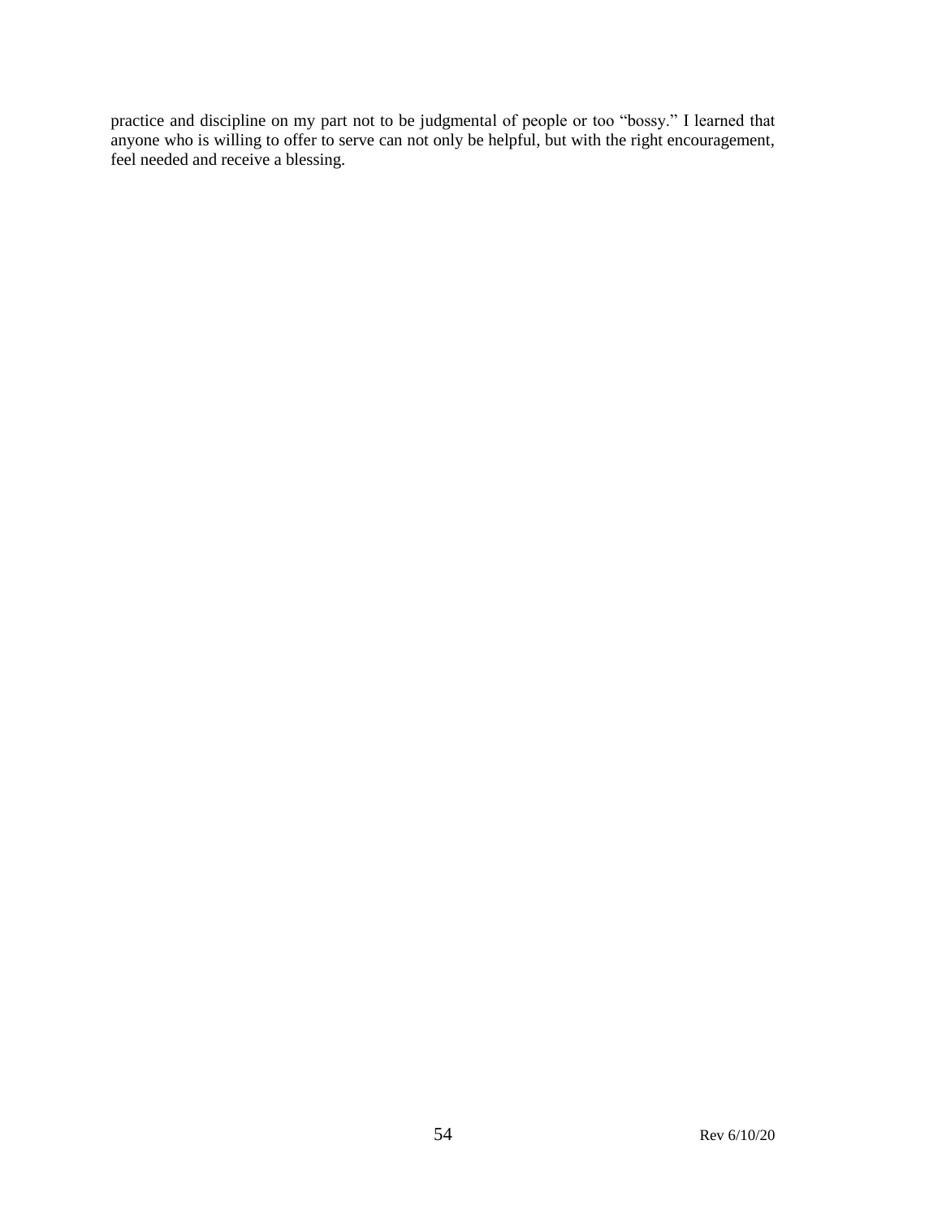practice and discipline on my part not to be judgmental of people or too “bossy.” I learned that anyone who is willing to offer to serve can not only be helpful, but with the right encouragement, feel needed and receive a blessing.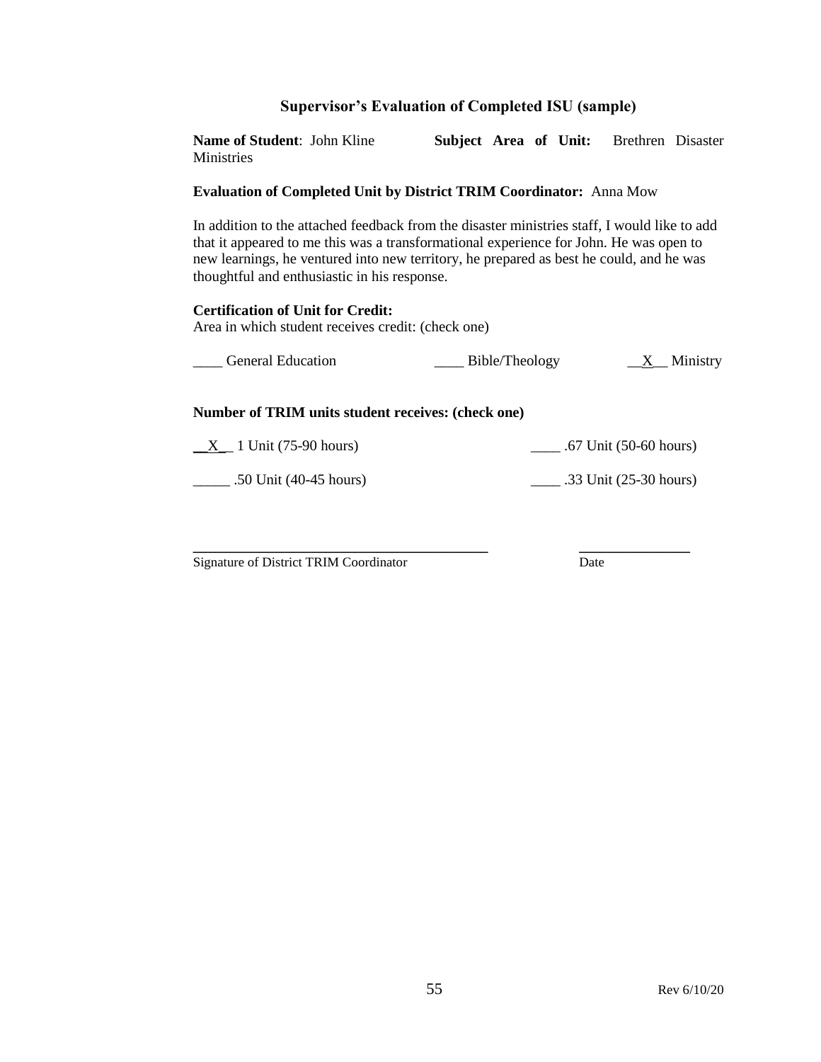### Supervisor's Evaluation of Completed ISU (sample)

**Name of Student**: John Kline  **Subject Area of Unit:** Brethren Disaster Ministries

**Evaluation of Completed Unit by District TRIM Coordinator:** Anna Mow

In addition to the attached feedback from the disaster ministries staff, I would like to add that it appeared to me this was a transformational experience for John. He was open to new learnings, he ventured into new territory, he prepared as best he could, and he was thoughtful and enthusiastic in his response.

**Certification of Unit for Credit:**
Area in which student receives credit: (check one)

____ General Education  ____ Bible/Theology  __X__ Ministry

**Number of TRIM units student receives: (check one)**

__X__ 1 Unit (75-90 hours)  ____ .67 Unit (50-60 hours)

_____ .50 Unit (40-45 hours)  ____ .33 Unit (25-30 hours)

________________________________________  _______________
Signature of District TRIM Coordinator  Date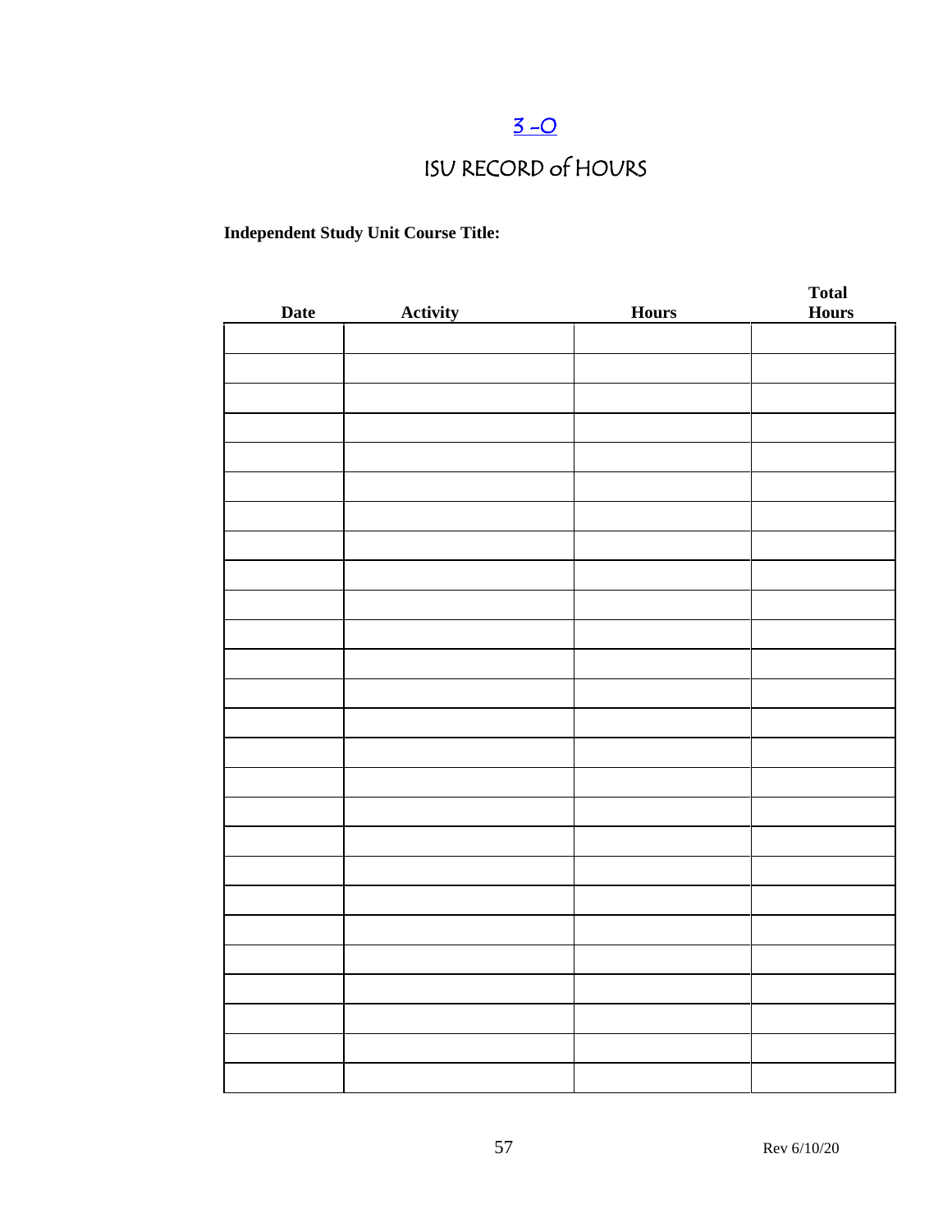# 3 -O

## ISU RECORD of HOURS

**Independent Study Unit Course Title:**

| Date | Activity | Hours | Total Hours |
|---|---|---|---|
| | | | |
| | | | |
| | | | |
| | | | |
| | | | |
| | | | |
| | | | |
| | | | |
| | | | |
| | | | |
| | | | |
| | | | |
| | | | |
| | | | |
| | | | |
| | | | |
| | | | |
| | | | |
| | | | |
| | | | |
| | | | |
| | | | |
| | | | |
| | | | |
| | | | |
| | | | |

Rev 6/10/20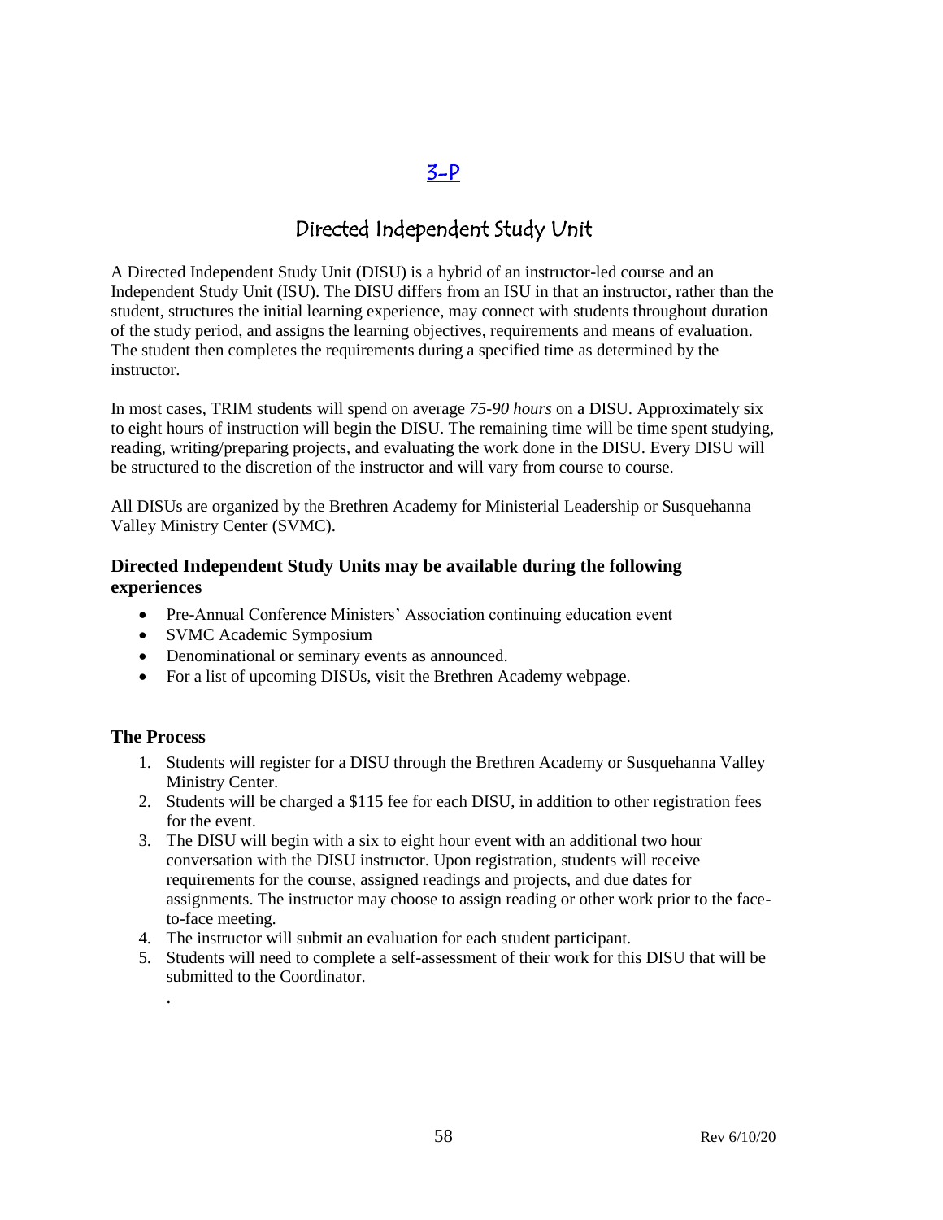# 3-P

## Directed Independent Study Unit

A Directed Independent Study Unit (DISU) is a hybrid of an instructor-led course and an Independent Study Unit (ISU). The DISU differs from an ISU in that an instructor, rather than the student, structures the initial learning experience, may connect with students throughout duration of the study period, and assigns the learning objectives, requirements and means of evaluation. The student then completes the requirements during a specified time as determined by the instructor.

In most cases, TRIM students will spend on average *75-90 hours* on a DISU. Approximately six to eight hours of instruction will begin the DISU. The remaining time will be time spent studying, reading, writing/preparing projects, and evaluating the work done in the DISU. Every DISU will be structured to the discretion of the instructor and will vary from course to course.

All DISUs are organized by the Brethren Academy for Ministerial Leadership or Susquehanna Valley Ministry Center (SVMC).

### Directed Independent Study Units may be available during the following experiences

- Pre-Annual Conference Ministers' Association continuing education event
- SVMC Academic Symposium
- Denominational or seminary events as announced.
- For a list of upcoming DISUs, visit the Brethren Academy webpage.

### The Process

1. Students will register for a DISU through the Brethren Academy or Susquehanna Valley Ministry Center.
2. Students will be charged a $115 fee for each DISU, in addition to other registration fees for the event.
3. The DISU will begin with a six to eight hour event with an additional two hour conversation with the DISU instructor. Upon registration, students will receive requirements for the course, assigned readings and projects, and due dates for assignments. The instructor may choose to assign reading or other work prior to the face-to-face meeting.
4. The instructor will submit an evaluation for each student participant.
5. Students will need to complete a self-assessment of their work for this DISU that will be submitted to the Coordinator.

.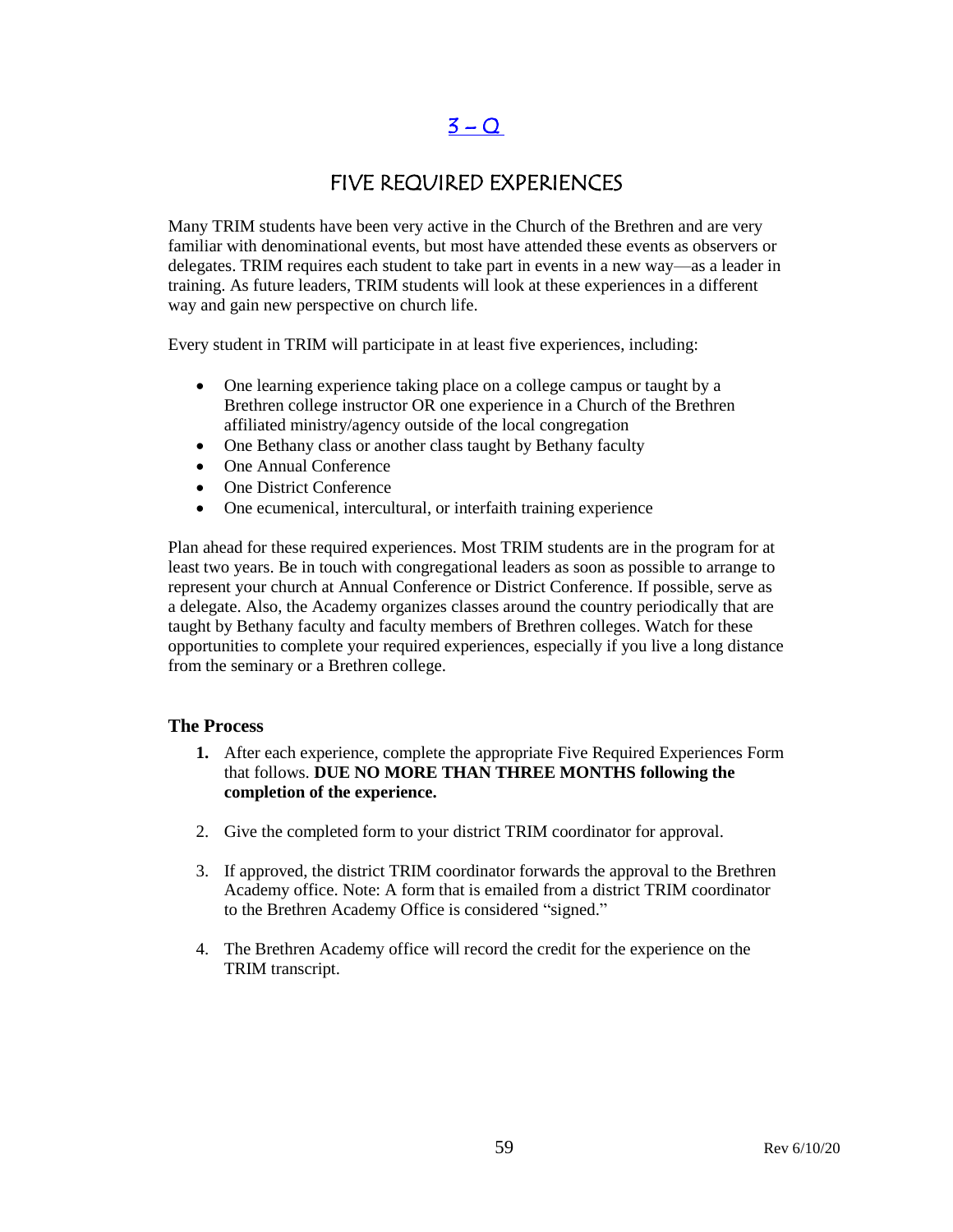# 3 – Q

## FIVE REQUIRED EXPERIENCES

Many TRIM students have been very active in the Church of the Brethren and are very familiar with denominational events, but most have attended these events as observers or delegates. TRIM requires each student to take part in events in a new way—as a leader in training. As future leaders, TRIM students will look at these experiences in a different way and gain new perspective on church life.

Every student in TRIM will participate in at least five experiences, including:

- One learning experience taking place on a college campus or taught by a Brethren college instructor OR one experience in a Church of the Brethren affiliated ministry/agency outside of the local congregation
- One Bethany class or another class taught by Bethany faculty
- One Annual Conference
- One District Conference
- One ecumenical, intercultural, or interfaith training experience

Plan ahead for these required experiences. Most TRIM students are in the program for at least two years. Be in touch with congregational leaders as soon as possible to arrange to represent your church at Annual Conference or District Conference. If possible, serve as a delegate. Also, the Academy organizes classes around the country periodically that are taught by Bethany faculty and faculty members of Brethren colleges. Watch for these opportunities to complete your required experiences, especially if you live a long distance from the seminary or a Brethren college.

### The Process

1. After each experience, complete the appropriate Five Required Experiences Form that follows. **DUE NO MORE THAN THREE MONTHS following the completion of the experience.**

2. Give the completed form to your district TRIM coordinator for approval.

3. If approved, the district TRIM coordinator forwards the approval to the Brethren Academy office. Note: A form that is emailed from a district TRIM coordinator to the Brethren Academy Office is considered "signed."

4. The Brethren Academy office will record the credit for the experience on the TRIM transcript.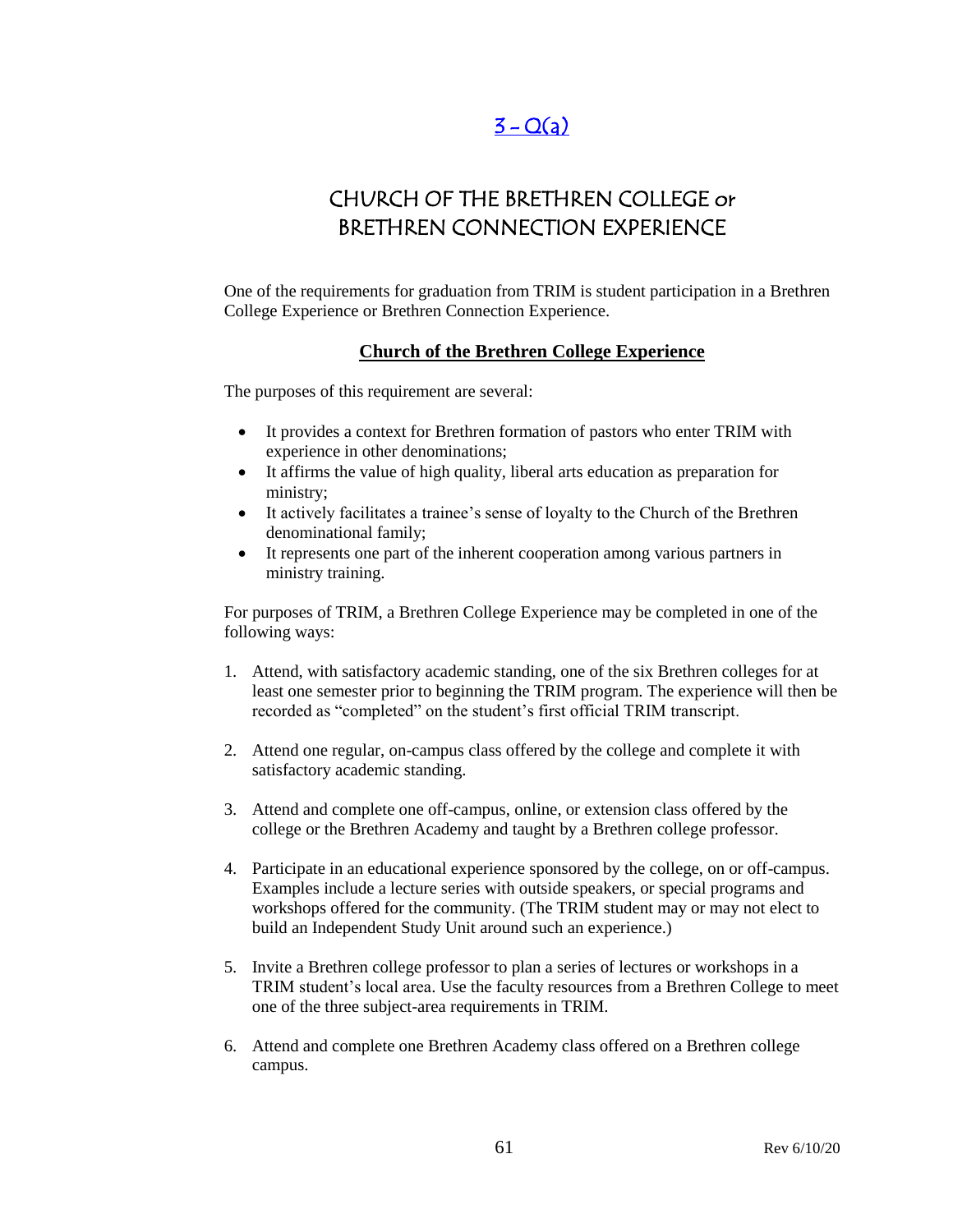# 3 - Q(a)

# CHURCH OF THE BRETHREN COLLEGE or BRETHREN CONNECTION EXPERIENCE

One of the requirements for graduation from TRIM is student participation in a Brethren College Experience or Brethren Connection Experience.

## Church of the Brethren College Experience

The purposes of this requirement are several:

- It provides a context for Brethren formation of pastors who enter TRIM with experience in other denominations;
- It affirms the value of high quality, liberal arts education as preparation for ministry;
- It actively facilitates a trainee's sense of loyalty to the Church of the Brethren denominational family;
- It represents one part of the inherent cooperation among various partners in ministry training.

For purposes of TRIM, a Brethren College Experience may be completed in one of the following ways:

1. Attend, with satisfactory academic standing, one of the six Brethren colleges for at least one semester prior to beginning the TRIM program. The experience will then be recorded as "completed" on the student's first official TRIM transcript.

2. Attend one regular, on-campus class offered by the college and complete it with satisfactory academic standing.

3. Attend and complete one off-campus, online, or extension class offered by the college or the Brethren Academy and taught by a Brethren college professor.

4. Participate in an educational experience sponsored by the college, on or off-campus. Examples include a lecture series with outside speakers, or special programs and workshops offered for the community. (The TRIM student may or may not elect to build an Independent Study Unit around such an experience.)

5. Invite a Brethren college professor to plan a series of lectures or workshops in a TRIM student's local area. Use the faculty resources from a Brethren College to meet one of the three subject-area requirements in TRIM.

6. Attend and complete one Brethren Academy class offered on a Brethren college campus.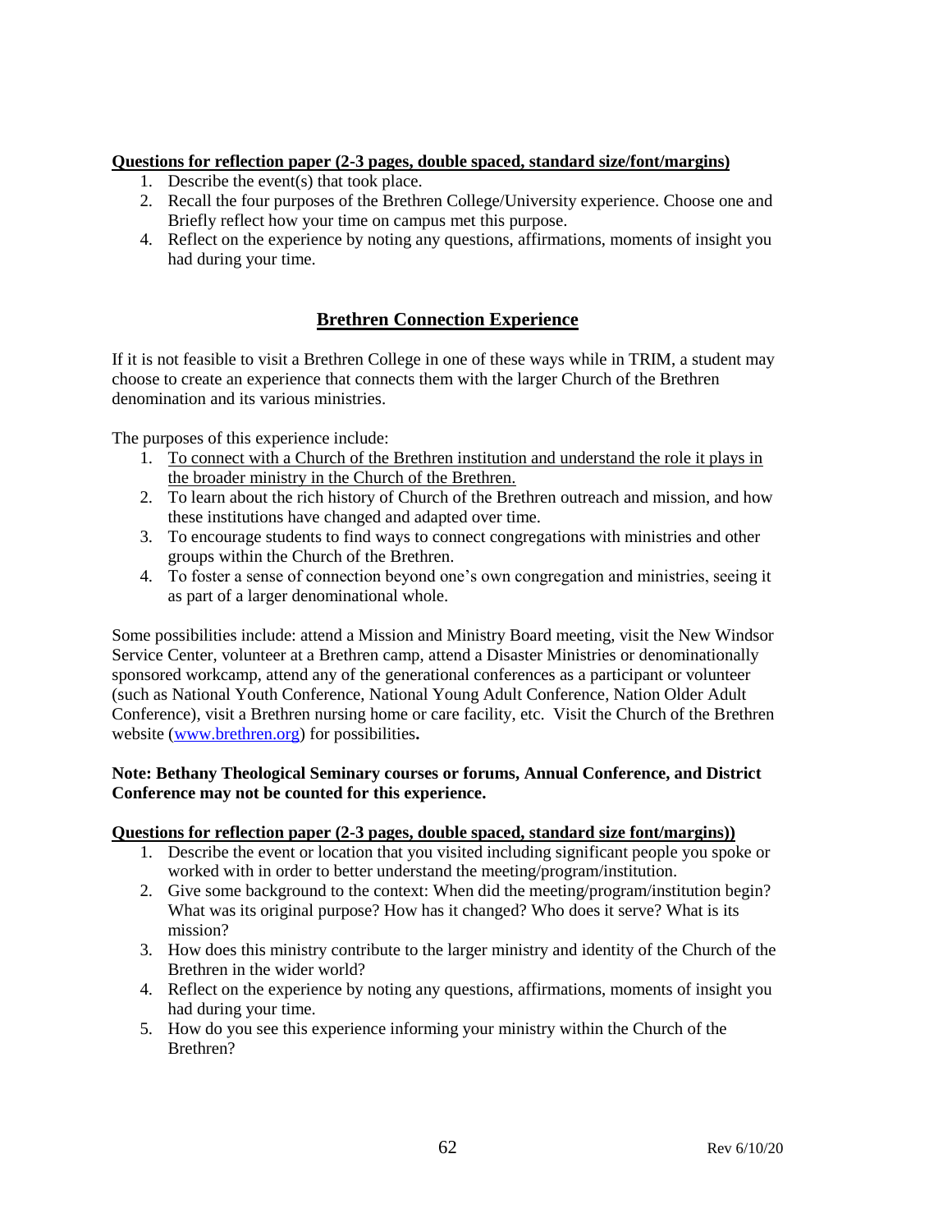**Questions for reflection paper (2-3 pages, double spaced, standard size/font/margins)**

1. Describe the event(s) that took place.
2. Recall the four purposes of the Brethren College/University experience. Choose one and Briefly reflect how your time on campus met this purpose.
4. Reflect on the experience by noting any questions, affirmations, moments of insight you had during your time.

## Brethren Connection Experience

If it is not feasible to visit a Brethren College in one of these ways while in TRIM, a student may choose to create an experience that connects them with the larger Church of the Brethren denomination and its various ministries.

The purposes of this experience include:

1. To connect with a Church of the Brethren institution and understand the role it plays in the broader ministry in the Church of the Brethren.
2. To learn about the rich history of Church of the Brethren outreach and mission, and how these institutions have changed and adapted over time.
3. To encourage students to find ways to connect congregations with ministries and other groups within the Church of the Brethren.
4. To foster a sense of connection beyond one's own congregation and ministries, seeing it as part of a larger denominational whole.

Some possibilities include: attend a Mission and Ministry Board meeting, visit the New Windsor Service Center, volunteer at a Brethren camp, attend a Disaster Ministries or denominationally sponsored workcamp, attend any of the generational conferences as a participant or volunteer (such as National Youth Conference, National Young Adult Conference, Nation Older Adult Conference), visit a Brethren nursing home or care facility, etc. Visit the Church of the Brethren website (www.brethren.org) for possibilities**.**

**Note: Bethany Theological Seminary courses or forums, Annual Conference, and District Conference may not be counted for this experience.**

**Questions for reflection paper (2-3 pages, double spaced, standard size font/margins))**

1. Describe the event or location that you visited including significant people you spoke or worked with in order to better understand the meeting/program/institution.
2. Give some background to the context: When did the meeting/program/institution begin? What was its original purpose? How has it changed? Who does it serve? What is its mission?
3. How does this ministry contribute to the larger ministry and identity of the Church of the Brethren in the wider world?
4. Reflect on the experience by noting any questions, affirmations, moments of insight you had during your time.
5. How do you see this experience informing your ministry within the Church of the Brethren?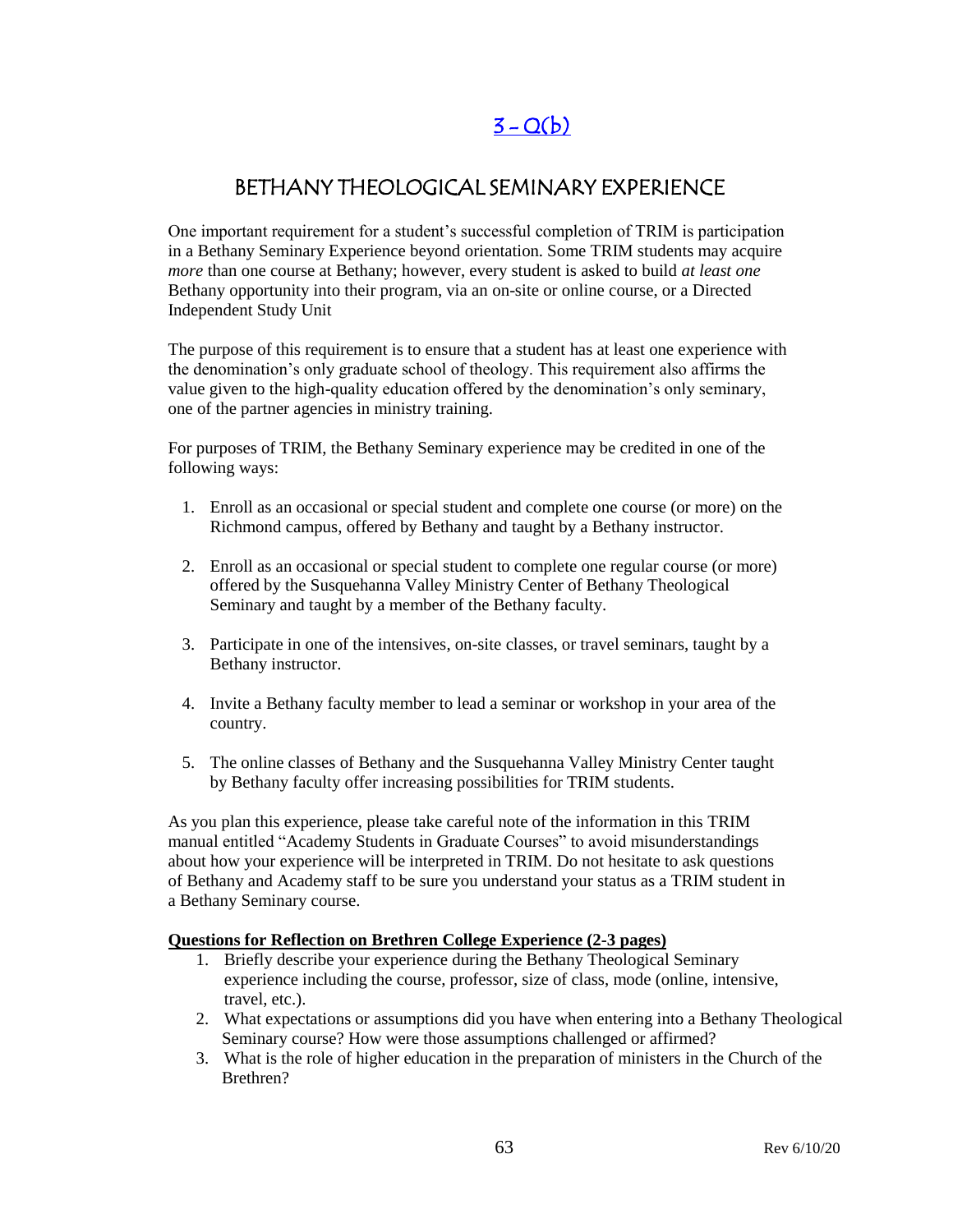# 3 - Q(b)

## BETHANY THEOLOGICAL SEMINARY EXPERIENCE

One important requirement for a student's successful completion of TRIM is participation in a Bethany Seminary Experience beyond orientation. Some TRIM students may acquire *more* than one course at Bethany; however, every student is asked to build *at least one* Bethany opportunity into their program, via an on-site or online course, or a Directed Independent Study Unit

The purpose of this requirement is to ensure that a student has at least one experience with the denomination's only graduate school of theology. This requirement also affirms the value given to the high-quality education offered by the denomination's only seminary, one of the partner agencies in ministry training.

For purposes of TRIM, the Bethany Seminary experience may be credited in one of the following ways:

1. Enroll as an occasional or special student and complete one course (or more) on the Richmond campus, offered by Bethany and taught by a Bethany instructor.
2. Enroll as an occasional or special student to complete one regular course (or more) offered by the Susquehanna Valley Ministry Center of Bethany Theological Seminary and taught by a member of the Bethany faculty.
3. Participate in one of the intensives, on-site classes, or travel seminars, taught by a Bethany instructor.
4. Invite a Bethany faculty member to lead a seminar or workshop in your area of the country.
5. The online classes of Bethany and the Susquehanna Valley Ministry Center taught by Bethany faculty offer increasing possibilities for TRIM students.

As you plan this experience, please take careful note of the information in this TRIM manual entitled "Academy Students in Graduate Courses" to avoid misunderstandings about how your experience will be interpreted in TRIM. Do not hesitate to ask questions of Bethany and Academy staff to be sure you understand your status as a TRIM student in a Bethany Seminary course.

**Questions for Reflection on Brethren College Experience (2-3 pages)**

1. Briefly describe your experience during the Bethany Theological Seminary experience including the course, professor, size of class, mode (online, intensive, travel, etc.).
2. What expectations or assumptions did you have when entering into a Bethany Theological Seminary course? How were those assumptions challenged or affirmed?
3. What is the role of higher education in the preparation of ministers in the Church of the Brethren?

Rev 6/10/20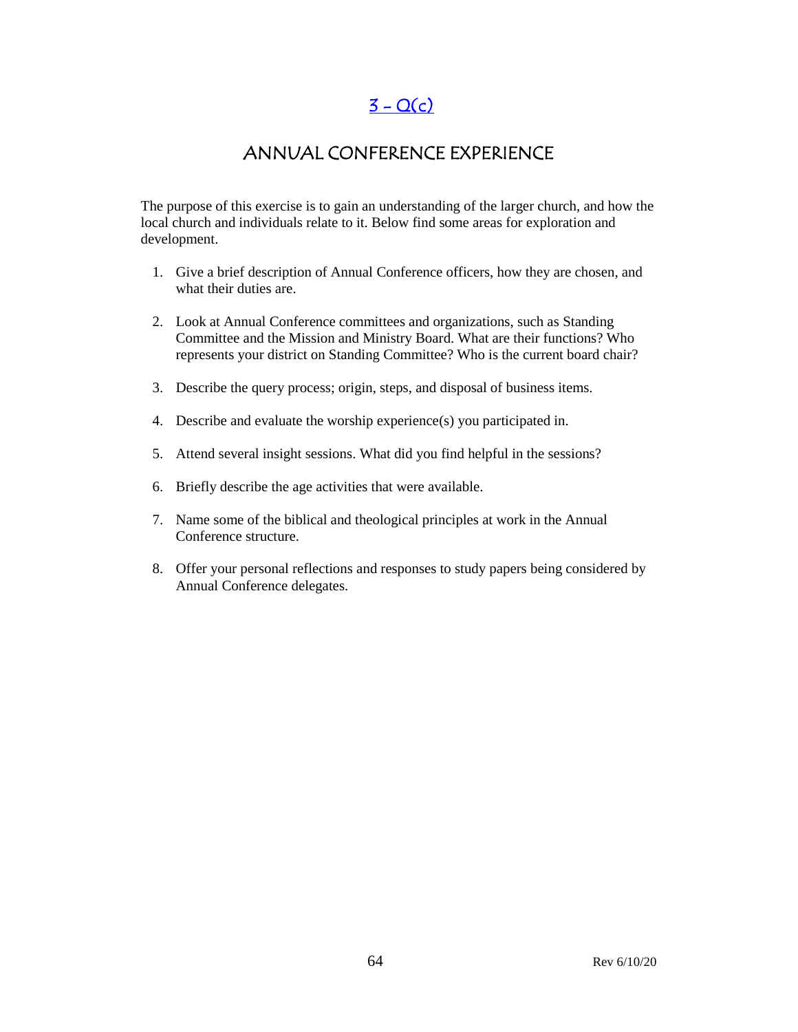## [3 - Q(c)]

## ANNUAL CONFERENCE EXPERIENCE

The purpose of this exercise is to gain an understanding of the larger church, and how the local church and individuals relate to it. Below find some areas for exploration and development.

1. Give a brief description of Annual Conference officers, how they are chosen, and what their duties are.
2. Look at Annual Conference committees and organizations, such as Standing Committee and the Mission and Ministry Board. What are their functions? Who represents your district on Standing Committee? Who is the current board chair?
3. Describe the query process; origin, steps, and disposal of business items.
4. Describe and evaluate the worship experience(s) you participated in.
5. Attend several insight sessions. What did you find helpful in the sessions?
6. Briefly describe the age activities that were available.
7. Name some of the biblical and theological principles at work in the Annual Conference structure.
8. Offer your personal reflections and responses to study papers being considered by Annual Conference delegates.

Rev 6/10/20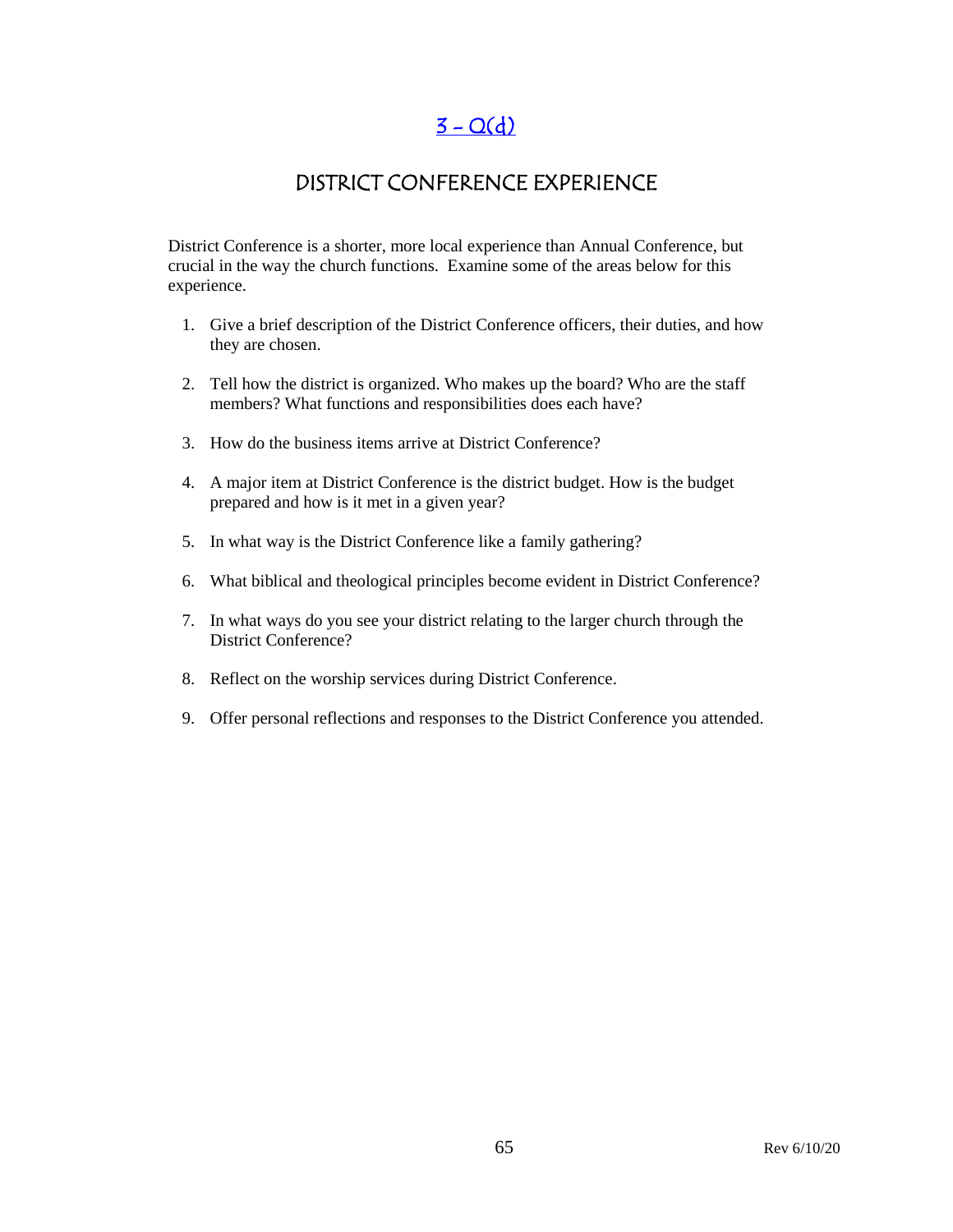## [3 - Q(d)]

## DISTRICT CONFERENCE EXPERIENCE

District Conference is a shorter, more local experience than Annual Conference, but crucial in the way the church functions. Examine some of the areas below for this experience.

1. Give a brief description of the District Conference officers, their duties, and how they are chosen.

2. Tell how the district is organized. Who makes up the board? Who are the staff members? What functions and responsibilities does each have?

3. How do the business items arrive at District Conference?

4. A major item at District Conference is the district budget. How is the budget prepared and how is it met in a given year?

5. In what way is the District Conference like a family gathering?

6. What biblical and theological principles become evident in District Conference?

7. In what ways do you see your district relating to the larger church through the District Conference?

8. Reflect on the worship services during District Conference.

9. Offer personal reflections and responses to the District Conference you attended.

Rev 6/10/20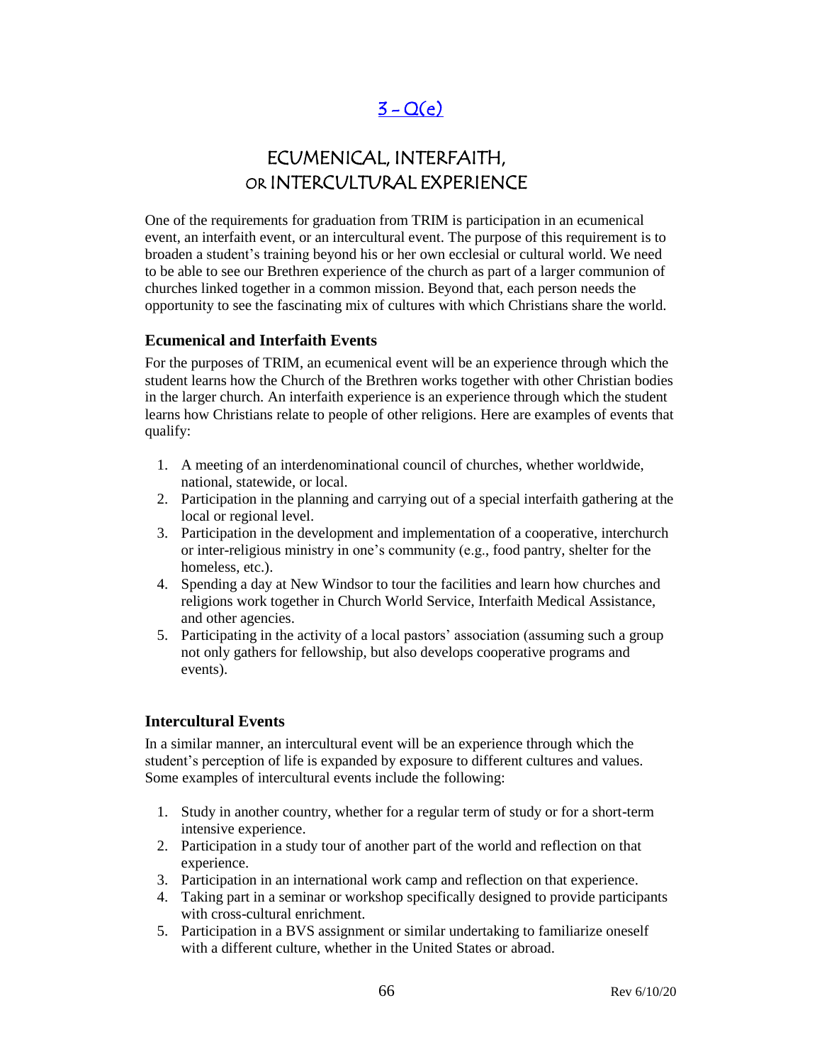# 3 – Q(e)

# ECUMENICAL, INTERFAITH, OR INTERCULTURAL EXPERIENCE

One of the requirements for graduation from TRIM is participation in an ecumenical event, an interfaith event, or an intercultural event. The purpose of this requirement is to broaden a student's training beyond his or her own ecclesial or cultural world. We need to be able to see our Brethren experience of the church as part of a larger communion of churches linked together in a common mission. Beyond that, each person needs the opportunity to see the fascinating mix of cultures with which Christians share the world.

### Ecumenical and Interfaith Events

For the purposes of TRIM, an ecumenical event will be an experience through which the student learns how the Church of the Brethren works together with other Christian bodies in the larger church. An interfaith experience is an experience through which the student learns how Christians relate to people of other religions. Here are examples of events that qualify:

1. A meeting of an interdenominational council of churches, whether worldwide, national, statewide, or local.
2. Participation in the planning and carrying out of a special interfaith gathering at the local or regional level.
3. Participation in the development and implementation of a cooperative, interchurch or inter-religious ministry in one's community (e.g., food pantry, shelter for the homeless, etc.).
4. Spending a day at New Windsor to tour the facilities and learn how churches and religions work together in Church World Service, Interfaith Medical Assistance, and other agencies.
5. Participating in the activity of a local pastors' association (assuming such a group not only gathers for fellowship, but also develops cooperative programs and events).

### Intercultural Events

In a similar manner, an intercultural event will be an experience through which the student's perception of life is expanded by exposure to different cultures and values. Some examples of intercultural events include the following:

1. Study in another country, whether for a regular term of study or for a short-term intensive experience.
2. Participation in a study tour of another part of the world and reflection on that experience.
3. Participation in an international work camp and reflection on that experience.
4. Taking part in a seminar or workshop specifically designed to provide participants with cross-cultural enrichment.
5. Participation in a BVS assignment or similar undertaking to familiarize oneself with a different culture, whether in the United States or abroad.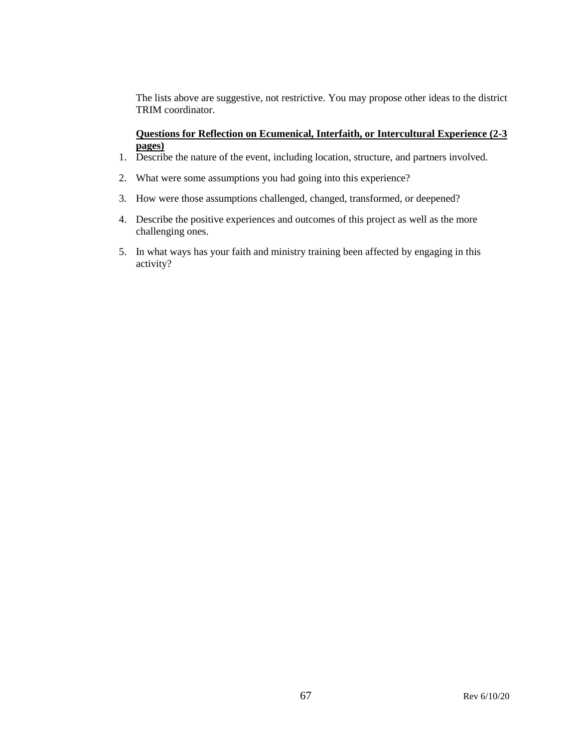The lists above are suggestive, not restrictive. You may propose other ideas to the district TRIM coordinator.

**Questions for Reflection on Ecumenical, Interfaith, or Intercultural Experience (2-3 pages)**

1. Describe the nature of the event, including location, structure, and partners involved.
2. What were some assumptions you had going into this experience?
3. How were those assumptions challenged, changed, transformed, or deepened?
4. Describe the positive experiences and outcomes of this project as well as the more challenging ones.
5. In what ways has your faith and ministry training been affected by engaging in this activity?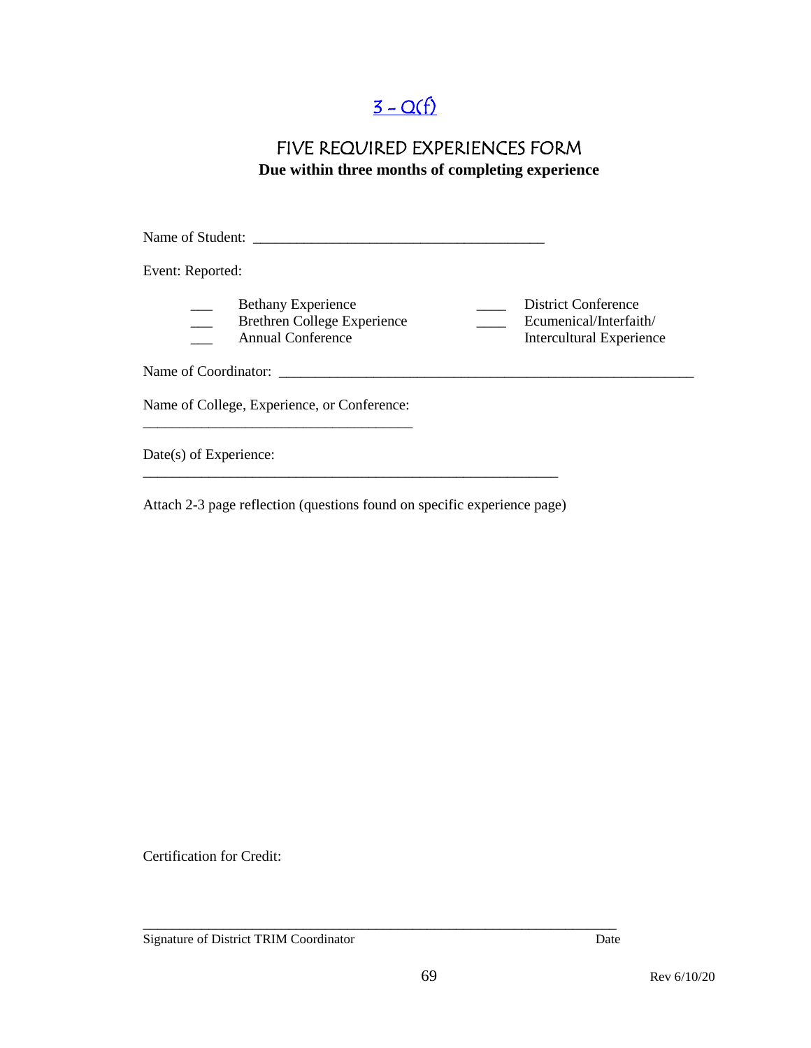3 - Q(f)

# FIVE REQUIRED EXPERIENCES FORM

**Due within three months of completing experience**

Name of Student: _______________________________________

Event: Reported:

___ Bethany Experience
___ Brethren College Experience
___ Annual Conference
____ District Conference
____ Ecumenical/Interfaith/ Intercultural Experience

Name of Coordinator: ________________________________________________________

Name of College, Experience, or Conference:
____________________________________

Date(s) of Experience:
________________________________________________________

Attach 2-3 page reflection (questions found on specific experience page)

Certification for Credit:

_______________________________________________________________
Signature of District TRIM Coordinator Date

Rev 6/10/20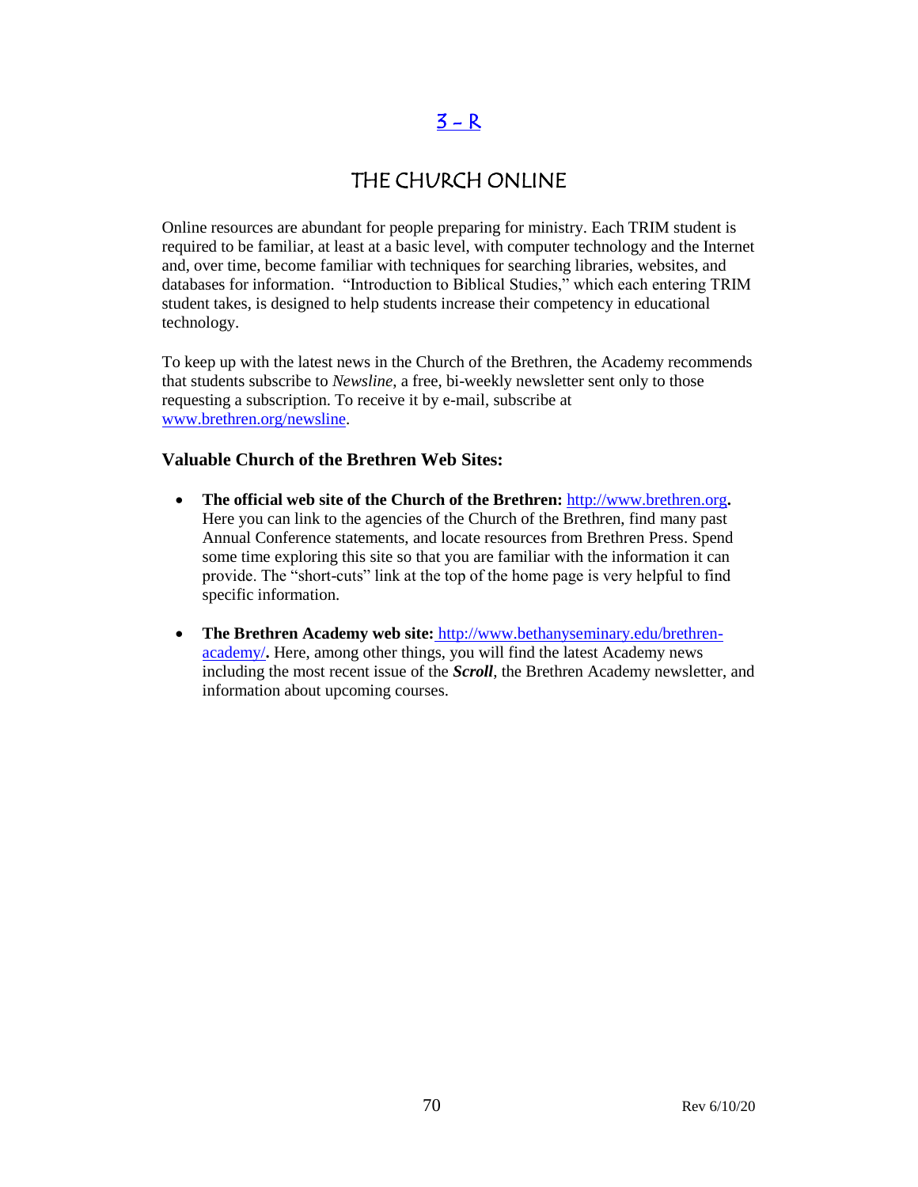# 3 – R

## THE CHURCH ONLINE

Online resources are abundant for people preparing for ministry. Each TRIM student is required to be familiar, at least at a basic level, with computer technology and the Internet and, over time, become familiar with techniques for searching libraries, websites, and databases for information. "Introduction to Biblical Studies," which each entering TRIM student takes, is designed to help students increase their competency in educational technology.

To keep up with the latest news in the Church of the Brethren, the Academy recommends that students subscribe to *Newsline*, a free, bi-weekly newsletter sent only to those requesting a subscription. To receive it by e-mail, subscribe at www.brethren.org/newsline.

### Valuable Church of the Brethren Web Sites:

- **The official web site of the Church of the Brethren:** http://www.brethren.org**.** Here you can link to the agencies of the Church of the Brethren, find many past Annual Conference statements, and locate resources from Brethren Press. Spend some time exploring this site so that you are familiar with the information it can provide. The "short-cuts" link at the top of the home page is very helpful to find specific information.

- **The Brethren Academy web site:** http://www.bethanyseminary.edu/brethren-academy/**.** Here, among other things, you will find the latest Academy news including the most recent issue of the ***Scroll***, the Brethren Academy newsletter, and information about upcoming courses.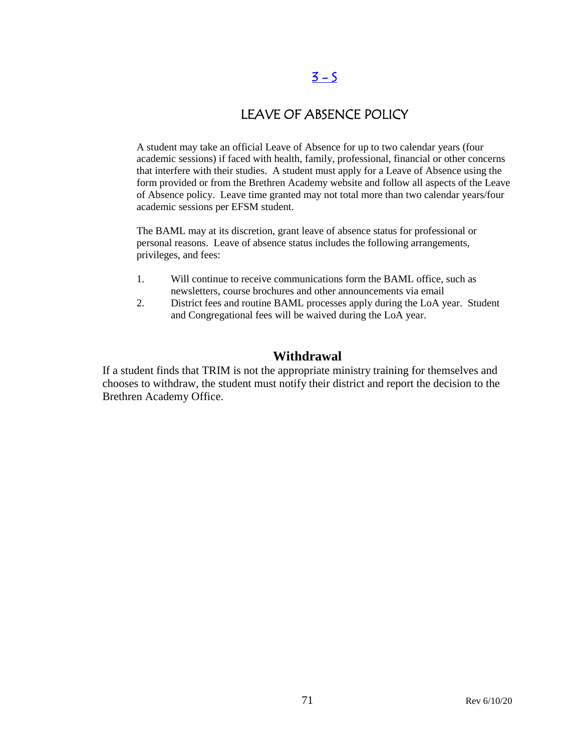[3 - 5](#)

# LEAVE OF ABSENCE POLICY

A student may take an official Leave of Absence for up to two calendar years (four academic sessions) if faced with health, family, professional, financial or other concerns that interfere with their studies. A student must apply for a Leave of Absence using the form provided or from the Brethren Academy website and follow all aspects of the Leave of Absence policy. Leave time granted may not total more than two calendar years/four academic sessions per EFSM student.

The BAML may at its discretion, grant leave of absence status for professional or personal reasons. Leave of absence status includes the following arrangements, privileges, and fees:

1. Will continue to receive communications form the BAML office, such as newsletters, course brochures and other announcements via email
2. District fees and routine BAML processes apply during the LoA year. Student and Congregational fees will be waived during the LoA year.

## Withdrawal

If a student finds that TRIM is not the appropriate ministry training for themselves and chooses to withdraw, the student must notify their district and report the decision to the Brethren Academy Office.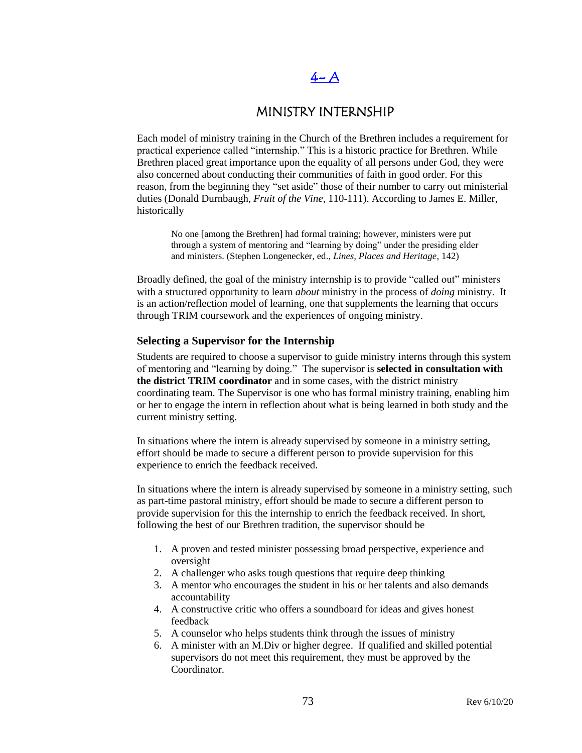# 4– A

## MINISTRY INTERNSHIP

Each model of ministry training in the Church of the Brethren includes a requirement for practical experience called "internship." This is a historic practice for Brethren. While Brethren placed great importance upon the equality of all persons under God, they were also concerned about conducting their communities of faith in good order. For this reason, from the beginning they "set aside" those of their number to carry out ministerial duties (Donald Durnbaugh, *Fruit of the Vine*, 110-111). According to James E. Miller, historically

> No one [among the Brethren] had formal training; however, ministers were put through a system of mentoring and "learning by doing" under the presiding elder and ministers. (Stephen Longenecker, ed., *Lines, Places and Heritage*, 142)

Broadly defined, the goal of the ministry internship is to provide "called out" ministers with a structured opportunity to learn *about* ministry in the process of *doing* ministry. It is an action/reflection model of learning, one that supplements the learning that occurs through TRIM coursework and the experiences of ongoing ministry.

### Selecting a Supervisor for the Internship

Students are required to choose a supervisor to guide ministry interns through this system of mentoring and "learning by doing." The supervisor is **selected in consultation with the district TRIM coordinator** and in some cases, with the district ministry coordinating team. The Supervisor is one who has formal ministry training, enabling him or her to engage the intern in reflection about what is being learned in both study and the current ministry setting.

In situations where the intern is already supervised by someone in a ministry setting, effort should be made to secure a different person to provide supervision for this experience to enrich the feedback received.

In situations where the intern is already supervised by someone in a ministry setting, such as part-time pastoral ministry, effort should be made to secure a different person to provide supervision for this the internship to enrich the feedback received. In short, following the best of our Brethren tradition, the supervisor should be

1. A proven and tested minister possessing broad perspective, experience and oversight
2. A challenger who asks tough questions that require deep thinking
3. A mentor who encourages the student in his or her talents and also demands accountability
4. A constructive critic who offers a soundboard for ideas and gives honest feedback
5. A counselor who helps students think through the issues of ministry
6. A minister with an M.Div or higher degree. If qualified and skilled potential supervisors do not meet this requirement, they must be approved by the Coordinator.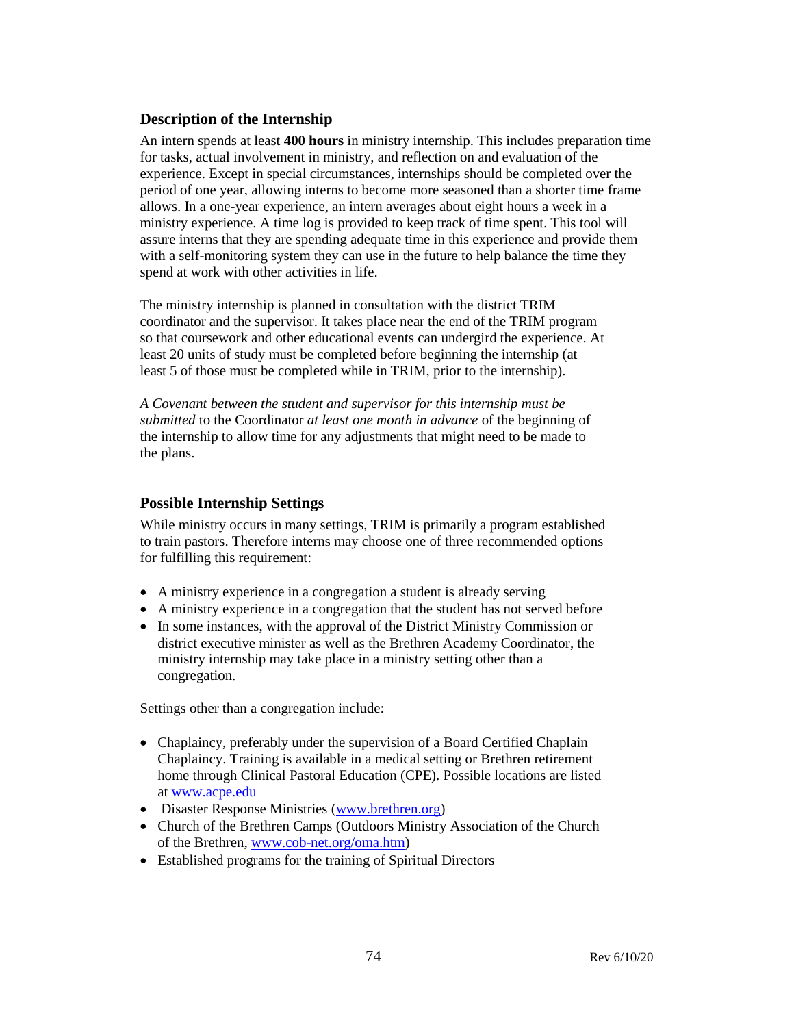### Description of the Internship

An intern spends at least **400 hours** in ministry internship. This includes preparation time for tasks, actual involvement in ministry, and reflection on and evaluation of the experience. Except in special circumstances, internships should be completed over the period of one year, allowing interns to become more seasoned than a shorter time frame allows. In a one-year experience, an intern averages about eight hours a week in a ministry experience. A time log is provided to keep track of time spent. This tool will assure interns that they are spending adequate time in this experience and provide them with a self-monitoring system they can use in the future to help balance the time they spend at work with other activities in life.

The ministry internship is planned in consultation with the district TRIM coordinator and the supervisor. It takes place near the end of the TRIM program so that coursework and other educational events can undergird the experience. At least 20 units of study must be completed before beginning the internship (at least 5 of those must be completed while in TRIM, prior to the internship).

*A Covenant between the student and supervisor for this internship must be submitted* to the Coordinator *at least one month in advance* of the beginning of the internship to allow time for any adjustments that might need to be made to the plans.

### Possible Internship Settings

While ministry occurs in many settings, TRIM is primarily a program established to train pastors. Therefore interns may choose one of three recommended options for fulfilling this requirement:

- A ministry experience in a congregation a student is already serving
- A ministry experience in a congregation that the student has not served before
- In some instances, with the approval of the District Ministry Commission or district executive minister as well as the Brethren Academy Coordinator, the ministry internship may take place in a ministry setting other than a congregation.

Settings other than a congregation include:

- Chaplaincy, preferably under the supervision of a Board Certified Chaplain Chaplaincy. Training is available in a medical setting or Brethren retirement home through Clinical Pastoral Education (CPE). Possible locations are listed at [www.acpe.edu](http://www.acpe.edu)
- Disaster Response Ministries ([www.brethren.org](http://www.brethren.org))
- Church of the Brethren Camps (Outdoors Ministry Association of the Church of the Brethren, [www.cob-net.org/oma.htm](http://www.cob-net.org/oma.htm))
- Established programs for the training of Spiritual Directors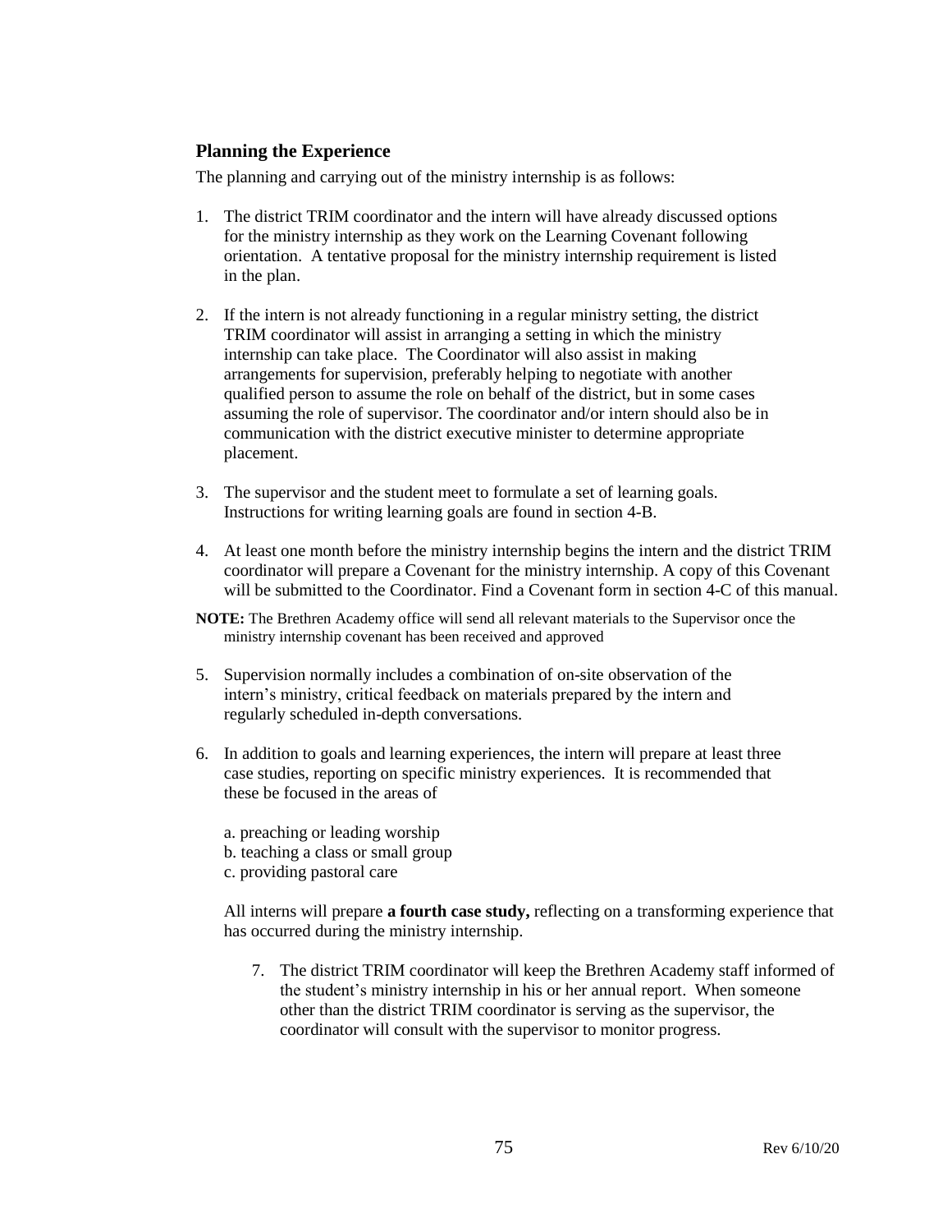## Planning the Experience

The planning and carrying out of the ministry internship is as follows:

1. The district TRIM coordinator and the intern will have already discussed options for the ministry internship as they work on the Learning Covenant following orientation. A tentative proposal for the ministry internship requirement is listed in the plan.

2. If the intern is not already functioning in a regular ministry setting, the district TRIM coordinator will assist in arranging a setting in which the ministry internship can take place. The Coordinator will also assist in making arrangements for supervision, preferably helping to negotiate with another qualified person to assume the role on behalf of the district, but in some cases assuming the role of supervisor. The coordinator and/or intern should also be in communication with the district executive minister to determine appropriate placement.

3. The supervisor and the student meet to formulate a set of learning goals. Instructions for writing learning goals are found in section 4-B.

4. At least one month before the ministry internship begins the intern and the district TRIM coordinator will prepare a Covenant for the ministry internship. A copy of this Covenant will be submitted to the Coordinator. Find a Covenant form in section 4-C of this manual.

**NOTE:** The Brethren Academy office will send all relevant materials to the Supervisor once the ministry internship covenant has been received and approved

5. Supervision normally includes a combination of on-site observation of the intern's ministry, critical feedback on materials prepared by the intern and regularly scheduled in-depth conversations.

6. In addition to goals and learning experiences, the intern will prepare at least three case studies, reporting on specific ministry experiences. It is recommended that these be focused in the areas of

   a. preaching or leading worship
   b. teaching a class or small group
   c. providing pastoral care

   All interns will prepare **a fourth case study,** reflecting on a transforming experience that has occurred during the ministry internship.

7. The district TRIM coordinator will keep the Brethren Academy staff informed of the student's ministry internship in his or her annual report. When someone other than the district TRIM coordinator is serving as the supervisor, the coordinator will consult with the supervisor to monitor progress.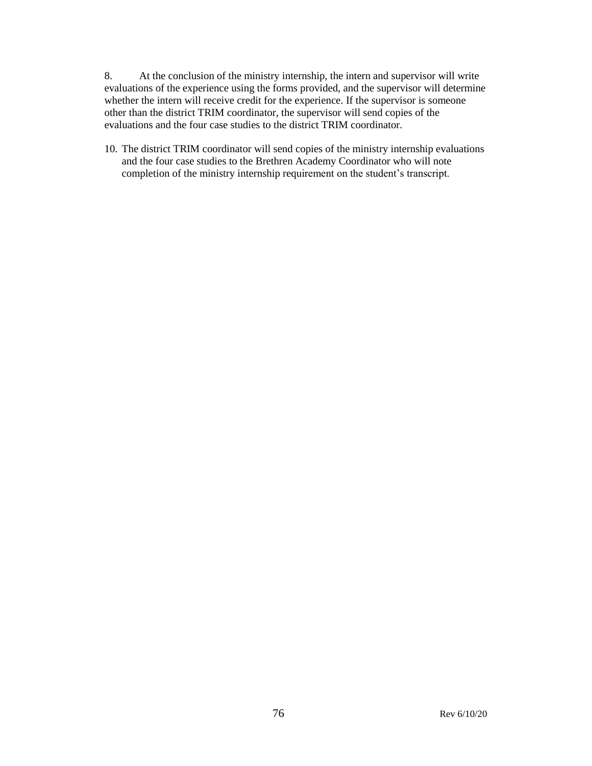8. At the conclusion of the ministry internship, the intern and supervisor will write evaluations of the experience using the forms provided, and the supervisor will determine whether the intern will receive credit for the experience. If the supervisor is someone other than the district TRIM coordinator, the supervisor will send copies of the evaluations and the four case studies to the district TRIM coordinator.

10. The district TRIM coordinator will send copies of the ministry internship evaluations and the four case studies to the Brethren Academy Coordinator who will note completion of the ministry internship requirement on the student's transcript.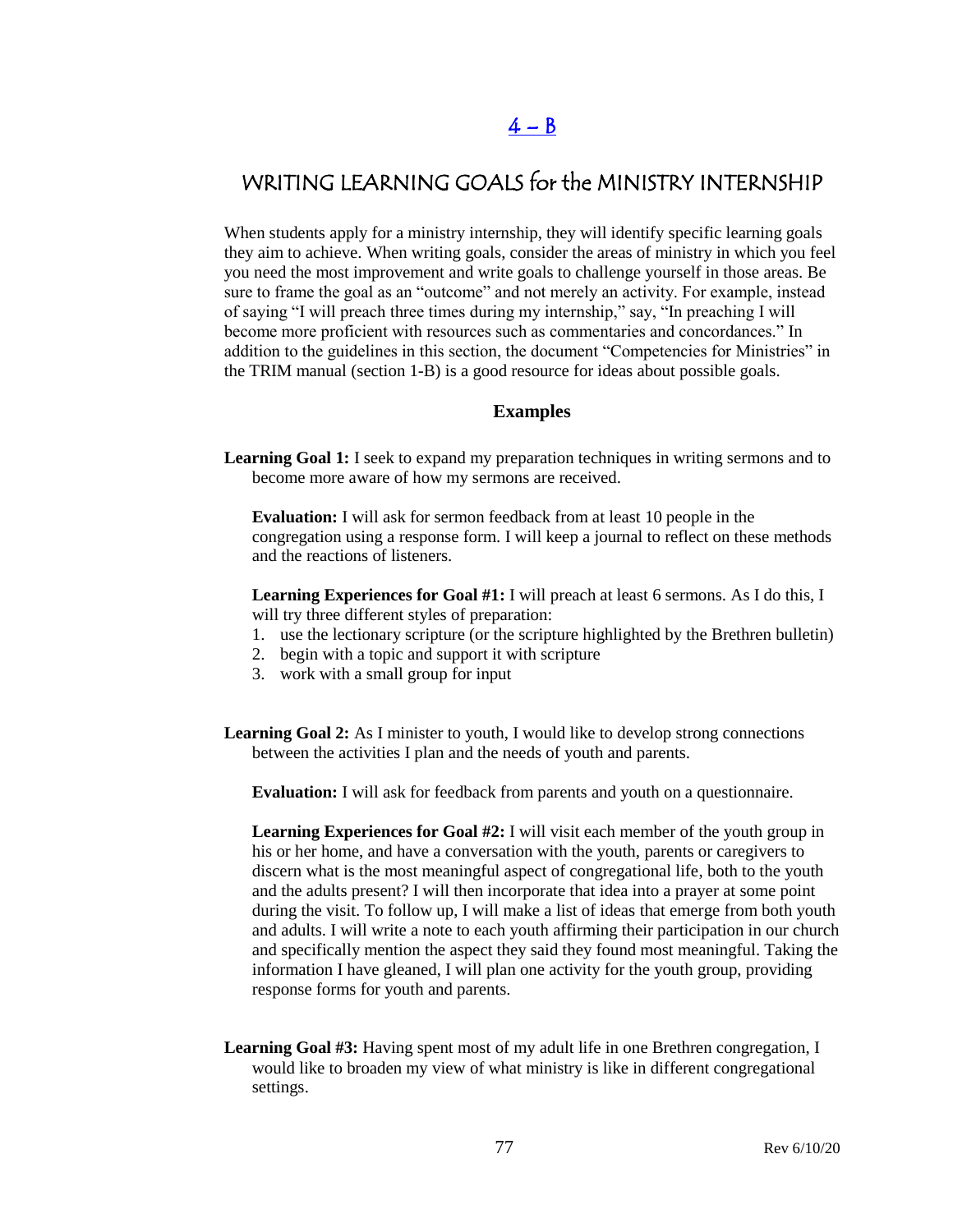# 4 – B

## WRITING LEARNING GOALS for the MINISTRY INTERNSHIP

When students apply for a ministry internship, they will identify specific learning goals they aim to achieve. When writing goals, consider the areas of ministry in which you feel you need the most improvement and write goals to challenge yourself in those areas. Be sure to frame the goal as an "outcome" and not merely an activity. For example, instead of saying "I will preach three times during my internship," say, "In preaching I will become more proficient with resources such as commentaries and concordances." In addition to the guidelines in this section, the document "Competencies for Ministries" in the TRIM manual (section 1-B) is a good resource for ideas about possible goals.

### Examples

**Learning Goal 1:** I seek to expand my preparation techniques in writing sermons and to become more aware of how my sermons are received.

**Evaluation:** I will ask for sermon feedback from at least 10 people in the congregation using a response form. I will keep a journal to reflect on these methods and the reactions of listeners.

**Learning Experiences for Goal #1:** I will preach at least 6 sermons. As I do this, I will try three different styles of preparation:

1. use the lectionary scripture (or the scripture highlighted by the Brethren bulletin)
2. begin with a topic and support it with scripture
3. work with a small group for input

**Learning Goal 2:** As I minister to youth, I would like to develop strong connections between the activities I plan and the needs of youth and parents.

**Evaluation:** I will ask for feedback from parents and youth on a questionnaire.

**Learning Experiences for Goal #2:** I will visit each member of the youth group in his or her home, and have a conversation with the youth, parents or caregivers to discern what is the most meaningful aspect of congregational life, both to the youth and the adults present? I will then incorporate that idea into a prayer at some point during the visit. To follow up, I will make a list of ideas that emerge from both youth and adults. I will write a note to each youth affirming their participation in our church and specifically mention the aspect they said they found most meaningful. Taking the information I have gleaned, I will plan one activity for the youth group, providing response forms for youth and parents.

**Learning Goal #3:** Having spent most of my adult life in one Brethren congregation, I would like to broaden my view of what ministry is like in different congregational settings.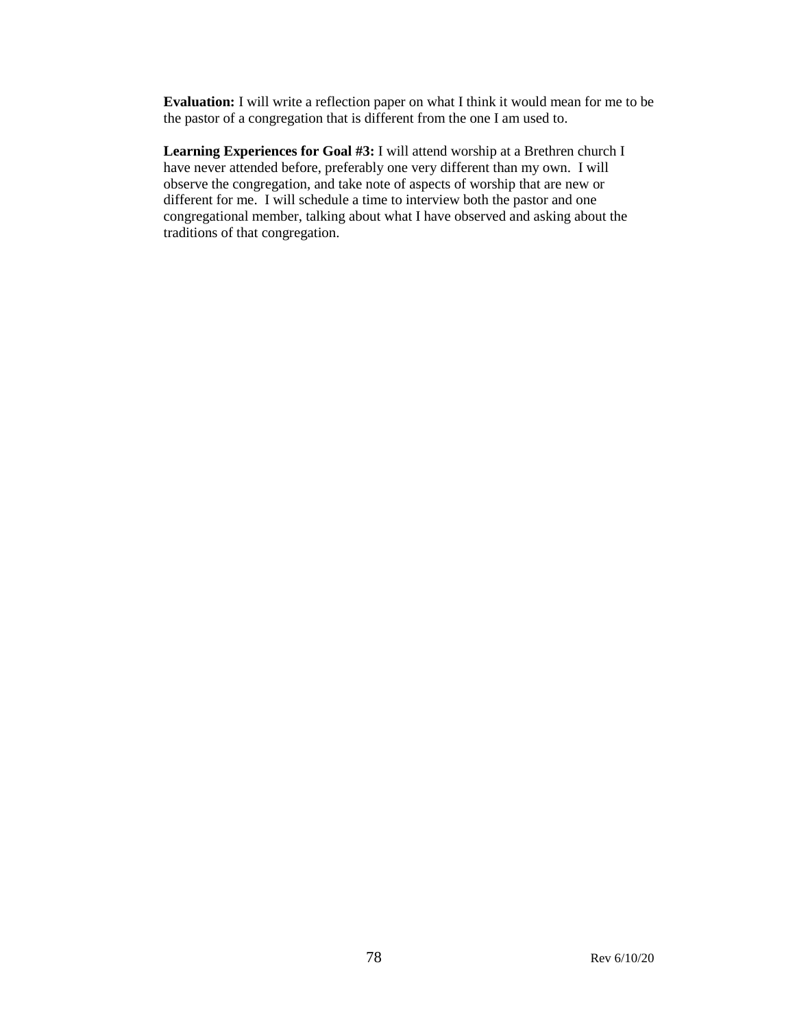**Evaluation:** I will write a reflection paper on what I think it would mean for me to be the pastor of a congregation that is different from the one I am used to.

**Learning Experiences for Goal #3:** I will attend worship at a Brethren church I have never attended before, preferably one very different than my own. I will observe the congregation, and take note of aspects of worship that are new or different for me. I will schedule a time to interview both the pastor and one congregational member, talking about what I have observed and asking about the traditions of that congregation.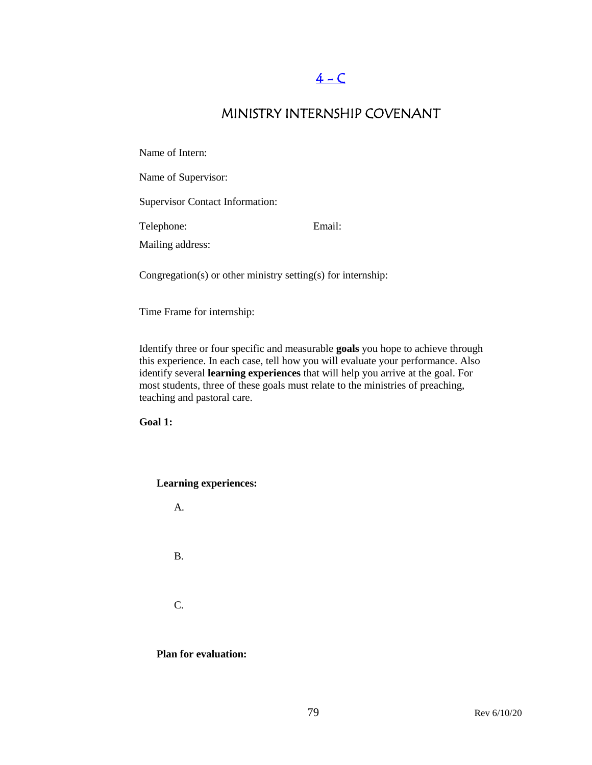[4 – C]

# MINISTRY INTERNSHIP COVENANT

Name of Intern:

Name of Supervisor:

Supervisor Contact Information:

Telephone: Email:

Mailing address:

Congregation(s) or other ministry setting(s) for internship:

Time Frame for internship:

Identify three or four specific and measurable **goals** you hope to achieve through this experience. In each case, tell how you will evaluate your performance. Also identify several **learning experiences** that will help you arrive at the goal. For most students, three of these goals must relate to the ministries of preaching, teaching and pastoral care.

**Goal 1:**

**Learning experiences:**

A.

B.

C.

**Plan for evaluation:**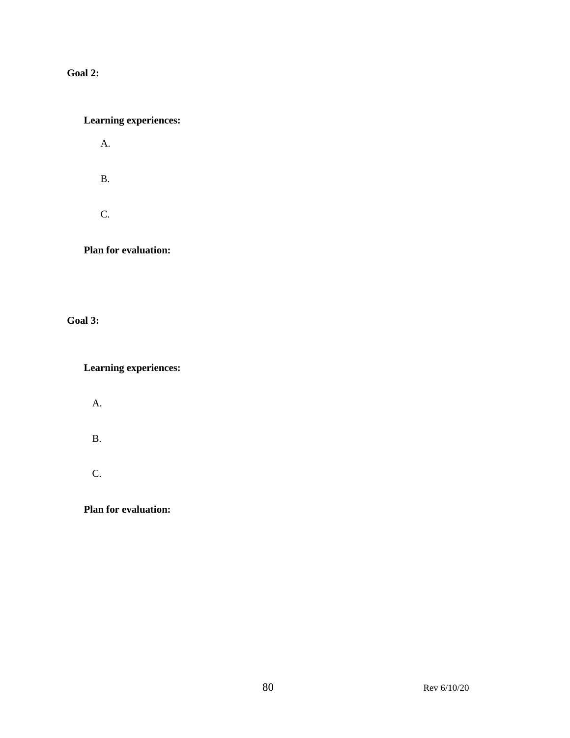**Goal 2:**

**Learning experiences:**

A.

B.

C.

**Plan for evaluation:**

**Goal 3:**

**Learning experiences:**

A.

B.

C.

**Plan for evaluation:**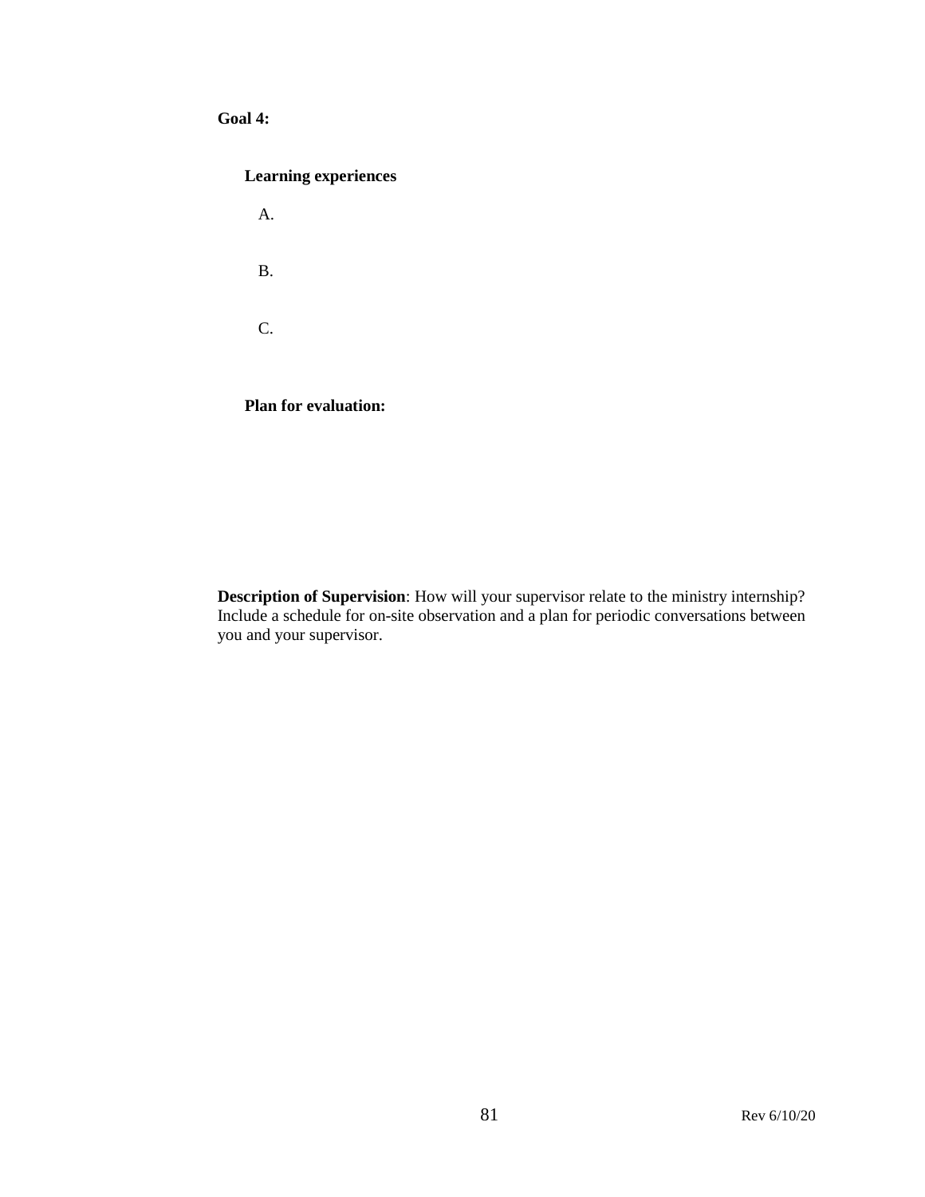**Goal 4:**

**Learning experiences**

A.

B.

C.

**Plan for evaluation:**

**Description of Supervision**: How will your supervisor relate to the ministry internship? Include a schedule for on-site observation and a plan for periodic conversations between you and your supervisor.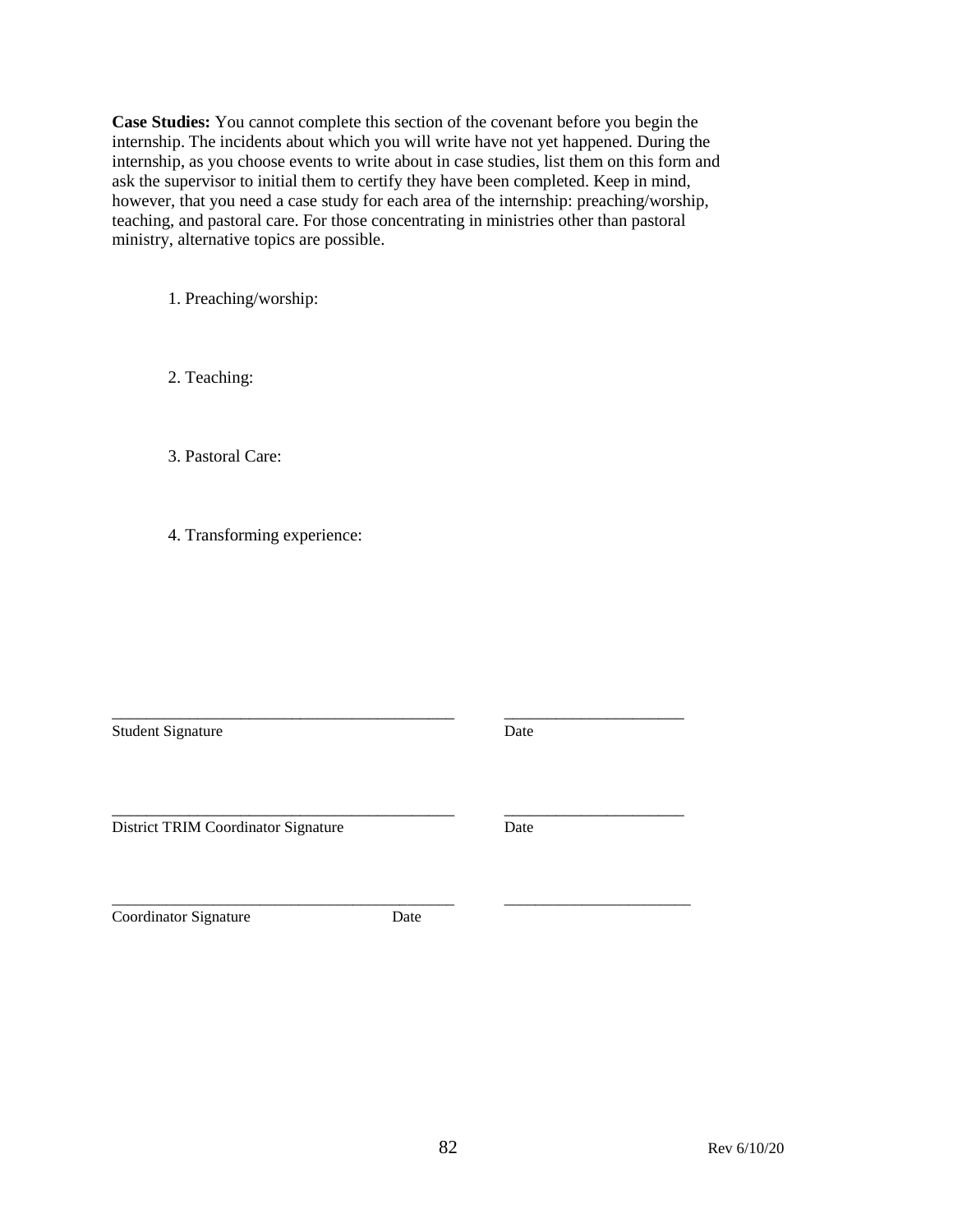**Case Studies:** You cannot complete this section of the covenant before you begin the internship. The incidents about which you will write have not yet happened. During the internship, as you choose events to write about in case studies, list them on this form and ask the supervisor to initial them to certify they have been completed. Keep in mind, however, that you need a case study for each area of the internship: preaching/worship, teaching, and pastoral care. For those concentrating in ministries other than pastoral ministry, alternative topics are possible.

1. Preaching/worship:

2. Teaching:

3. Pastoral Care:

4. Transforming experience:

_____________________________________________ ______________________

Student Signature Date

_____________________________________________ ______________________

District TRIM Coordinator Signature Date

_____________________________________________ ______________________

Coordinator Signature Date

Rev 6/10/20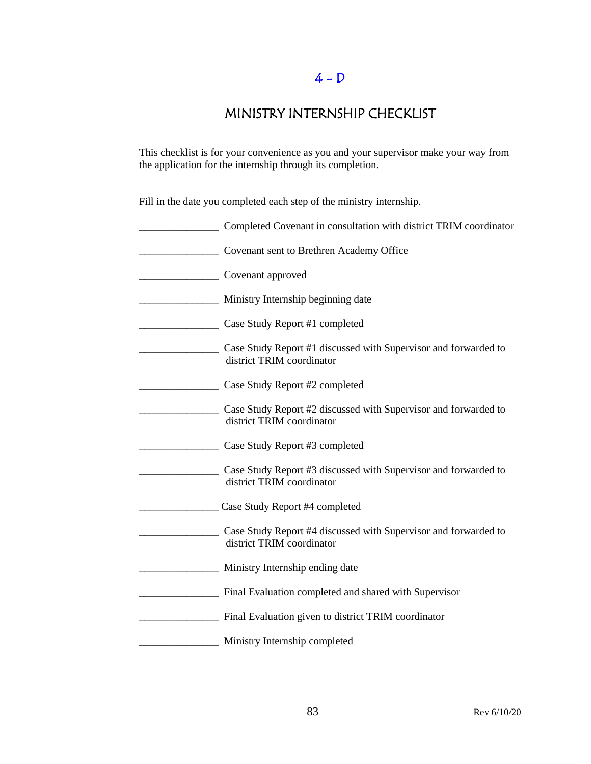[4 - D]

# MINISTRY INTERNSHIP CHECKLIST

This checklist is for your convenience as you and your supervisor make your way from the application for the internship through its completion.

Fill in the date you completed each step of the ministry internship.

_______________ Completed Covenant in consultation with district TRIM coordinator

_______________ Covenant sent to Brethren Academy Office

_______________ Covenant approved

_______________ Ministry Internship beginning date

_______________ Case Study Report #1 completed

_______________ Case Study Report #1 discussed with Supervisor and forwarded to district TRIM coordinator

_______________ Case Study Report #2 completed

_______________ Case Study Report #2 discussed with Supervisor and forwarded to district TRIM coordinator

_______________ Case Study Report #3 completed

_______________ Case Study Report #3 discussed with Supervisor and forwarded to district TRIM coordinator

_______________ Case Study Report #4 completed

_______________ Case Study Report #4 discussed with Supervisor and forwarded to district TRIM coordinator

_______________ Ministry Internship ending date

_______________ Final Evaluation completed and shared with Supervisor

_______________ Final Evaluation given to district TRIM coordinator

_______________ Ministry Internship completed

Rev 6/10/20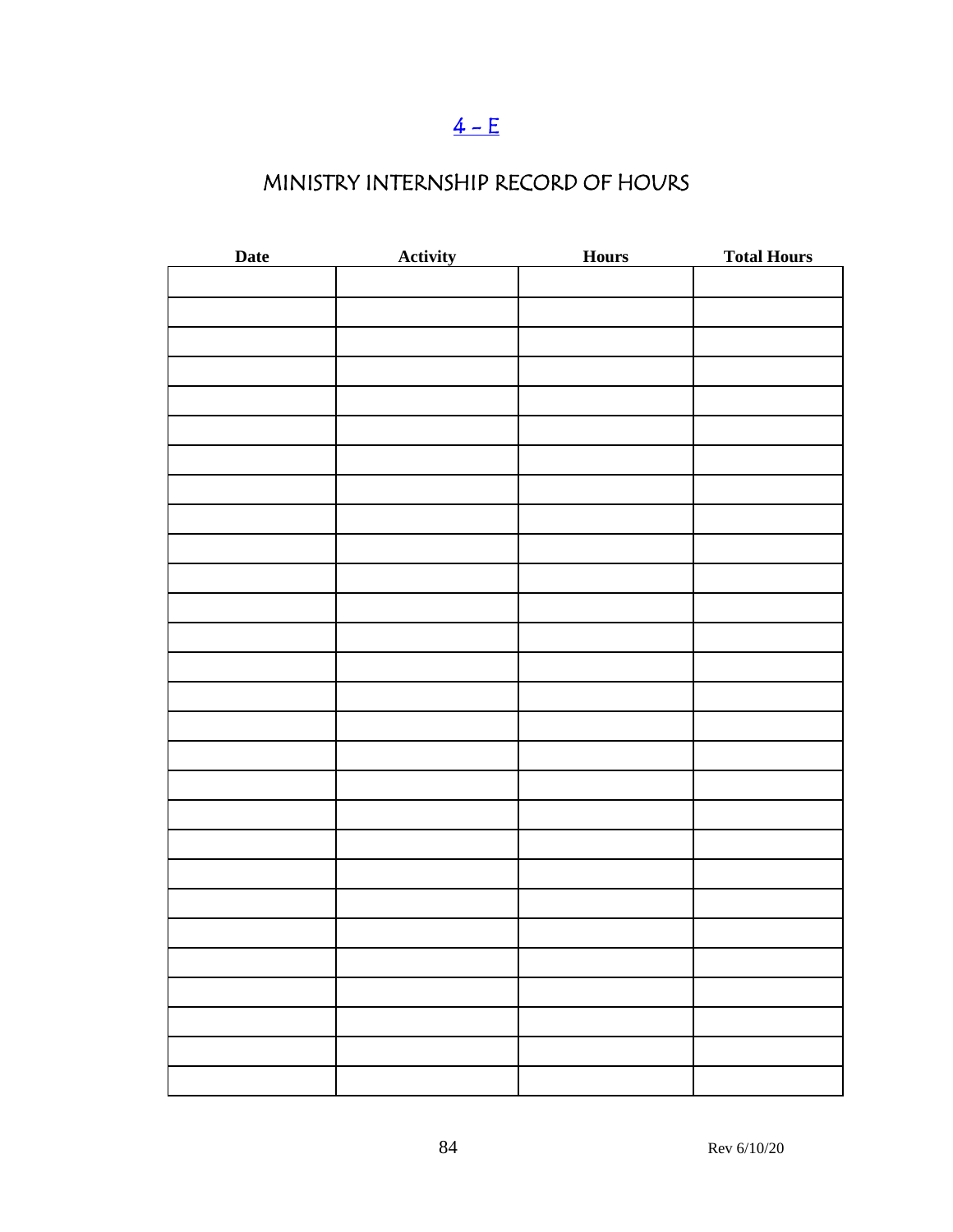# 4 – E

## MINISTRY INTERNSHIP RECORD OF HOURS

| Date | Activity | Hours | Total Hours |
|---|---|---|---|
| | | | |
| | | | |
| | | | |
| | | | |
| | | | |
| | | | |
| | | | |
| | | | |
| | | | |
| | | | |
| | | | |
| | | | |
| | | | |
| | | | |
| | | | |
| | | | |
| | | | |
| | | | |
| | | | |
| | | | |
| | | | |
| | | | |
| | | | |
| | | | |
| | | | |
| | | | |
| | | | |
| | | | |

Rev 6/10/20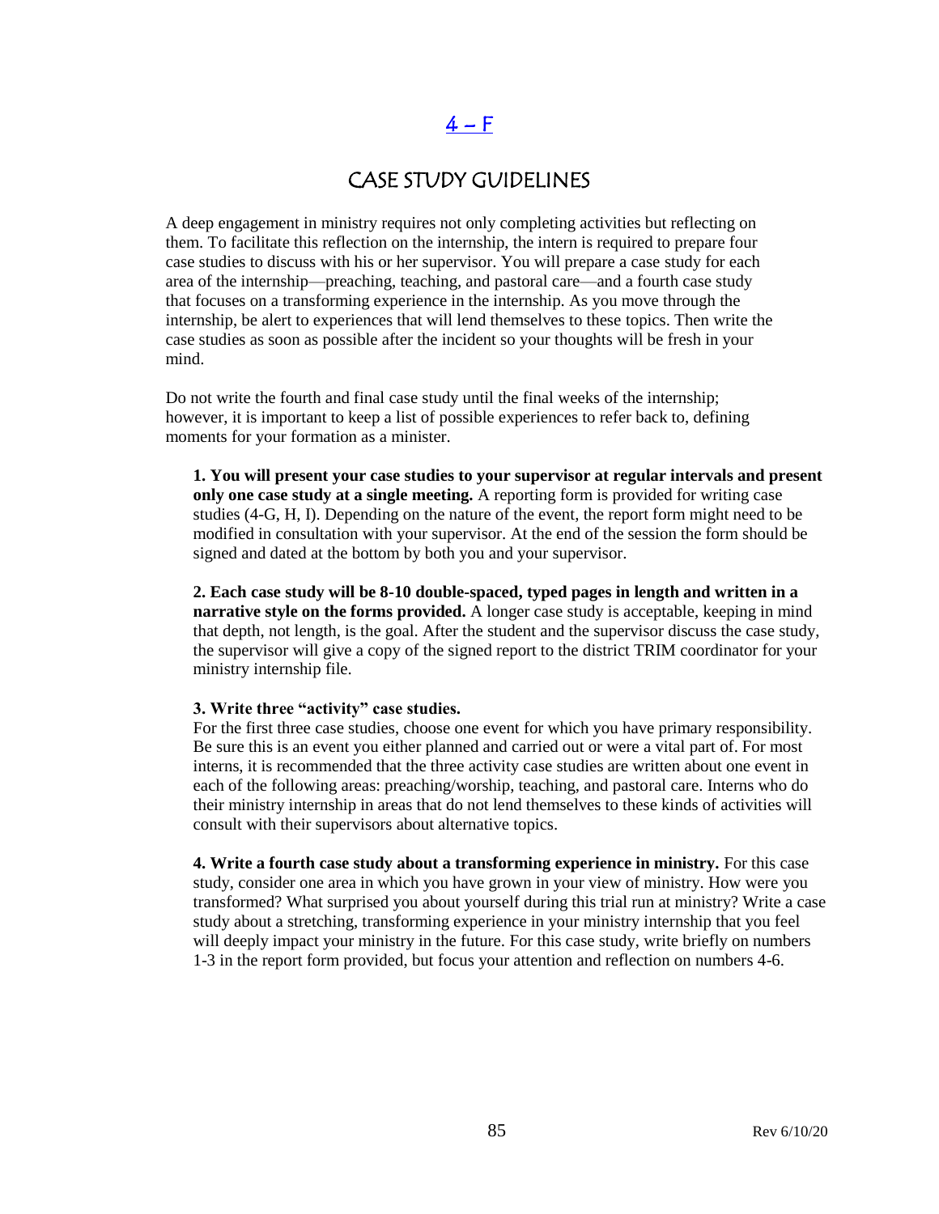# 4 – F

## CASE STUDY GUIDELINES

A deep engagement in ministry requires not only completing activities but reflecting on them. To facilitate this reflection on the internship, the intern is required to prepare four case studies to discuss with his or her supervisor. You will prepare a case study for each area of the internship—preaching, teaching, and pastoral care—and a fourth case study that focuses on a transforming experience in the internship. As you move through the internship, be alert to experiences that will lend themselves to these topics. Then write the case studies as soon as possible after the incident so your thoughts will be fresh in your mind.

Do not write the fourth and final case study until the final weeks of the internship; however, it is important to keep a list of possible experiences to refer back to, defining moments for your formation as a minister.

**1. You will present your case studies to your supervisor at regular intervals and present only one case study at a single meeting.** A reporting form is provided for writing case studies (4-G, H, I). Depending on the nature of the event, the report form might need to be modified in consultation with your supervisor. At the end of the session the form should be signed and dated at the bottom by both you and your supervisor.

**2. Each case study will be 8-10 double-spaced, typed pages in length and written in a narrative style on the forms provided.** A longer case study is acceptable, keeping in mind that depth, not length, is the goal. After the student and the supervisor discuss the case study, the supervisor will give a copy of the signed report to the district TRIM coordinator for your ministry internship file.

**3. Write three "activity" case studies.**
For the first three case studies, choose one event for which you have primary responsibility. Be sure this is an event you either planned and carried out or were a vital part of. For most interns, it is recommended that the three activity case studies are written about one event in each of the following areas: preaching/worship, teaching, and pastoral care. Interns who do their ministry internship in areas that do not lend themselves to these kinds of activities will consult with their supervisors about alternative topics.

**4. Write a fourth case study about a transforming experience in ministry.** For this case study, consider one area in which you have grown in your view of ministry. How were you transformed? What surprised you about yourself during this trial run at ministry? Write a case study about a stretching, transforming experience in your ministry internship that you feel will deeply impact your ministry in the future. For this case study, write briefly on numbers 1-3 in the report form provided, but focus your attention and reflection on numbers 4-6.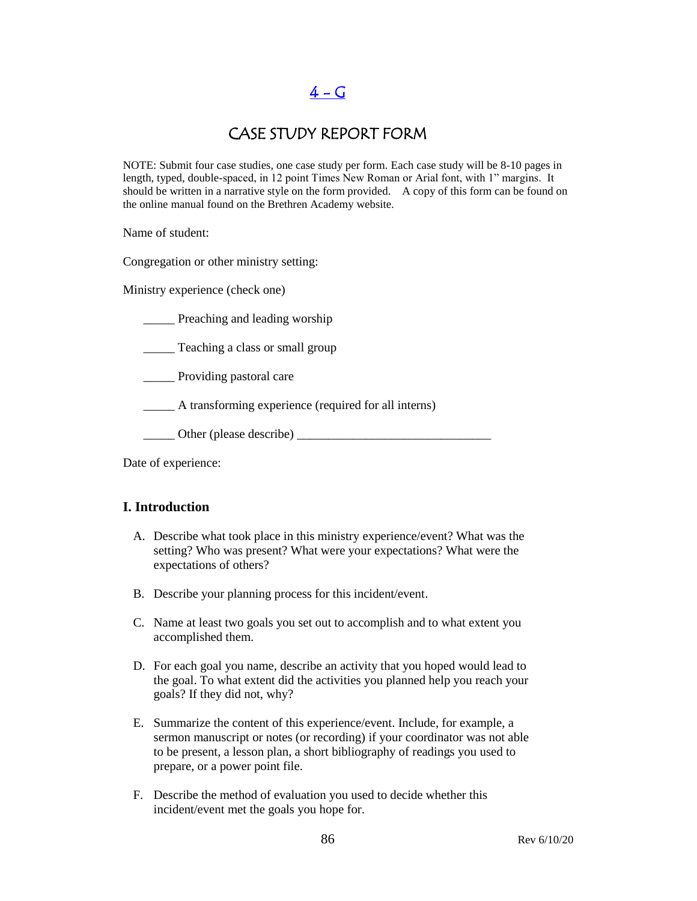# 4 – G

## CASE STUDY REPORT FORM

NOTE: Submit four case studies, one case study per form. Each case study will be 8-10 pages in length, typed, double-spaced, in 12 point Times New Roman or Arial font, with 1" margins. It should be written in a narrative style on the form provided. A copy of this form can be found on the online manual found on the Brethren Academy website.

Name of student:

Congregation or other ministry setting:

Ministry experience (check one)

_____ Preaching and leading worship

_____ Teaching a class or small group

_____ Providing pastoral care

_____ A transforming experience (required for all interns)

_____ Other (please describe) _______________________________

Date of experience:

### I. Introduction

A. Describe what took place in this ministry experience/event? What was the setting? Who was present? What were your expectations? What were the expectations of others?

B. Describe your planning process for this incident/event.

C. Name at least two goals you set out to accomplish and to what extent you accomplished them.

D. For each goal you name, describe an activity that you hoped would lead to the goal. To what extent did the activities you planned help you reach your goals? If they did not, why?

E. Summarize the content of this experience/event. Include, for example, a sermon manuscript or notes (or recording) if your coordinator was not able to be present, a lesson plan, a short bibliography of readings you used to prepare, or a power point file.

F. Describe the method of evaluation you used to decide whether this incident/event met the goals you hope for.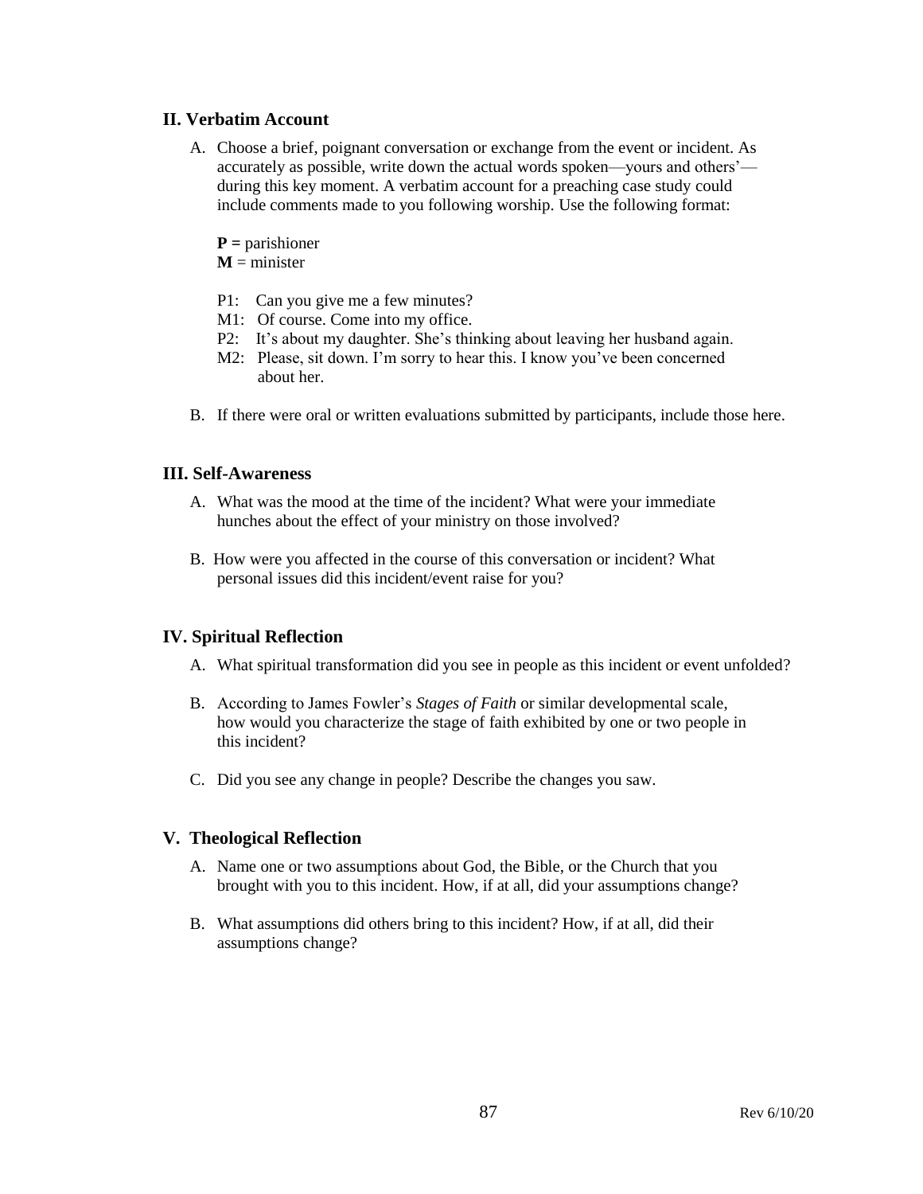## II. Verbatim Account

A. Choose a brief, poignant conversation or exchange from the event or incident. As accurately as possible, write down the actual words spoken—yours and others'—during this key moment. A verbatim account for a preaching case study could include comments made to you following worship. Use the following format:

**P =** parishioner
**M** = minister

P1: Can you give me a few minutes?
M1: Of course. Come into my office.
P2: It's about my daughter. She's thinking about leaving her husband again.
M2: Please, sit down. I'm sorry to hear this. I know you've been concerned about her.

B. If there were oral or written evaluations submitted by participants, include those here.

## III. Self-Awareness

A. What was the mood at the time of the incident? What were your immediate hunches about the effect of your ministry on those involved?

B. How were you affected in the course of this conversation or incident? What personal issues did this incident/event raise for you?

## IV. Spiritual Reflection

A. What spiritual transformation did you see in people as this incident or event unfolded?

B. According to James Fowler's *Stages of Faith* or similar developmental scale, how would you characterize the stage of faith exhibited by one or two people in this incident?

C. Did you see any change in people? Describe the changes you saw.

## V. Theological Reflection

A. Name one or two assumptions about God, the Bible, or the Church that you brought with you to this incident. How, if at all, did your assumptions change?

B. What assumptions did others bring to this incident? How, if at all, did their assumptions change?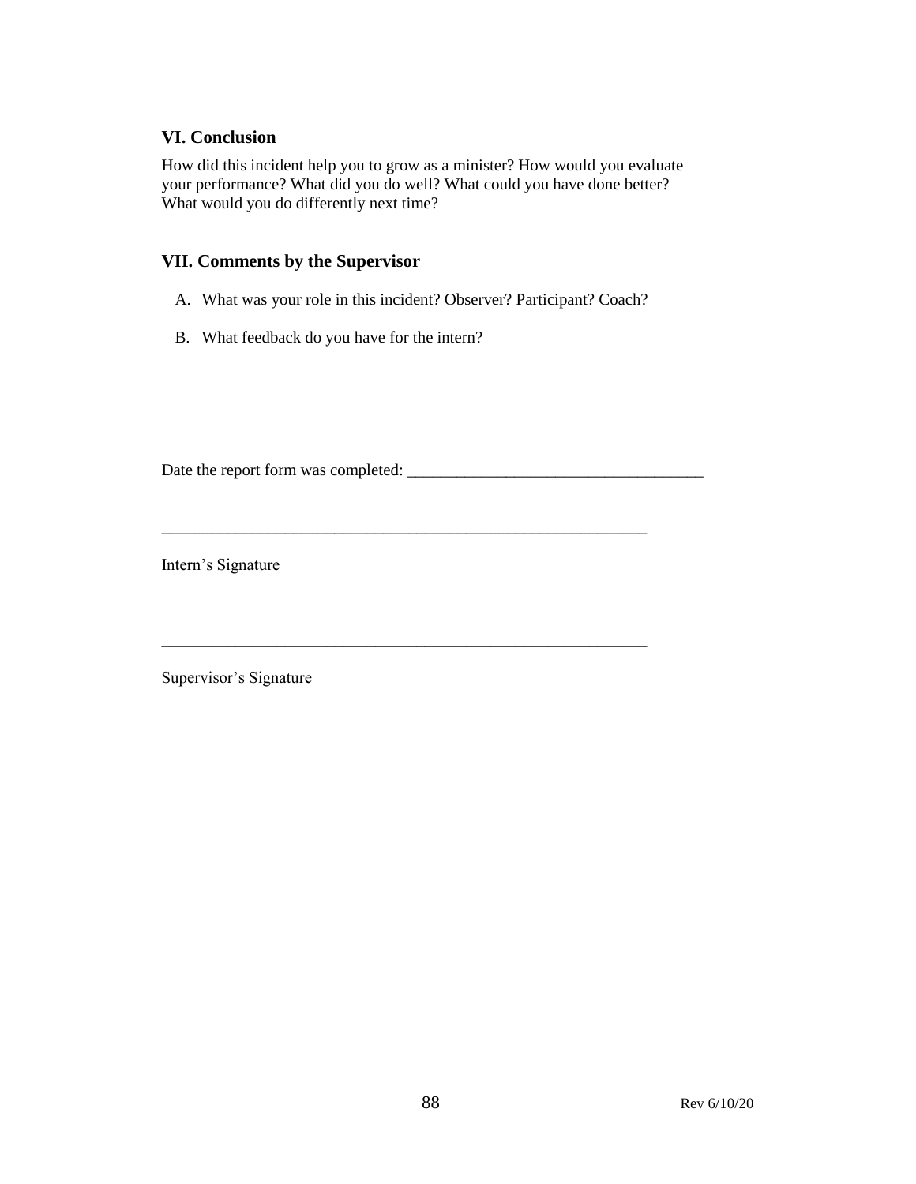## VI. Conclusion

How did this incident help you to grow as a minister? How would you evaluate your performance? What did you do well? What could you have done better? What would you do differently next time?

## VII. Comments by the Supervisor

A. What was your role in this incident? Observer? Participant? Coach?

B. What feedback do you have for the intern?

Date the report form was completed: ___________________________________

___________________________________________________________

Intern's Signature

___________________________________________________________

Supervisor's Signature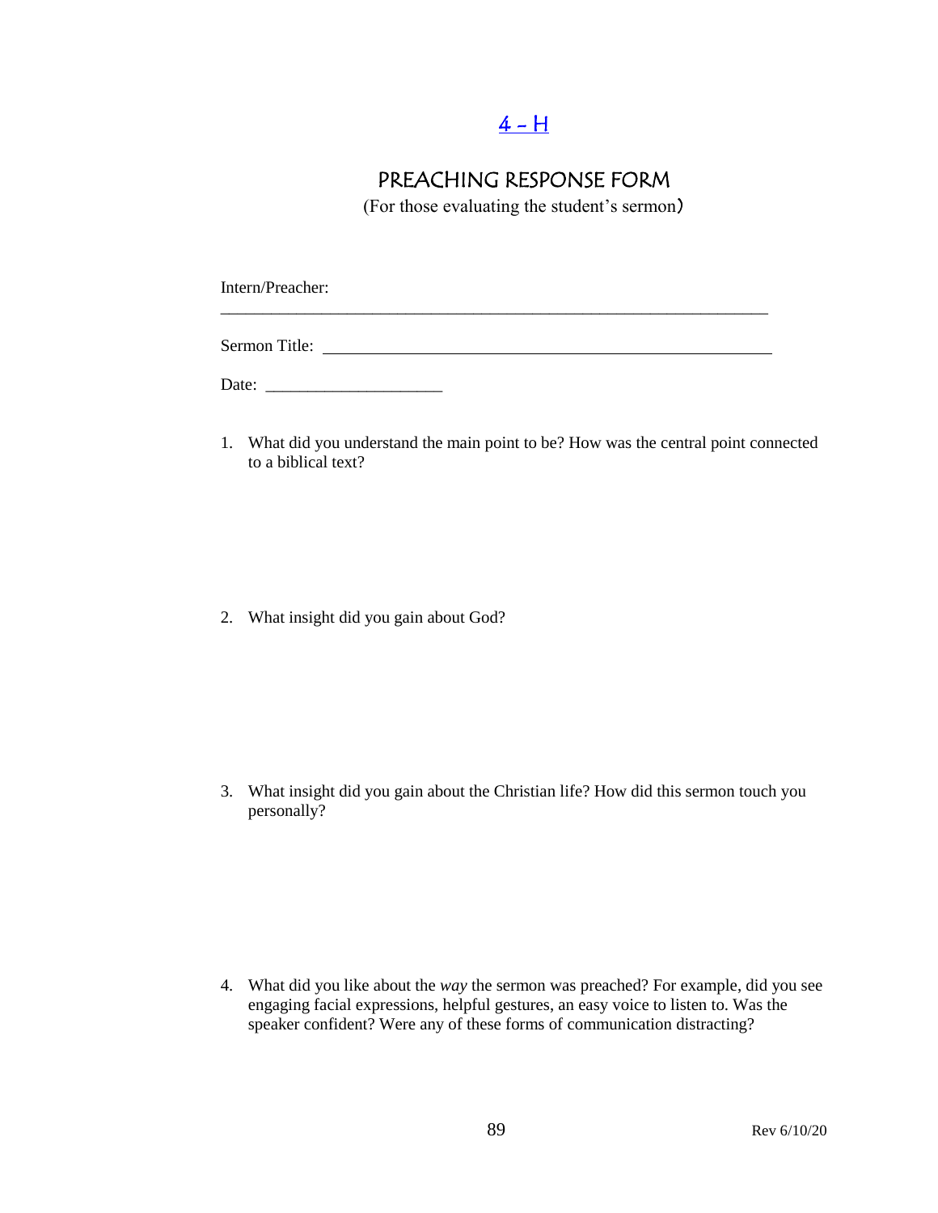# 4 – H

## PREACHING RESPONSE FORM

(For those evaluating the student's sermon)

Intern/Preacher: ______________________________________________

Sermon Title: ______________________________________________

Date: ____________________

1. What did you understand the main point to be? How was the central point connected to a biblical text?

2. What insight did you gain about God?

3. What insight did you gain about the Christian life? How did this sermon touch you personally?

4. What did you like about the *way* the sermon was preached? For example, did you see engaging facial expressions, helpful gestures, an easy voice to listen to. Was the speaker confident? Were any of these forms of communication distracting?

Rev 6/10/20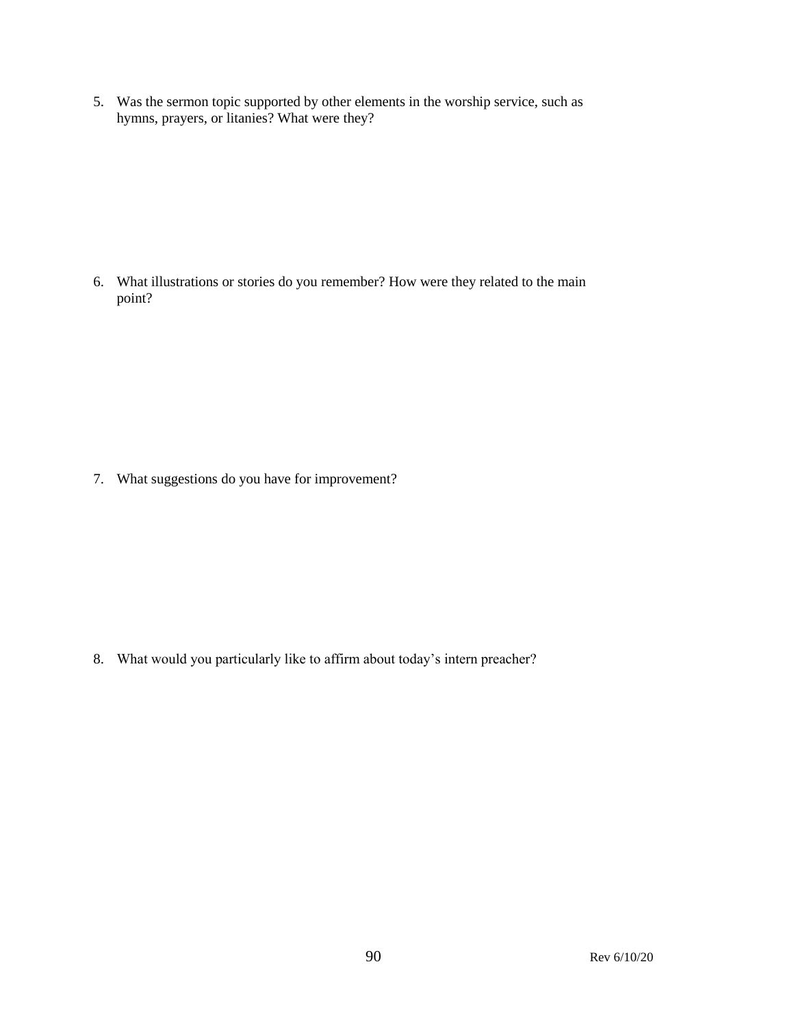5. Was the sermon topic supported by other elements in the worship service, such as hymns, prayers, or litanies? What were they?

6. What illustrations or stories do you remember? How were they related to the main point?

7. What suggestions do you have for improvement?

8. What would you particularly like to affirm about today's intern preacher?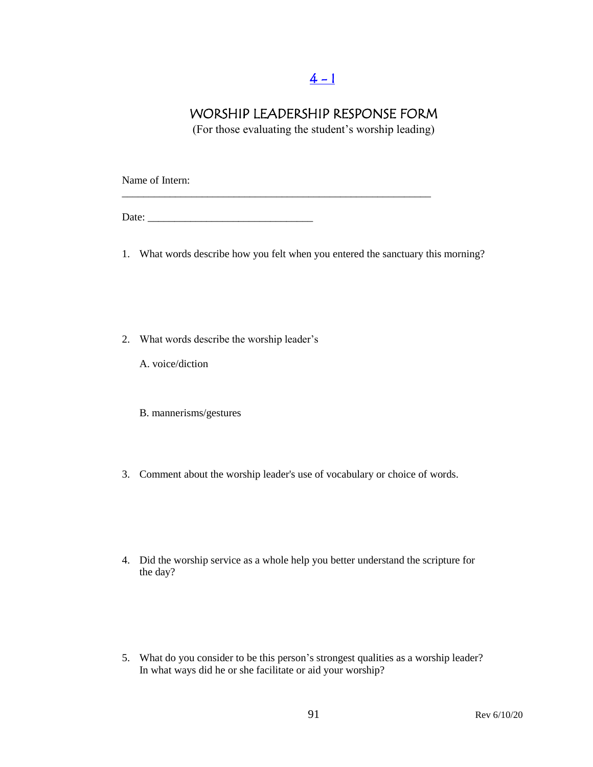4 – 1

# WORSHIP LEADERSHIP RESPONSE FORM

(For those evaluating the student's worship leading)

Name of Intern: ____________________________________________________________

Date: _______________________________

1. What words describe how you felt when you entered the sanctuary this morning?

2. What words describe the worship leader's

   A. voice/diction

   B. mannerisms/gestures

3. Comment about the worship leader's use of vocabulary or choice of words.

4. Did the worship service as a whole help you better understand the scripture for the day?

5. What do you consider to be this person's strongest qualities as a worship leader? In what ways did he or she facilitate or aid your worship?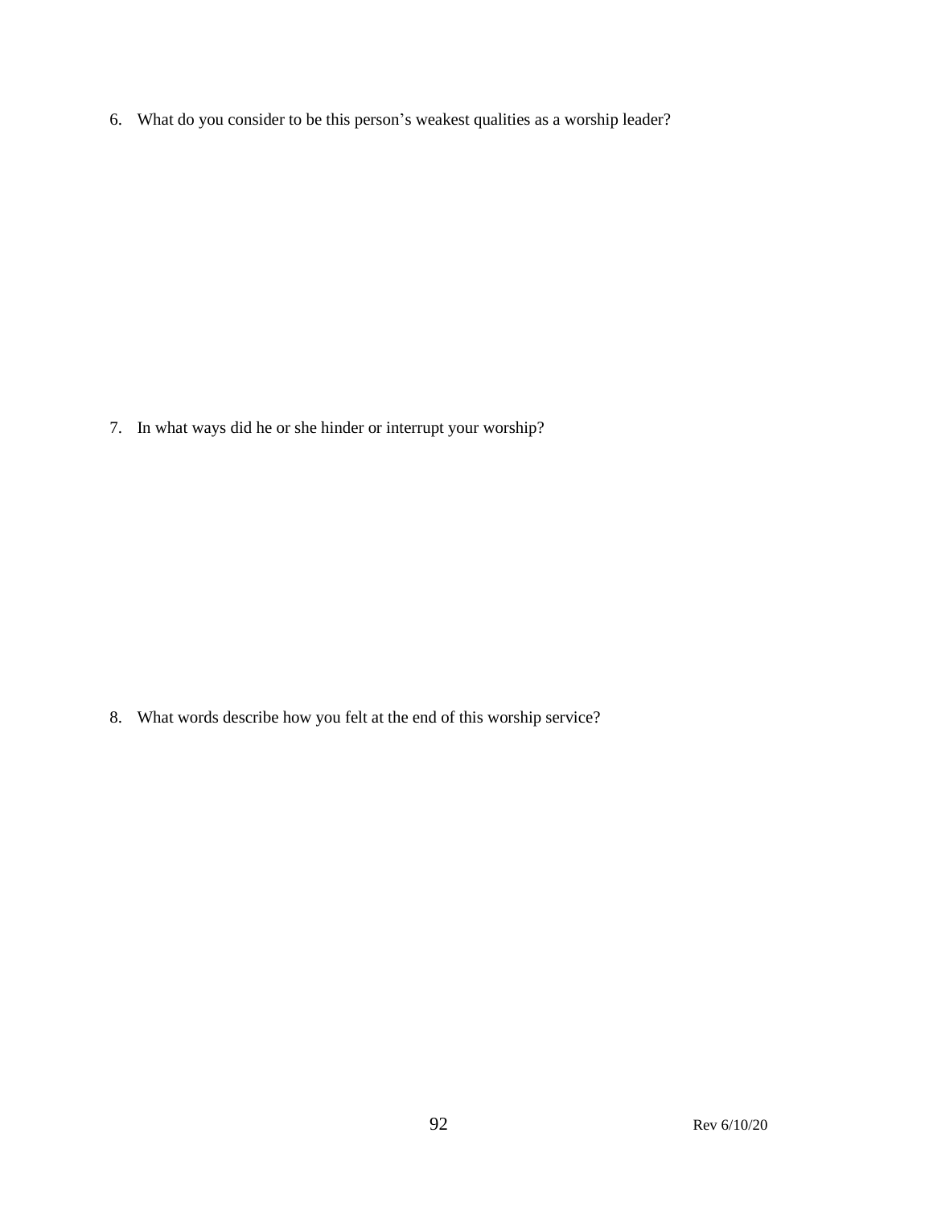6. What do you consider to be this person's weakest qualities as a worship leader?

7. In what ways did he or she hinder or interrupt your worship?

8. What words describe how you felt at the end of this worship service?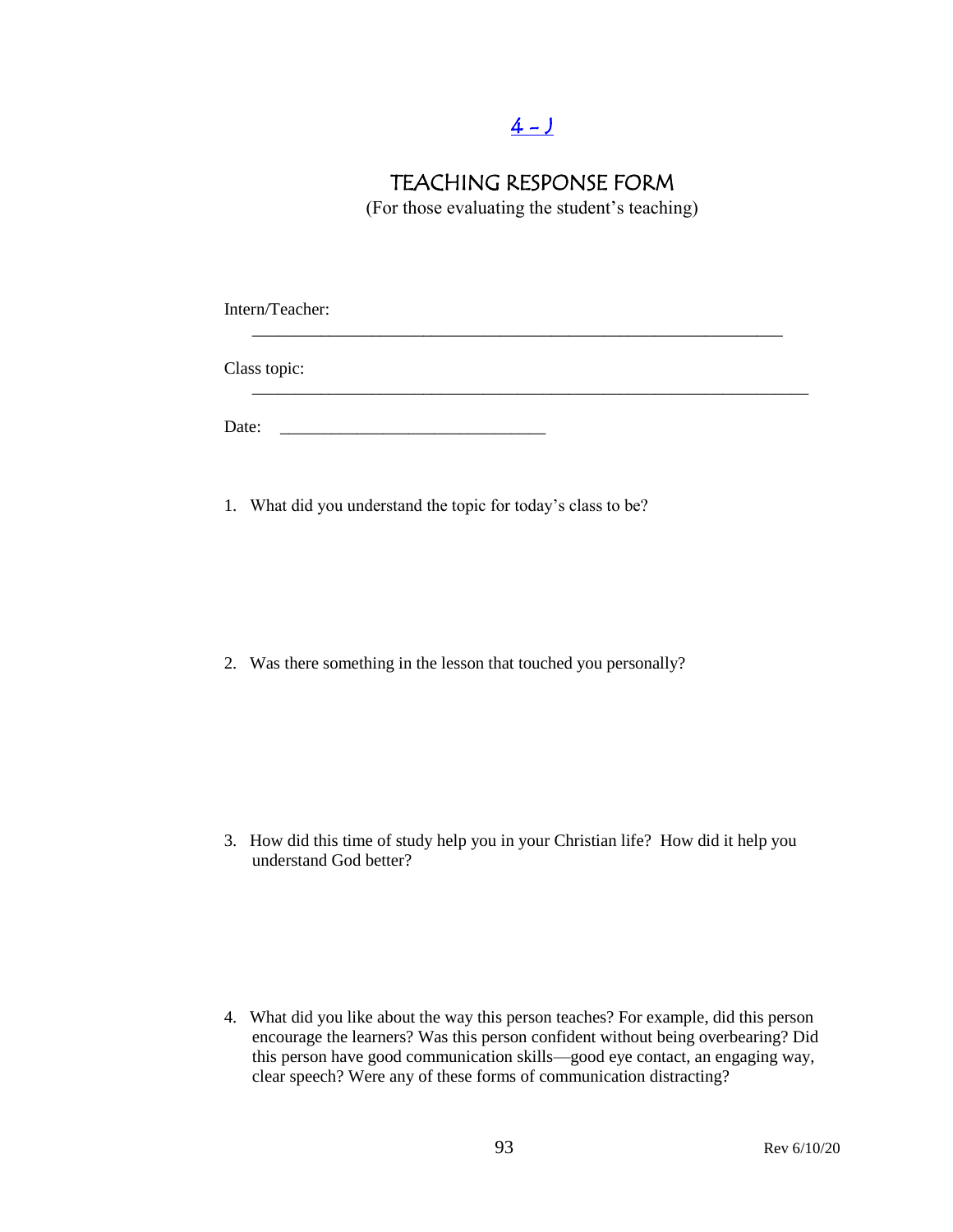[4 – J]

# TEACHING RESPONSE FORM

(For those evaluating the student's teaching)

Intern/Teacher: ___________________________________________________________

Class topic: ______________________________________________________________

Date: ______________________________

1. What did you understand the topic for today's class to be?

2. Was there something in the lesson that touched you personally?

3. How did this time of study help you in your Christian life? How did it help you understand God better?

4. What did you like about the way this person teaches? For example, did this person encourage the learners? Was this person confident without being overbearing? Did this person have good communication skills—good eye contact, an engaging way, clear speech? Were any of these forms of communication distracting?

Rev 6/10/20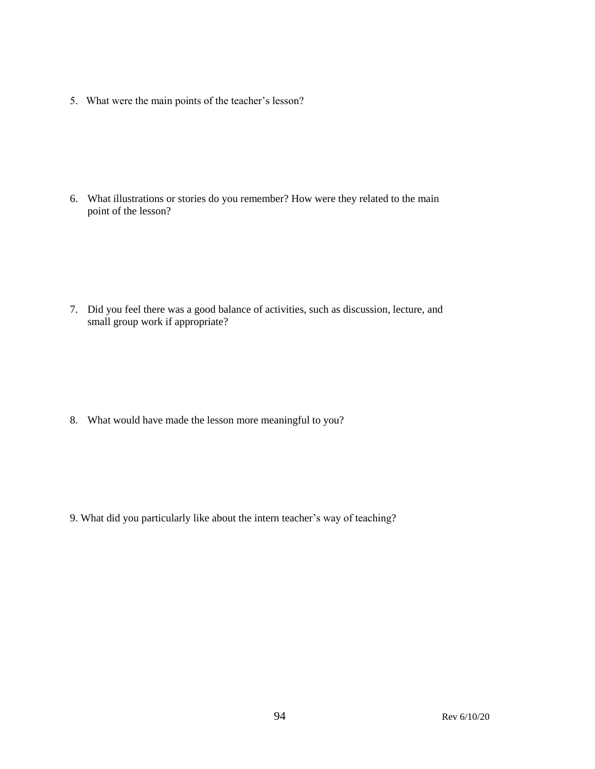5. What were the main points of the teacher's lesson?

6. What illustrations or stories do you remember? How were they related to the main point of the lesson?

7. Did you feel there was a good balance of activities, such as discussion, lecture, and small group work if appropriate?

8. What would have made the lesson more meaningful to you?

9. What did you particularly like about the intern teacher's way of teaching?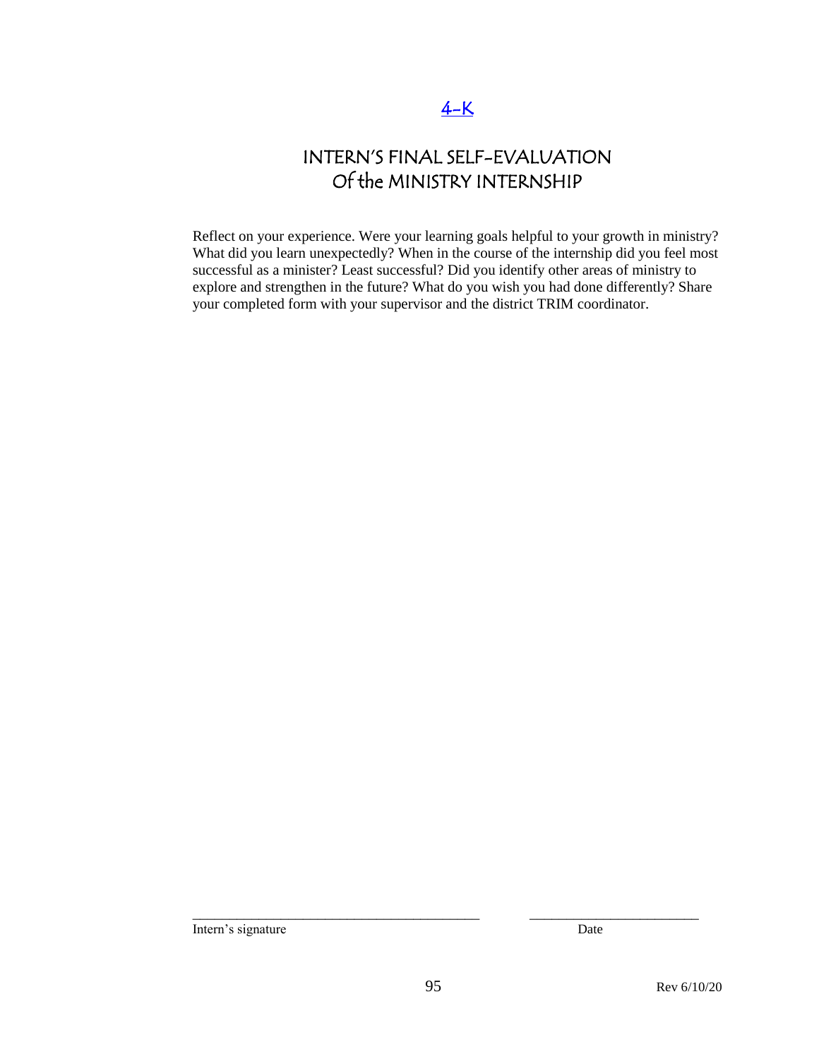[4-K]

# INTERN'S FINAL SELF-EVALUATION Of the MINISTRY INTERNSHIP

Reflect on your experience. Were your learning goals helpful to your growth in ministry? What did you learn unexpectedly? When in the course of the internship did you feel most successful as a minister? Least successful? Did you identify other areas of ministry to explore and strengthen in the future? What do you wish you had done differently? Share your completed form with your supervisor and the district TRIM coordinator.

_________________________________________ _________________________

Intern's signature Date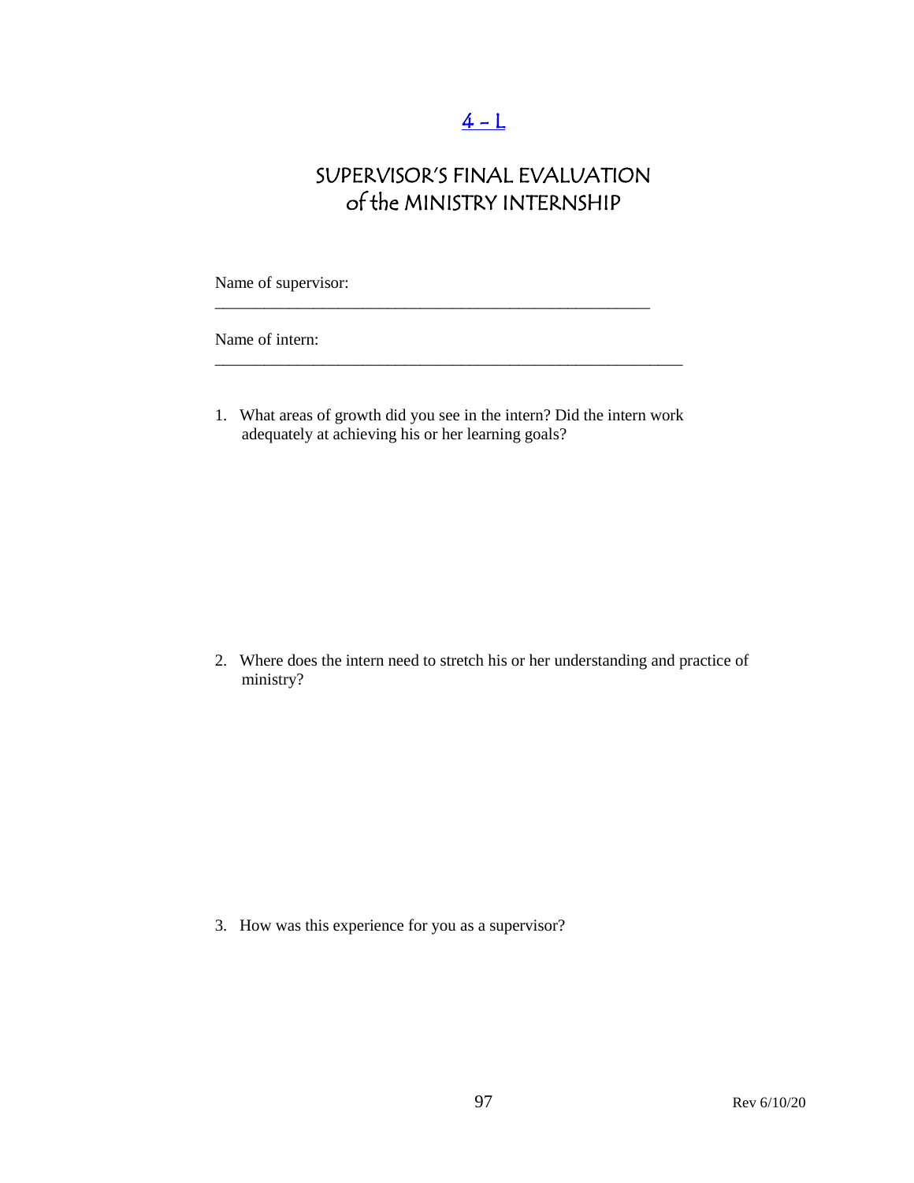[4 - L]

# SUPERVISOR'S FINAL EVALUATION of the MINISTRY INTERNSHIP

Name of supervisor: \_\_\_\_\_\_\_\_\_\_\_\_\_\_\_\_\_\_\_\_\_\_\_\_\_\_\_\_\_\_\_\_\_\_\_\_\_\_\_\_\_\_\_\_\_\_\_\_\_\_\_\_\_\_

Name of intern: \_\_\_\_\_\_\_\_\_\_\_\_\_\_\_\_\_\_\_\_\_\_\_\_\_\_\_\_\_\_\_\_\_\_\_\_\_\_\_\_\_\_\_\_\_\_\_\_\_\_\_\_\_\_\_\_\_\_\_\_

1. What areas of growth did you see in the intern? Did the intern work adequately at achieving his or her learning goals?

2. Where does the intern need to stretch his or her understanding and practice of ministry?

3. How was this experience for you as a supervisor?

Rev 6/10/20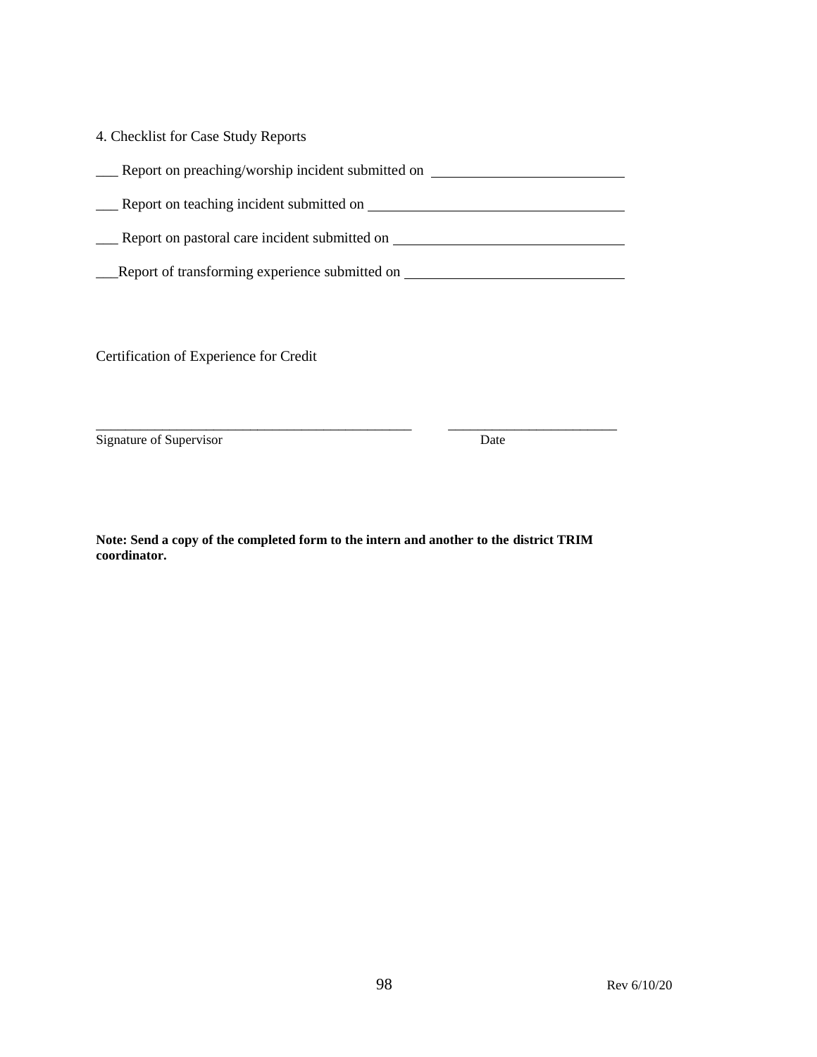4. Checklist for Case Study Reports

___ Report on preaching/worship incident submitted on ___________________________

___ Report on teaching incident submitted on ___________________________________

___ Report on pastoral care incident submitted on ______________________________

___Report of transforming experience submitted on ______________________________

Certification of Experience for Credit

_______________________________________________ ________________________

Signature of Supervisor Date

**Note: Send a copy of the completed form to the intern and another to the district TRIM coordinator.**

Rev 6/10/20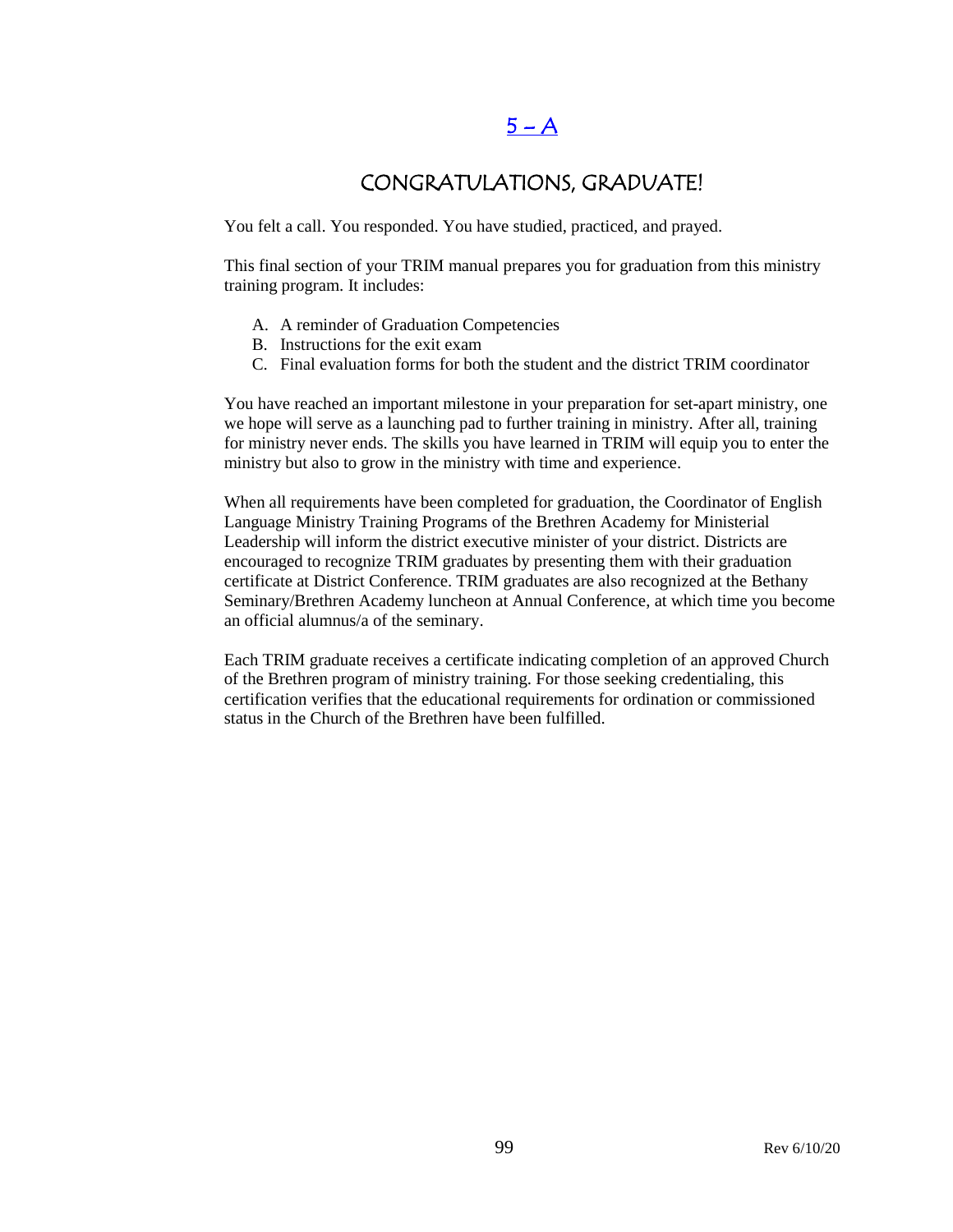# 5 – A

## CONGRATULATIONS, GRADUATE!

You felt a call. You responded. You have studied, practiced, and prayed.

This final section of your TRIM manual prepares you for graduation from this ministry training program. It includes:

A. A reminder of Graduation Competencies
B. Instructions for the exit exam
C. Final evaluation forms for both the student and the district TRIM coordinator

You have reached an important milestone in your preparation for set-apart ministry, one we hope will serve as a launching pad to further training in ministry. After all, training for ministry never ends. The skills you have learned in TRIM will equip you to enter the ministry but also to grow in the ministry with time and experience.

When all requirements have been completed for graduation, the Coordinator of English Language Ministry Training Programs of the Brethren Academy for Ministerial Leadership will inform the district executive minister of your district. Districts are encouraged to recognize TRIM graduates by presenting them with their graduation certificate at District Conference. TRIM graduates are also recognized at the Bethany Seminary/Brethren Academy luncheon at Annual Conference, at which time you become an official alumnus/a of the seminary.

Each TRIM graduate receives a certificate indicating completion of an approved Church of the Brethren program of ministry training. For those seeking credentialing, this certification verifies that the educational requirements for ordination or commissioned status in the Church of the Brethren have been fulfilled.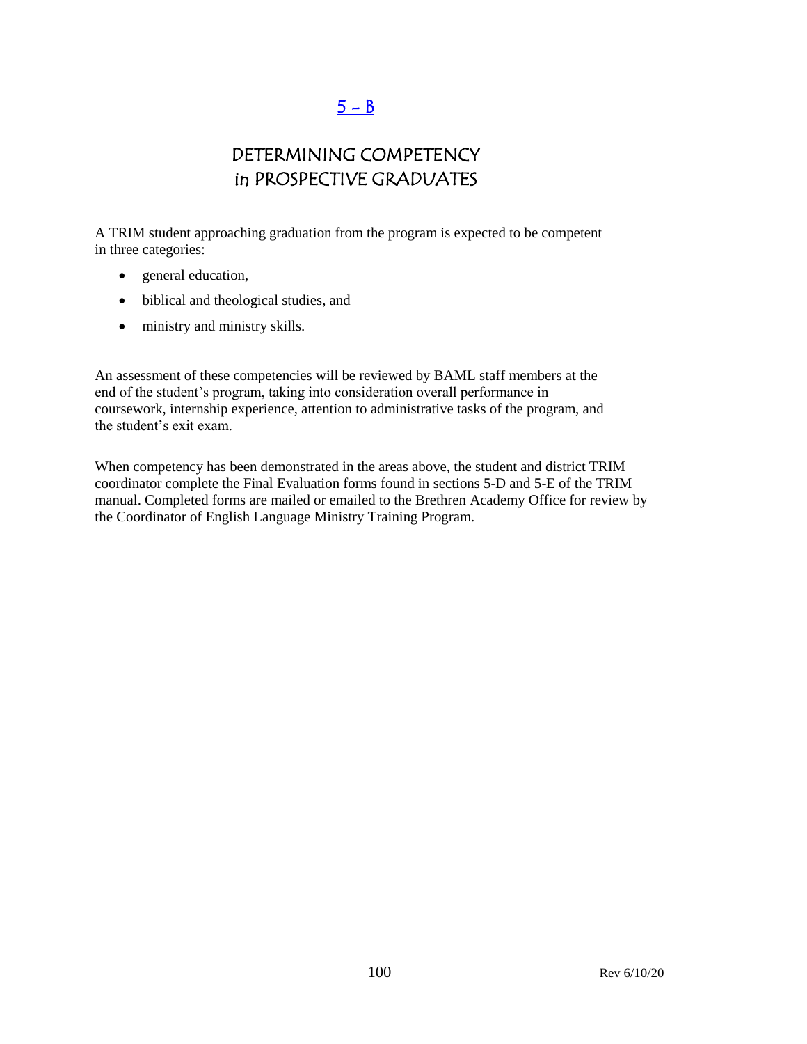# 5 – B

## DETERMINING COMPETENCY in PROSPECTIVE GRADUATES

A TRIM student approaching graduation from the program is expected to be competent in three categories:

- general education,
- biblical and theological studies, and
- ministry and ministry skills.

An assessment of these competencies will be reviewed by BAML staff members at the end of the student's program, taking into consideration overall performance in coursework, internship experience, attention to administrative tasks of the program, and the student's exit exam.

When competency has been demonstrated in the areas above, the student and district TRIM coordinator complete the Final Evaluation forms found in sections 5-D and 5-E of the TRIM manual. Completed forms are mailed or emailed to the Brethren Academy Office for review by the Coordinator of English Language Ministry Training Program.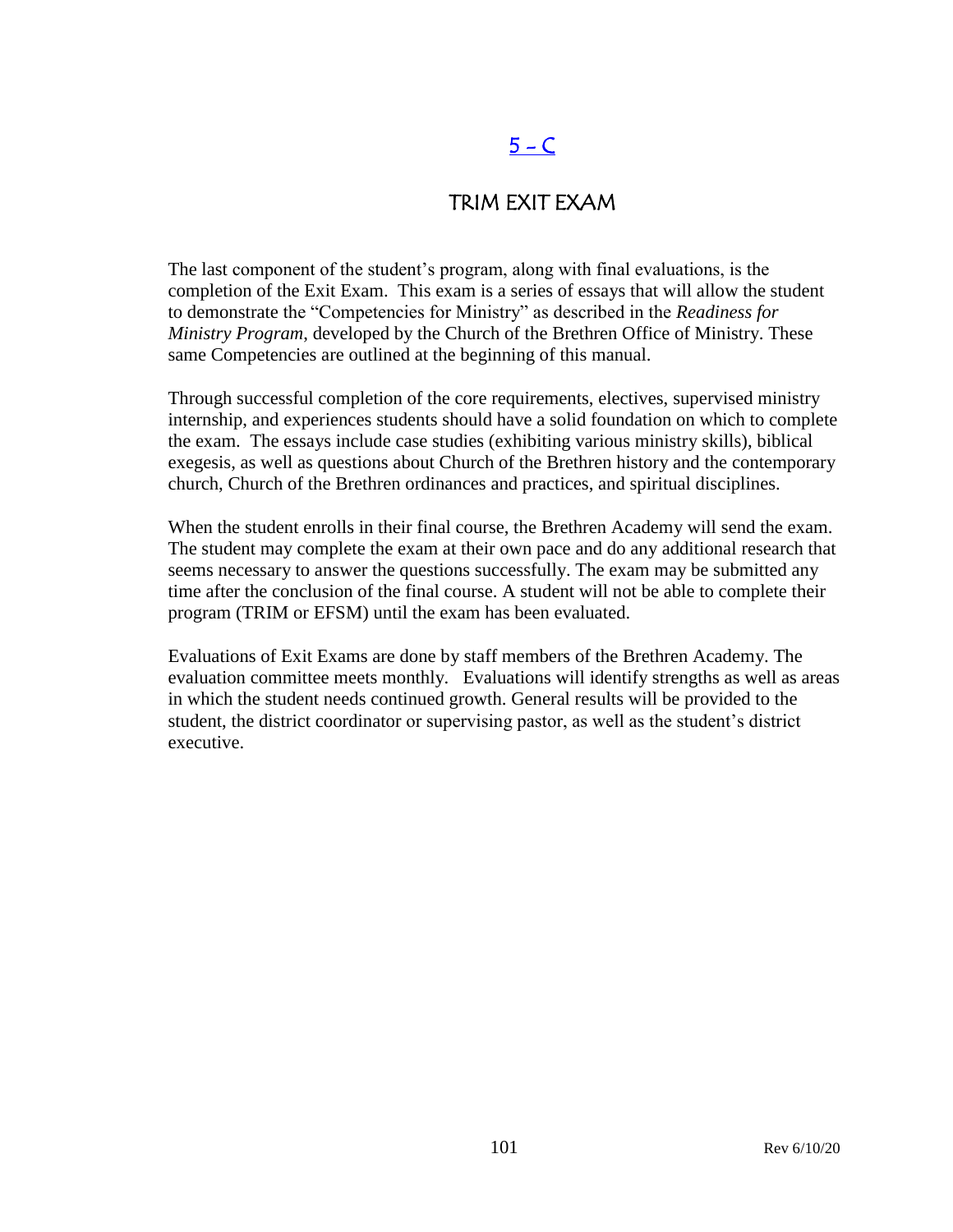# 5 – C

## TRIM EXIT EXAM

The last component of the student's program, along with final evaluations, is the completion of the Exit Exam. This exam is a series of essays that will allow the student to demonstrate the "Competencies for Ministry" as described in the *Readiness for Ministry Program*, developed by the Church of the Brethren Office of Ministry. These same Competencies are outlined at the beginning of this manual.

Through successful completion of the core requirements, electives, supervised ministry internship, and experiences students should have a solid foundation on which to complete the exam. The essays include case studies (exhibiting various ministry skills), biblical exegesis, as well as questions about Church of the Brethren history and the contemporary church, Church of the Brethren ordinances and practices, and spiritual disciplines.

When the student enrolls in their final course, the Brethren Academy will send the exam. The student may complete the exam at their own pace and do any additional research that seems necessary to answer the questions successfully. The exam may be submitted any time after the conclusion of the final course. A student will not be able to complete their program (TRIM or EFSM) until the exam has been evaluated.

Evaluations of Exit Exams are done by staff members of the Brethren Academy. The evaluation committee meets monthly. Evaluations will identify strengths as well as areas in which the student needs continued growth. General results will be provided to the student, the district coordinator or supervising pastor, as well as the student's district executive.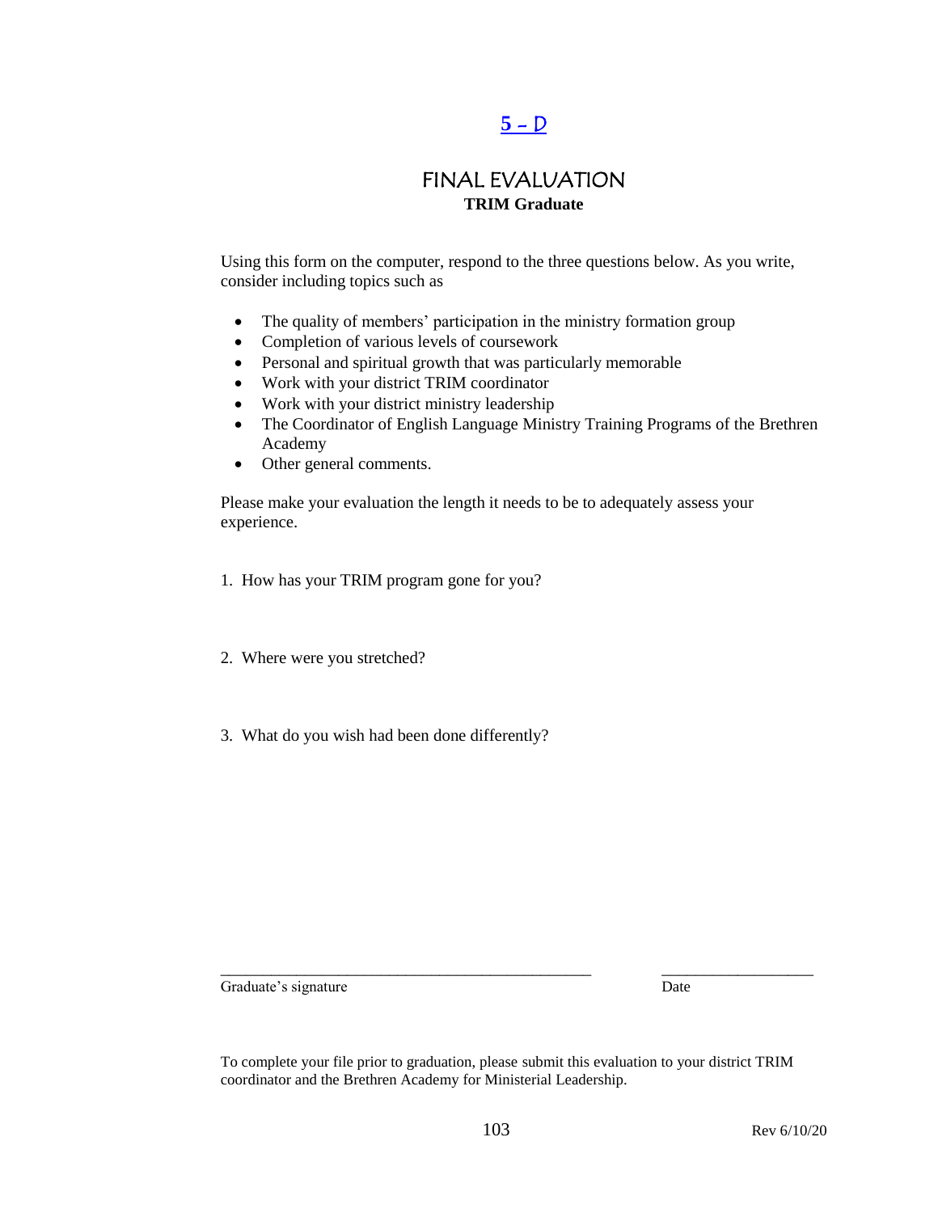## 5 – D

# FINAL EVALUATION

**TRIM Graduate**

Using this form on the computer, respond to the three questions below. As you write, consider including topics such as

- The quality of members' participation in the ministry formation group
- Completion of various levels of coursework
- Personal and spiritual growth that was particularly memorable
- Work with your district TRIM coordinator
- Work with your district ministry leadership
- The Coordinator of English Language Ministry Training Programs of the Brethren Academy
- Other general comments.

Please make your evaluation the length it needs to be to adequately assess your experience.

1. How has your TRIM program gone for you?

2. Where were you stretched?

3. What do you wish had been done differently?

_______________________________________________ ___________________

Graduate's signature Date

To complete your file prior to graduation, please submit this evaluation to your district TRIM coordinator and the Brethren Academy for Ministerial Leadership.

Rev 6/10/20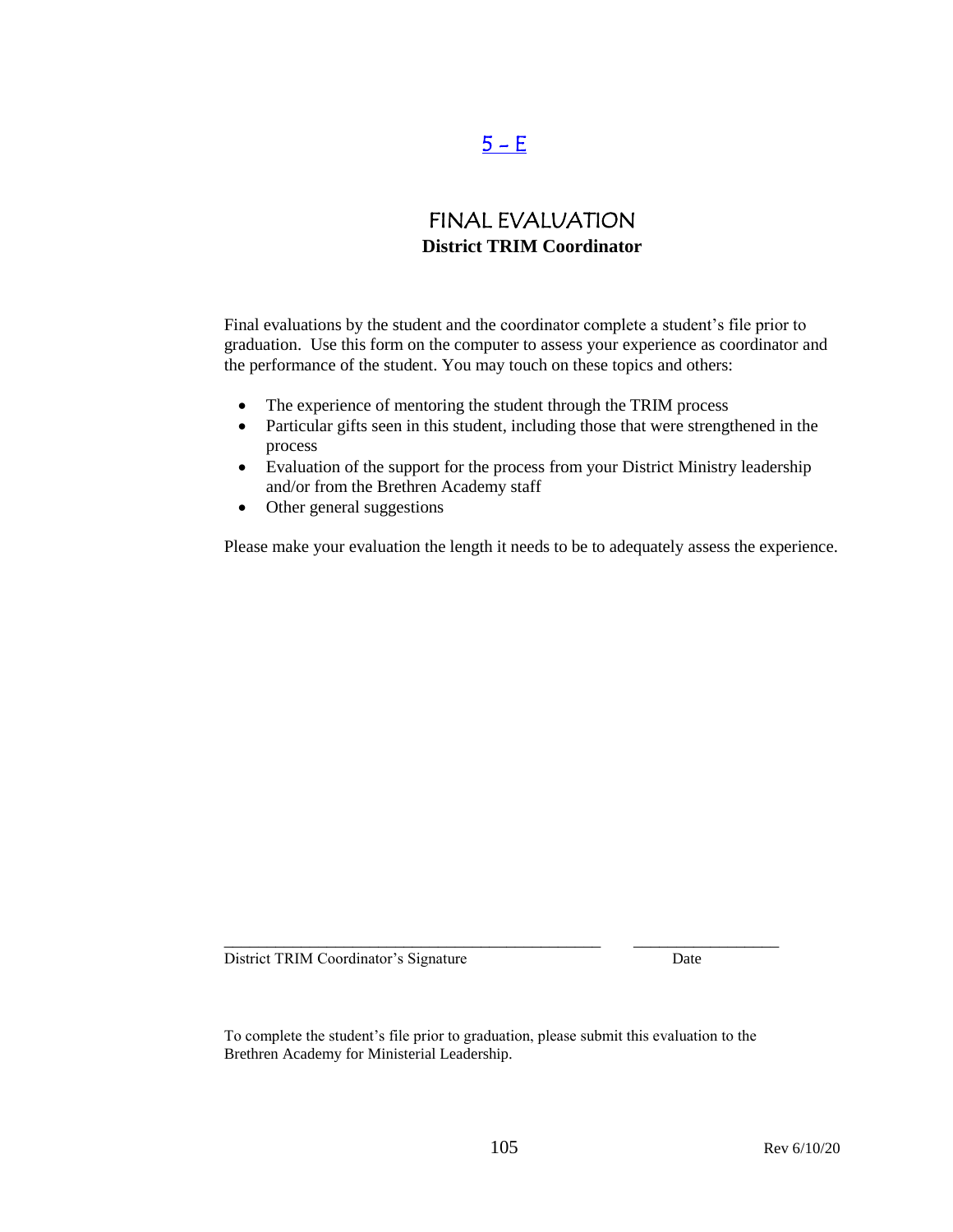5 – E

# FINAL EVALUATION

**District TRIM Coordinator**

Final evaluations by the student and the coordinator complete a student's file prior to graduation. Use this form on the computer to assess your experience as coordinator and the performance of the student. You may touch on these topics and others:

- The experience of mentoring the student through the TRIM process
- Particular gifts seen in this student, including those that were strengthened in the process
- Evaluation of the support for the process from your District Ministry leadership and/or from the Brethren Academy staff
- Other general suggestions

Please make your evaluation the length it needs to be to adequately assess the experience.

_______________________________________________ __________________

District TRIM Coordinator's Signature Date

To complete the student's file prior to graduation, please submit this evaluation to the Brethren Academy for Ministerial Leadership.

Rev 6/10/20